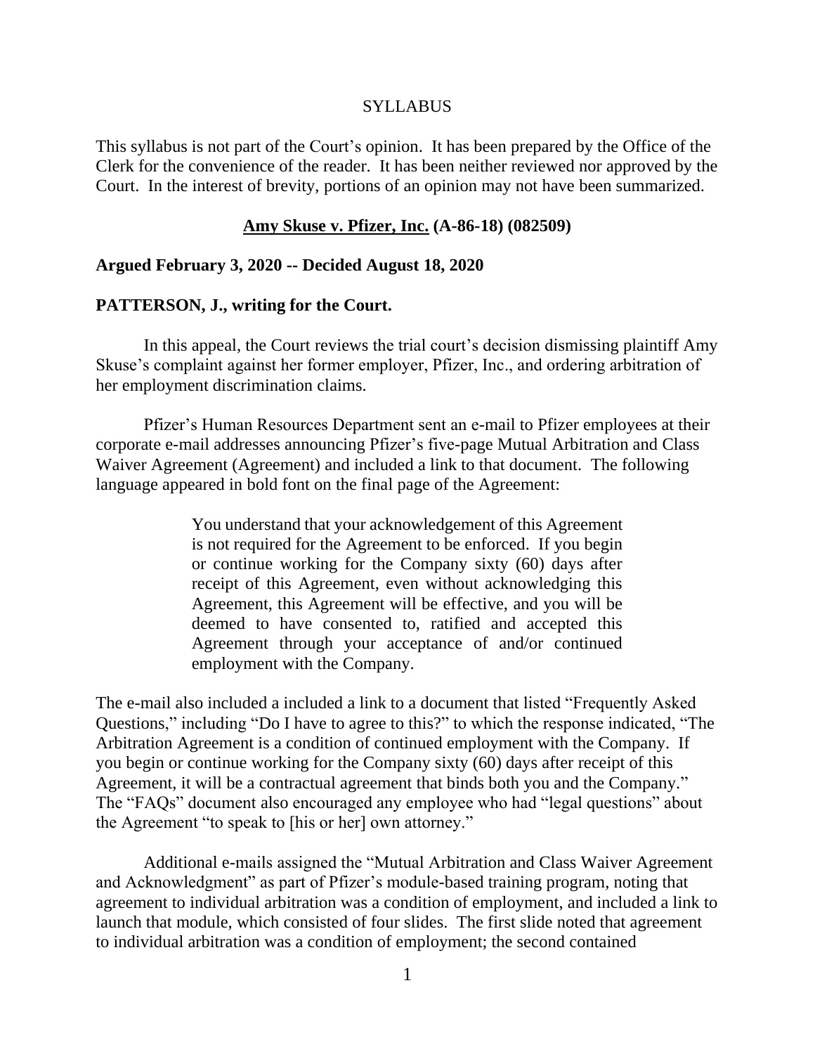SYLLABUS

This syllabus is not part of the Court's opinion. It has been prepared by the Office of the Clerk for the convenience of the reader. It has been neither reviewed nor approved by the Court. In the interest of brevity, portions of an opinion may not have been summarized.

**Amy Skuse v. Pfizer, Inc. (A-86-18) (082509)**

**Argued February 3, 2020 -- Decided August 18, 2020**

**PATTERSON, J., writing for the Court.**

In this appeal, the Court reviews the trial court's decision dismissing plaintiff Amy Skuse's complaint against her former employer, Pfizer, Inc., and ordering arbitration of her employment discrimination claims.

Pfizer's Human Resources Department sent an e-mail to Pfizer employees at their corporate e-mail addresses announcing Pfizer's five-page Mutual Arbitration and Class Waiver Agreement (Agreement) and included a link to that document. The following language appeared in bold font on the final page of the Agreement:

> **You understand that your acknowledgement of this Agreement is not required for the Agreement to be enforced. If you begin or continue working for the Company sixty (60) days after receipt of this Agreement, even without acknowledging this Agreement, this Agreement will be effective, and you will be deemed to have consented to, ratified and accepted this Agreement through your acceptance of and/or continued employment with the Company.**

The e-mail also included a included a link to a document that listed "Frequently Asked Questions," including "Do I have to agree to this?" to which the response indicated, "The Arbitration Agreement is a condition of continued employment with the Company. If you begin or continue working for the Company sixty (60) days after receipt of this Agreement, it will be a contractual agreement that binds both you and the Company." The "FAQs" document also encouraged any employee who had "legal questions" about the Agreement "to speak to [his or her] own attorney."

Additional e-mails assigned the "Mutual Arbitration and Class Waiver Agreement and Acknowledgment" as part of Pfizer's module-based training program, noting that agreement to individual arbitration was a condition of employment, and included a link to launch that module, which consisted of four slides. The first slide noted that agreement to individual arbitration was a condition of employment; the second contained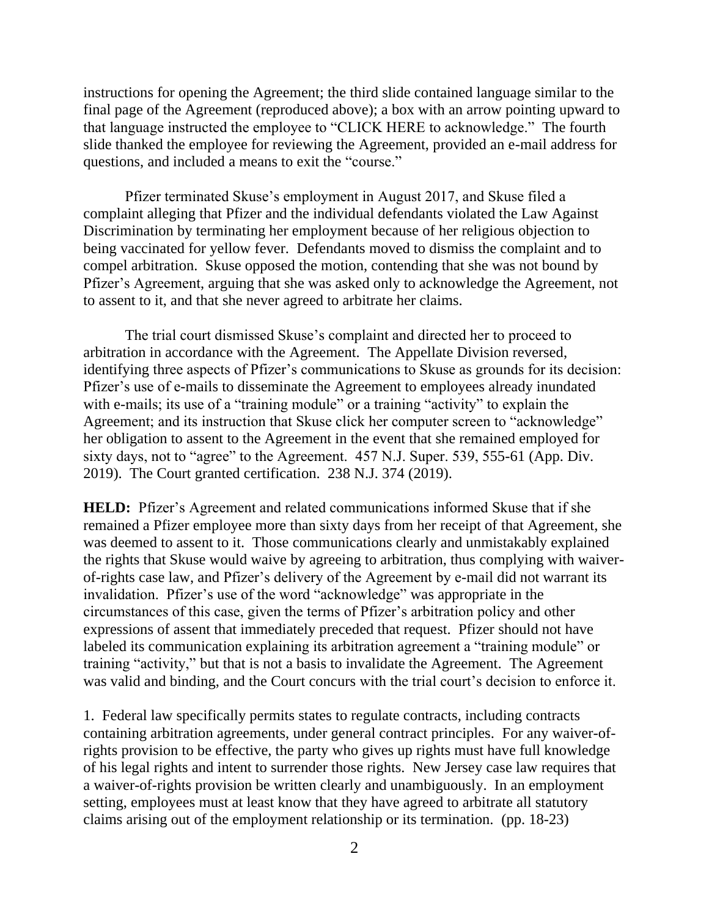instructions for opening the Agreement; the third slide contained language similar to the final page of the Agreement (reproduced above); a box with an arrow pointing upward to that language instructed the employee to "CLICK HERE to acknowledge." The fourth slide thanked the employee for reviewing the Agreement, provided an e-mail address for questions, and included a means to exit the "course."

Pfizer terminated Skuse's employment in August 2017, and Skuse filed a complaint alleging that Pfizer and the individual defendants violated the Law Against Discrimination by terminating her employment because of her religious objection to being vaccinated for yellow fever. Defendants moved to dismiss the complaint and to compel arbitration. Skuse opposed the motion, contending that she was not bound by Pfizer's Agreement, arguing that she was asked only to acknowledge the Agreement, not to assent to it, and that she never agreed to arbitrate her claims.

The trial court dismissed Skuse's complaint and directed her to proceed to arbitration in accordance with the Agreement. The Appellate Division reversed, identifying three aspects of Pfizer's communications to Skuse as grounds for its decision: Pfizer's use of e-mails to disseminate the Agreement to employees already inundated with e-mails; its use of a "training module" or a training "activity" to explain the Agreement; and its instruction that Skuse click her computer screen to "acknowledge" her obligation to assent to the Agreement in the event that she remained employed for sixty days, not to "agree" to the Agreement. 457 N.J. Super. 539, 555-61 (App. Div. 2019). The Court granted certification. 238 N.J. 374 (2019).

**HELD:** Pfizer's Agreement and related communications informed Skuse that if she remained a Pfizer employee more than sixty days from her receipt of that Agreement, she was deemed to assent to it. Those communications clearly and unmistakably explained the rights that Skuse would waive by agreeing to arbitration, thus complying with waiver-of-rights case law, and Pfizer's delivery of the Agreement by e-mail did not warrant its invalidation. Pfizer's use of the word "acknowledge" was appropriate in the circumstances of this case, given the terms of Pfizer's arbitration policy and other expressions of assent that immediately preceded that request. Pfizer should not have labeled its communication explaining its arbitration agreement a "training module" or training "activity," but that is not a basis to invalidate the Agreement. The Agreement was valid and binding, and the Court concurs with the trial court's decision to enforce it.

1. Federal law specifically permits states to regulate contracts, including contracts containing arbitration agreements, under general contract principles. For any waiver-of-rights provision to be effective, the party who gives up rights must have full knowledge of his legal rights and intent to surrender those rights. New Jersey case law requires that a waiver-of-rights provision be written clearly and unambiguously. In an employment setting, employees must at least know that they have agreed to arbitrate all statutory claims arising out of the employment relationship or its termination. (pp. 18-23)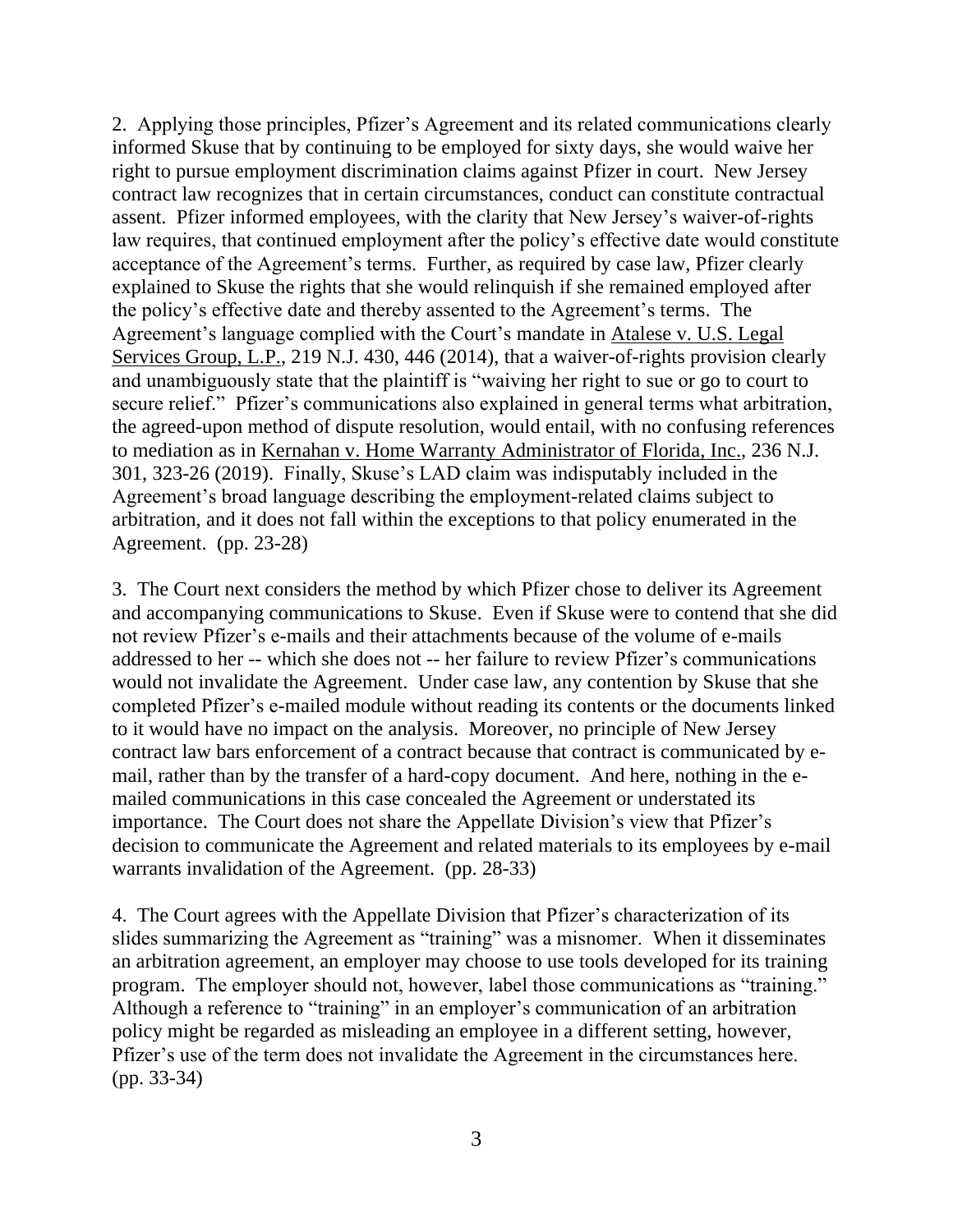2. Applying those principles, Pfizer's Agreement and its related communications clearly informed Skuse that by continuing to be employed for sixty days, she would waive her right to pursue employment discrimination claims against Pfizer in court. New Jersey contract law recognizes that in certain circumstances, conduct can constitute contractual assent. Pfizer informed employees, with the clarity that New Jersey's waiver-of-rights law requires, that continued employment after the policy's effective date would constitute acceptance of the Agreement's terms. Further, as required by case law, Pfizer clearly explained to Skuse the rights that she would relinquish if she remained employed after the policy's effective date and thereby assented to the Agreement's terms. The Agreement's language complied with the Court's mandate in Atalese v. U.S. Legal Services Group, L.P., 219 N.J. 430, 446 (2014), that a waiver-of-rights provision clearly and unambiguously state that the plaintiff is "waiving her right to sue or go to court to secure relief." Pfizer's communications also explained in general terms what arbitration, the agreed-upon method of dispute resolution, would entail, with no confusing references to mediation as in Kernahan v. Home Warranty Administrator of Florida, Inc., 236 N.J. 301, 323-26 (2019). Finally, Skuse's LAD claim was indisputably included in the Agreement's broad language describing the employment-related claims subject to arbitration, and it does not fall within the exceptions to that policy enumerated in the Agreement. (pp. 23-28)

3. The Court next considers the method by which Pfizer chose to deliver its Agreement and accompanying communications to Skuse. Even if Skuse were to contend that she did not review Pfizer's e-mails and their attachments because of the volume of e-mails addressed to her -- which she does not -- her failure to review Pfizer's communications would not invalidate the Agreement. Under case law, any contention by Skuse that she completed Pfizer's e-mailed module without reading its contents or the documents linked to it would have no impact on the analysis. Moreover, no principle of New Jersey contract law bars enforcement of a contract because that contract is communicated by e-mail, rather than by the transfer of a hard-copy document. And here, nothing in the e-mailed communications in this case concealed the Agreement or understated its importance. The Court does not share the Appellate Division's view that Pfizer's decision to communicate the Agreement and related materials to its employees by e-mail warrants invalidation of the Agreement. (pp. 28-33)

4. The Court agrees with the Appellate Division that Pfizer's characterization of its slides summarizing the Agreement as "training" was a misnomer. When it disseminates an arbitration agreement, an employer may choose to use tools developed for its training program. The employer should not, however, label those communications as "training." Although a reference to "training" in an employer's communication of an arbitration policy might be regarded as misleading an employee in a different setting, however, Pfizer's use of the term does not invalidate the Agreement in the circumstances here. (pp. 33-34)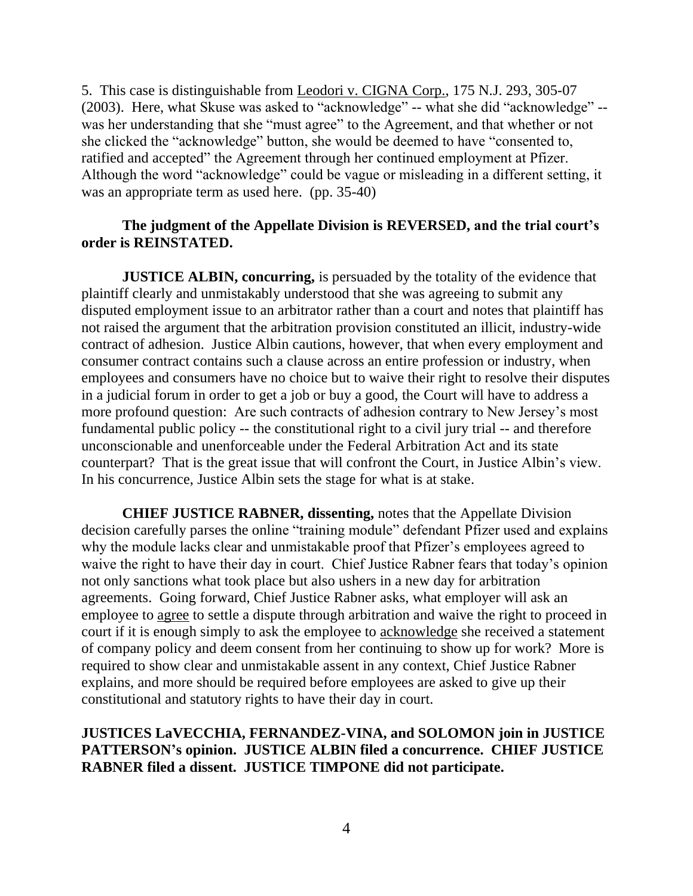5. This case is distinguishable from Leodori v. CIGNA Corp., 175 N.J. 293, 305-07 (2003). Here, what Skuse was asked to "acknowledge" -- what she did "acknowledge" -- was her understanding that she "must agree" to the Agreement, and that whether or not she clicked the "acknowledge" button, she would be deemed to have "consented to, ratified and accepted" the Agreement through her continued employment at Pfizer. Although the word "acknowledge" could be vague or misleading in a different setting, it was an appropriate term as used here. (pp. 35-40)

**The judgment of the Appellate Division is REVERSED, and the trial court's order is REINSTATED.**

**JUSTICE ALBIN, concurring,** is persuaded by the totality of the evidence that plaintiff clearly and unmistakably understood that she was agreeing to submit any disputed employment issue to an arbitrator rather than a court and notes that plaintiff has not raised the argument that the arbitration provision constituted an illicit, industry-wide contract of adhesion. Justice Albin cautions, however, that when every employment and consumer contract contains such a clause across an entire profession or industry, when employees and consumers have no choice but to waive their right to resolve their disputes in a judicial forum in order to get a job or buy a good, the Court will have to address a more profound question: Are such contracts of adhesion contrary to New Jersey's most fundamental public policy -- the constitutional right to a civil jury trial -- and therefore unconscionable and unenforceable under the Federal Arbitration Act and its state counterpart? That is the great issue that will confront the Court, in Justice Albin's view. In his concurrence, Justice Albin sets the stage for what is at stake.

**CHIEF JUSTICE RABNER, dissenting,** notes that the Appellate Division decision carefully parses the online "training module" defendant Pfizer used and explains why the module lacks clear and unmistakable proof that Pfizer's employees agreed to waive the right to have their day in court. Chief Justice Rabner fears that today's opinion not only sanctions what took place but also ushers in a new day for arbitration agreements. Going forward, Chief Justice Rabner asks, what employer will ask an employee to agree to settle a dispute through arbitration and waive the right to proceed in court if it is enough simply to ask the employee to acknowledge she received a statement of company policy and deem consent from her continuing to show up for work? More is required to show clear and unmistakable assent in any context, Chief Justice Rabner explains, and more should be required before employees are asked to give up their constitutional and statutory rights to have their day in court.

**JUSTICES LaVECCHIA, FERNANDEZ-VINA, and SOLOMON join in JUSTICE PATTERSON's opinion. JUSTICE ALBIN filed a concurrence. CHIEF JUSTICE RABNER filed a dissent. JUSTICE TIMPONE did not participate.**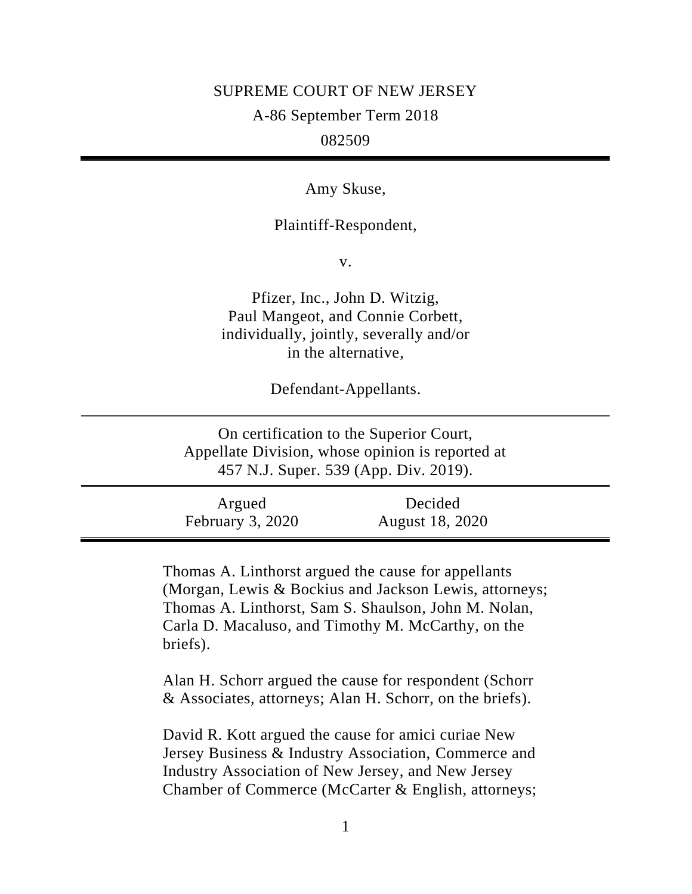SUPREME COURT OF NEW JERSEY

A-86 September Term 2018

082509

---

Amy Skuse,

Plaintiff-Respondent,

v.

Pfizer, Inc., John D. Witzig, Paul Mangeot, and Connie Corbett, individually, jointly, severally and/or in the alternative,

Defendant-Appellants.

---

On certification to the Superior Court, Appellate Division, whose opinion is reported at 457 N.J. Super. 539 (App. Div. 2019).

---

| Argued | Decided |
| --- | --- |
| February 3, 2020 | August 18, 2020 |

---

Thomas A. Linthorst argued the cause for appellants (Morgan, Lewis & Bockius and Jackson Lewis, attorneys; Thomas A. Linthorst, Sam S. Shaulson, John M. Nolan, Carla D. Macaluso, and Timothy M. McCarthy, on the briefs).

Alan H. Schorr argued the cause for respondent (Schorr & Associates, attorneys; Alan H. Schorr, on the briefs).

David R. Kott argued the cause for amici curiae New Jersey Business & Industry Association, Commerce and Industry Association of New Jersey, and New Jersey Chamber of Commerce (McCarter & English, attorneys;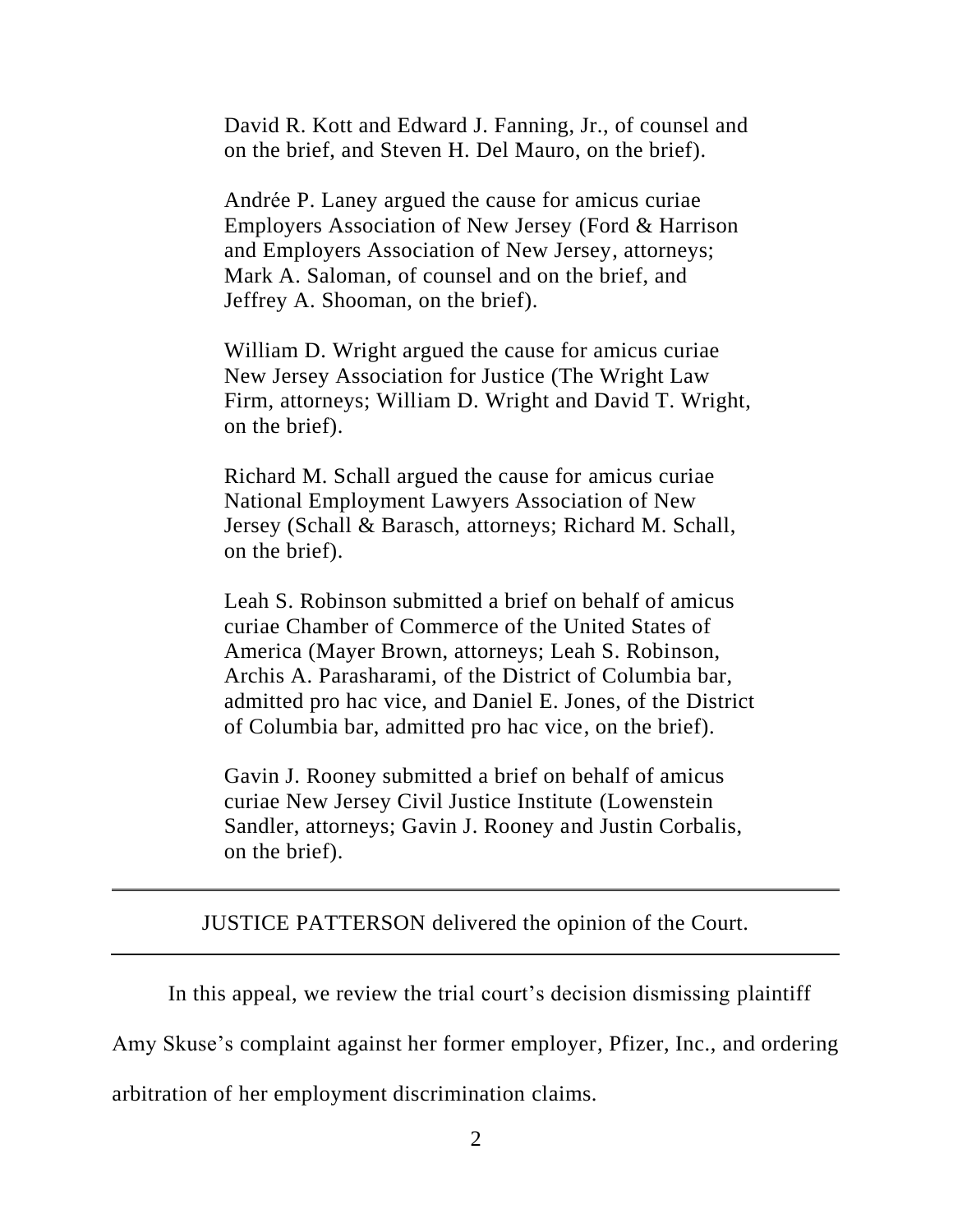David R. Kott and Edward J. Fanning, Jr., of counsel and on the brief, and Steven H. Del Mauro, on the brief).

Andrée P. Laney argued the cause for amicus curiae Employers Association of New Jersey (Ford & Harrison and Employers Association of New Jersey, attorneys; Mark A. Saloman, of counsel and on the brief, and Jeffrey A. Shooman, on the brief).

William D. Wright argued the cause for amicus curiae New Jersey Association for Justice (The Wright Law Firm, attorneys; William D. Wright and David T. Wright, on the brief).

Richard M. Schall argued the cause for amicus curiae National Employment Lawyers Association of New Jersey (Schall & Barasch, attorneys; Richard M. Schall, on the brief).

Leah S. Robinson submitted a brief on behalf of amicus curiae Chamber of Commerce of the United States of America (Mayer Brown, attorneys; Leah S. Robinson, Archis A. Parasharami, of the District of Columbia bar, admitted pro hac vice, and Daniel E. Jones, of the District of Columbia bar, admitted pro hac vice, on the brief).

Gavin J. Rooney submitted a brief on behalf of amicus curiae New Jersey Civil Justice Institute (Lowenstein Sandler, attorneys; Gavin J. Rooney and Justin Corbalis, on the brief).

---

JUSTICE PATTERSON delivered the opinion of the Court.

---

In this appeal, we review the trial court's decision dismissing plaintiff Amy Skuse's complaint against her former employer, Pfizer, Inc., and ordering arbitration of her employment discrimination claims.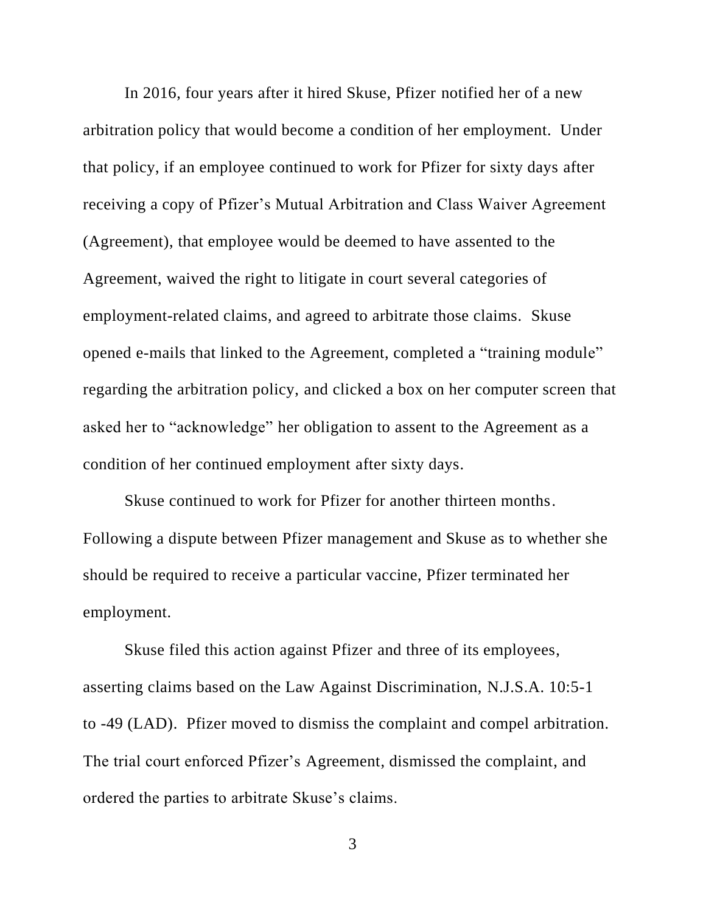In 2016, four years after it hired Skuse, Pfizer notified her of a new arbitration policy that would become a condition of her employment. Under that policy, if an employee continued to work for Pfizer for sixty days after receiving a copy of Pfizer's Mutual Arbitration and Class Waiver Agreement (Agreement), that employee would be deemed to have assented to the Agreement, waived the right to litigate in court several categories of employment-related claims, and agreed to arbitrate those claims. Skuse opened e-mails that linked to the Agreement, completed a "training module" regarding the arbitration policy, and clicked a box on her computer screen that asked her to "acknowledge" her obligation to assent to the Agreement as a condition of her continued employment after sixty days.

Skuse continued to work for Pfizer for another thirteen months. Following a dispute between Pfizer management and Skuse as to whether she should be required to receive a particular vaccine, Pfizer terminated her employment.

Skuse filed this action against Pfizer and three of its employees, asserting claims based on the Law Against Discrimination, N.J.S.A. 10:5-1 to -49 (LAD). Pfizer moved to dismiss the complaint and compel arbitration. The trial court enforced Pfizer's Agreement, dismissed the complaint, and ordered the parties to arbitrate Skuse's claims.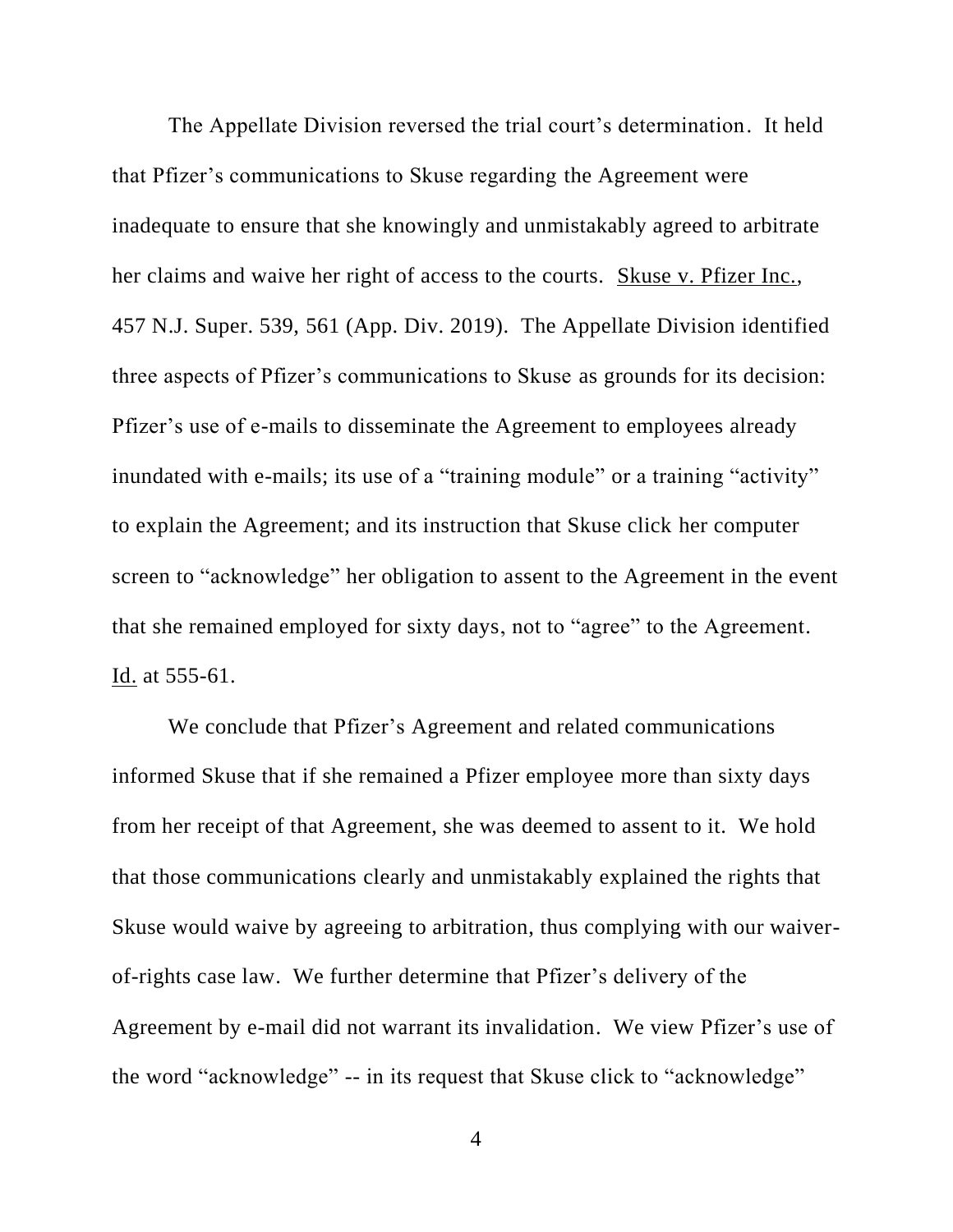The Appellate Division reversed the trial court's determination. It held that Pfizer's communications to Skuse regarding the Agreement were inadequate to ensure that she knowingly and unmistakably agreed to arbitrate her claims and waive her right of access to the courts. Skuse v. Pfizer Inc., 457 N.J. Super. 539, 561 (App. Div. 2019). The Appellate Division identified three aspects of Pfizer's communications to Skuse as grounds for its decision: Pfizer's use of e-mails to disseminate the Agreement to employees already inundated with e-mails; its use of a "training module" or a training "activity" to explain the Agreement; and its instruction that Skuse click her computer screen to "acknowledge" her obligation to assent to the Agreement in the event that she remained employed for sixty days, not to "agree" to the Agreement. Id. at 555-61.

We conclude that Pfizer's Agreement and related communications informed Skuse that if she remained a Pfizer employee more than sixty days from her receipt of that Agreement, she was deemed to assent to it. We hold that those communications clearly and unmistakably explained the rights that Skuse would waive by agreeing to arbitration, thus complying with our waiver-of-rights case law. We further determine that Pfizer's delivery of the Agreement by e-mail did not warrant its invalidation. We view Pfizer's use of the word "acknowledge" -- in its request that Skuse click to "acknowledge"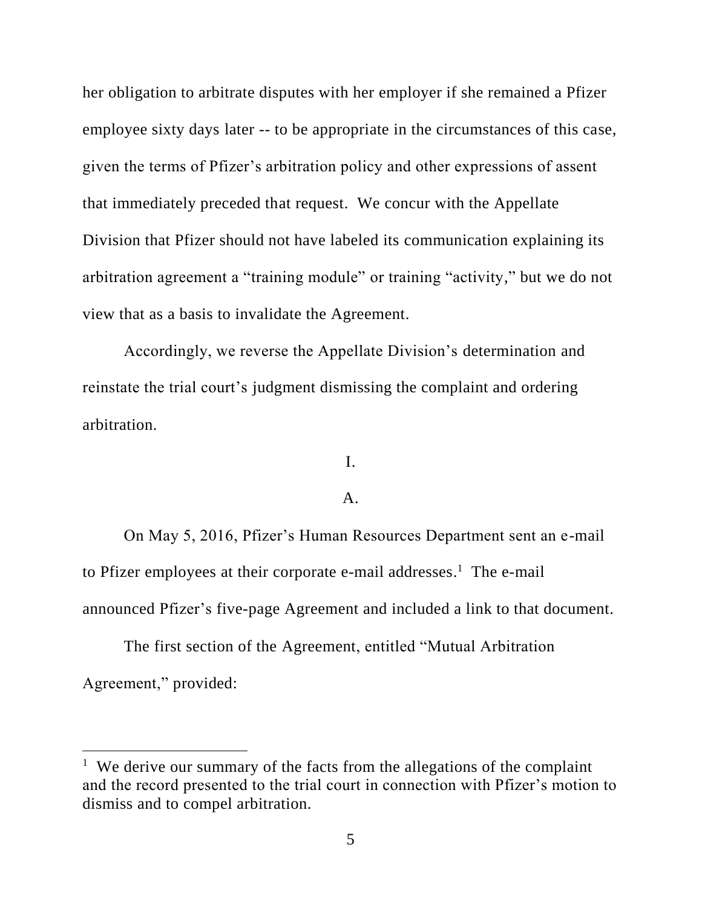her obligation to arbitrate disputes with her employer if she remained a Pfizer employee sixty days later -- to be appropriate in the circumstances of this case, given the terms of Pfizer's arbitration policy and other expressions of assent that immediately preceded that request. We concur with the Appellate Division that Pfizer should not have labeled its communication explaining its arbitration agreement a "training module" or training "activity," but we do not view that as a basis to invalidate the Agreement.

Accordingly, we reverse the Appellate Division's determination and reinstate the trial court's judgment dismissing the complaint and ordering arbitration.

## I.

### A.

On May 5, 2016, Pfizer's Human Resources Department sent an e-mail to Pfizer employees at their corporate e-mail addresses.[1] The e-mail announced Pfizer's five-page Agreement and included a link to that document.

The first section of the Agreement, entitled "Mutual Arbitration Agreement," provided:

---

[1] We derive our summary of the facts from the allegations of the complaint and the record presented to the trial court in connection with Pfizer's motion to dismiss and to compel arbitration.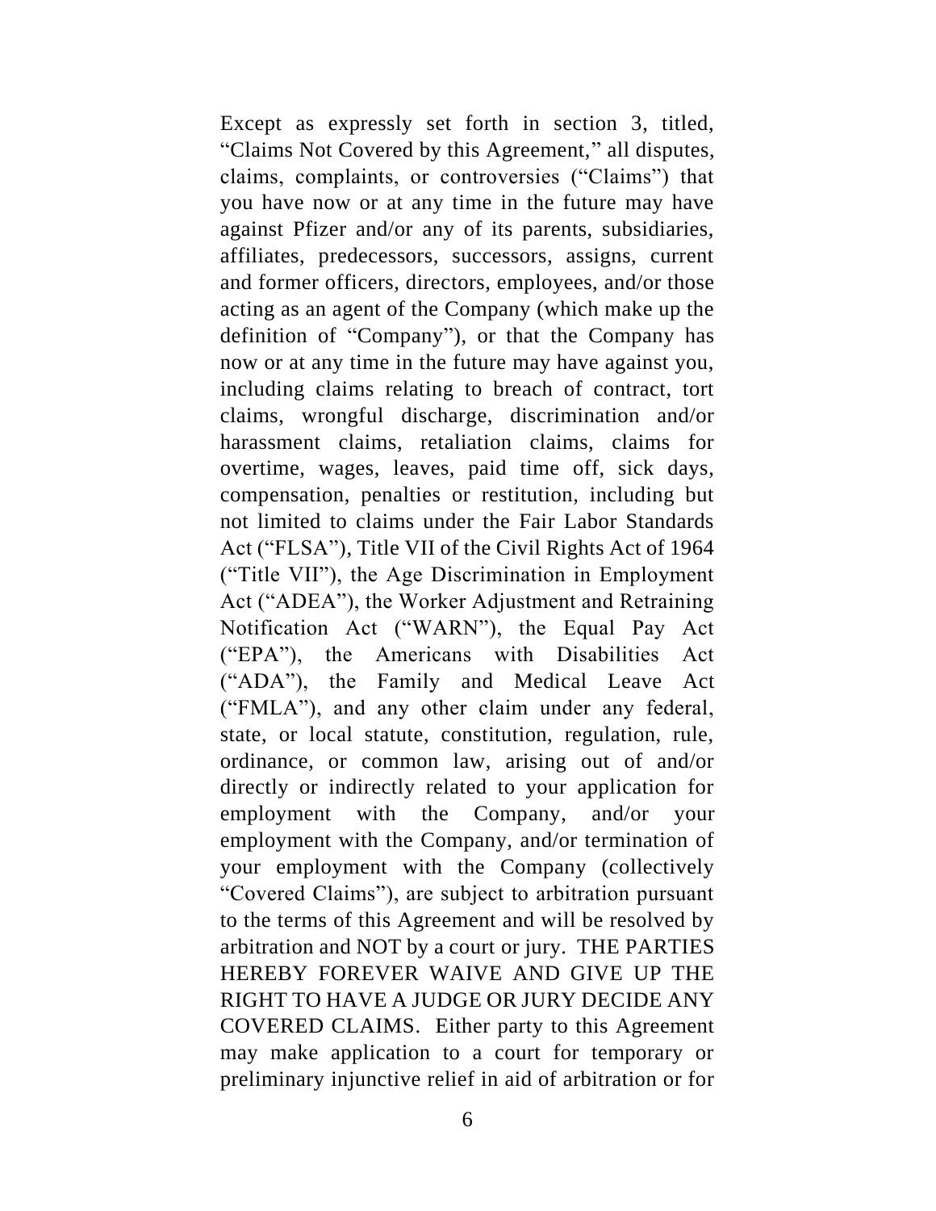Except as expressly set forth in section 3, titled, “Claims Not Covered by this Agreement,” all disputes, claims, complaints, or controversies (“Claims”) that you have now or at any time in the future may have against Pfizer and/or any of its parents, subsidiaries, affiliates, predecessors, successors, assigns, current and former officers, directors, employees, and/or those acting as an agent of the Company (which make up the definition of “Company”), or that the Company has now or at any time in the future may have against you, including claims relating to breach of contract, tort claims, wrongful discharge, discrimination and/or harassment claims, retaliation claims, claims for overtime, wages, leaves, paid time off, sick days, compensation, penalties or restitution, including but not limited to claims under the Fair Labor Standards Act (“FLSA”), Title VII of the Civil Rights Act of 1964 (“Title VII”), the Age Discrimination in Employment Act (“ADEA”), the Worker Adjustment and Retraining Notification Act (“WARN”), the Equal Pay Act (“EPA”), the Americans with Disabilities Act (“ADA”), the Family and Medical Leave Act (“FMLA”), and any other claim under any federal, state, or local statute, constitution, regulation, rule, ordinance, or common law, arising out of and/or directly or indirectly related to your application for employment with the Company, and/or your employment with the Company, and/or termination of your employment with the Company (collectively “Covered Claims”), are subject to arbitration pursuant to the terms of this Agreement and will be resolved by arbitration and NOT by a court or jury. THE PARTIES HEREBY FOREVER WAIVE AND GIVE UP THE RIGHT TO HAVE A JUDGE OR JURY DECIDE ANY COVERED CLAIMS. Either party to this Agreement may make application to a court for temporary or preliminary injunctive relief in aid of arbitration or for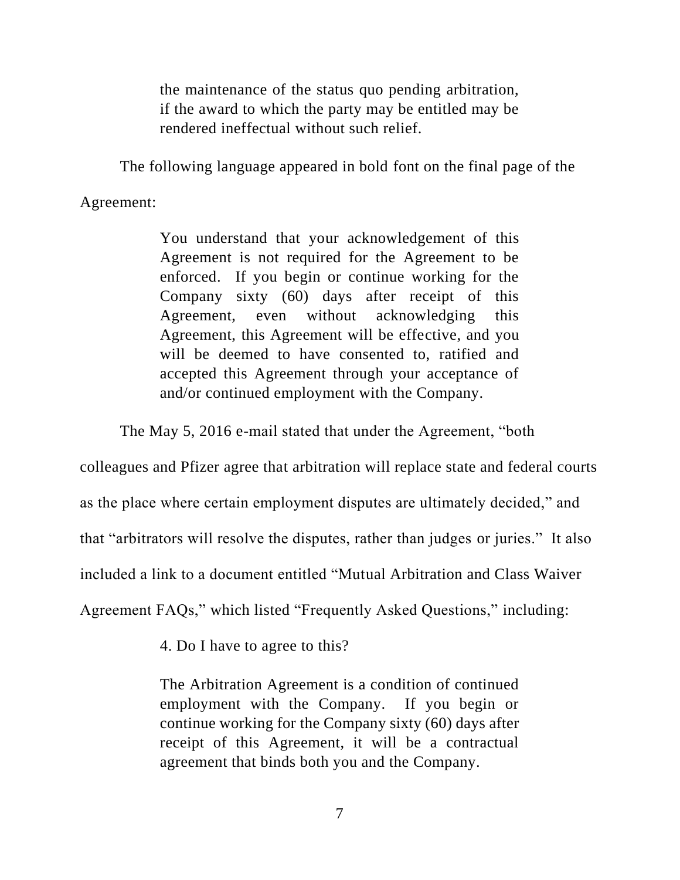> the maintenance of the status quo pending arbitration, if the award to which the party may be entitled may be rendered ineffectual without such relief.

The following language appeared in bold font on the final page of the Agreement:

> You understand that your acknowledgement of this Agreement is not required for the Agreement to be enforced. If you begin or continue working for the Company sixty (60) days after receipt of this Agreement, even without acknowledging this Agreement, this Agreement will be effective, and you will be deemed to have consented to, ratified and accepted this Agreement through your acceptance of and/or continued employment with the Company.

The May 5, 2016 e-mail stated that under the Agreement, "both colleagues and Pfizer agree that arbitration will replace state and federal courts as the place where certain employment disputes are ultimately decided," and that "arbitrators will resolve the disputes, rather than judges or juries." It also included a link to a document entitled "Mutual Arbitration and Class Waiver Agreement FAQs," which listed "Frequently Asked Questions," including:

> 4. Do I have to agree to this?
>
> The Arbitration Agreement is a condition of continued employment with the Company. If you begin or continue working for the Company sixty (60) days after receipt of this Agreement, it will be a contractual agreement that binds both you and the Company.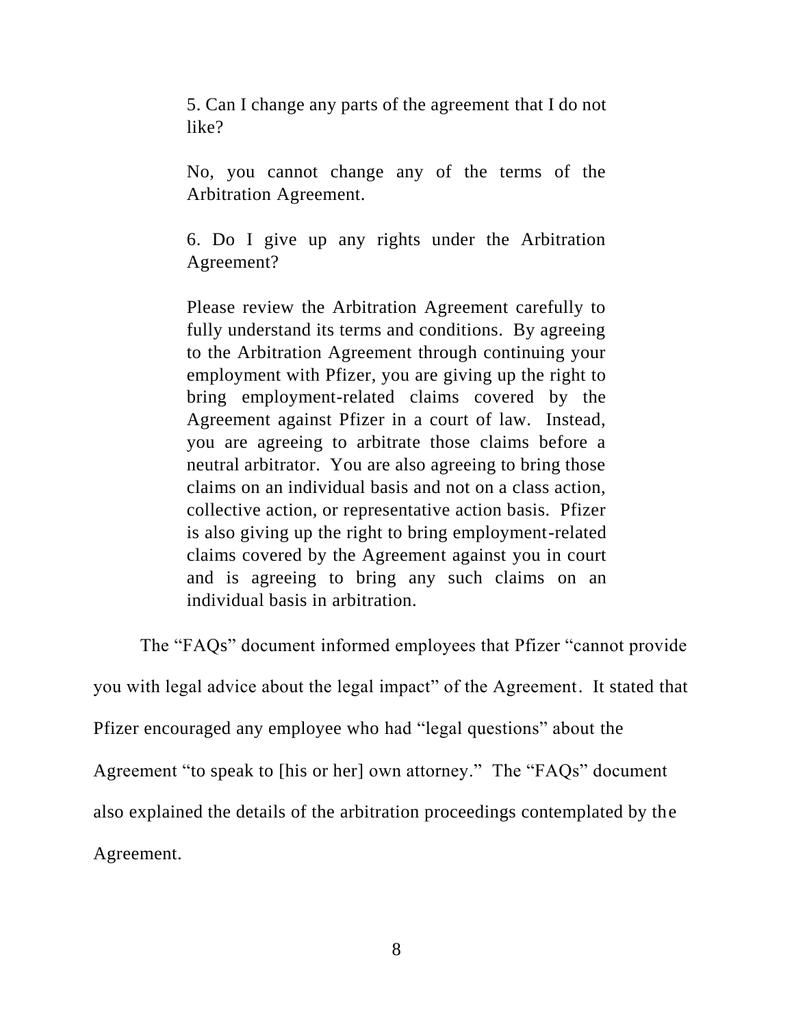> 5. Can I change any parts of the agreement that I do not like?
>
> No, you cannot change any of the terms of the Arbitration Agreement.
>
> 6. Do I give up any rights under the Arbitration Agreement?
>
> Please review the Arbitration Agreement carefully to fully understand its terms and conditions. By agreeing to the Arbitration Agreement through continuing your employment with Pfizer, you are giving up the right to bring employment-related claims covered by the Agreement against Pfizer in a court of law. Instead, you are agreeing to arbitrate those claims before a neutral arbitrator. You are also agreeing to bring those claims on an individual basis and not on a class action, collective action, or representative action basis. Pfizer is also giving up the right to bring employment-related claims covered by the Agreement against you in court and is agreeing to bring any such claims on an individual basis in arbitration.

The "FAQs" document informed employees that Pfizer "cannot provide you with legal advice about the legal impact" of the Agreement. It stated that Pfizer encouraged any employee who had "legal questions" about the Agreement "to speak to [his or her] own attorney." The "FAQs" document also explained the details of the arbitration proceedings contemplated by the Agreement.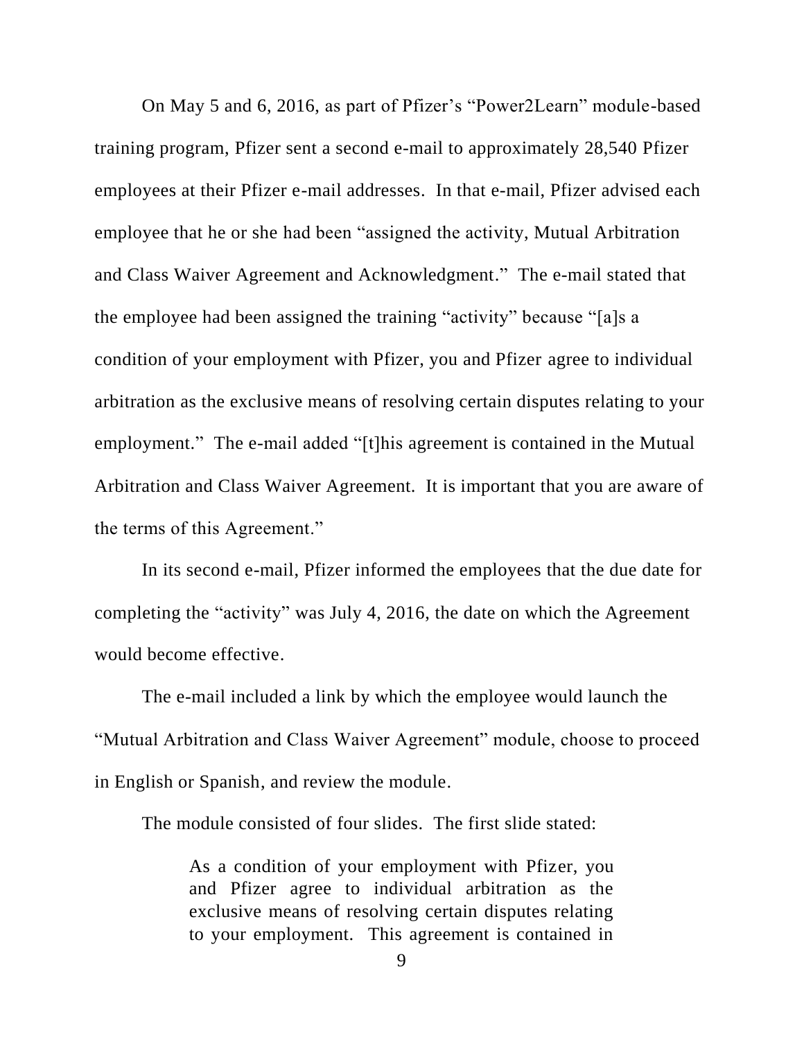On May 5 and 6, 2016, as part of Pfizer's "Power2Learn" module-based training program, Pfizer sent a second e-mail to approximately 28,540 Pfizer employees at their Pfizer e-mail addresses. In that e-mail, Pfizer advised each employee that he or she had been "assigned the activity, Mutual Arbitration and Class Waiver Agreement and Acknowledgment." The e-mail stated that the employee had been assigned the training "activity" because "[a]s a condition of your employment with Pfizer, you and Pfizer agree to individual arbitration as the exclusive means of resolving certain disputes relating to your employment." The e-mail added "[t]his agreement is contained in the Mutual Arbitration and Class Waiver Agreement. It is important that you are aware of the terms of this Agreement."

In its second e-mail, Pfizer informed the employees that the due date for completing the "activity" was July 4, 2016, the date on which the Agreement would become effective.

The e-mail included a link by which the employee would launch the "Mutual Arbitration and Class Waiver Agreement" module, choose to proceed in English or Spanish, and review the module.

The module consisted of four slides. The first slide stated:

> As a condition of your employment with Pfizer, you and Pfizer agree to individual arbitration as the exclusive means of resolving certain disputes relating to your employment. This agreement is contained in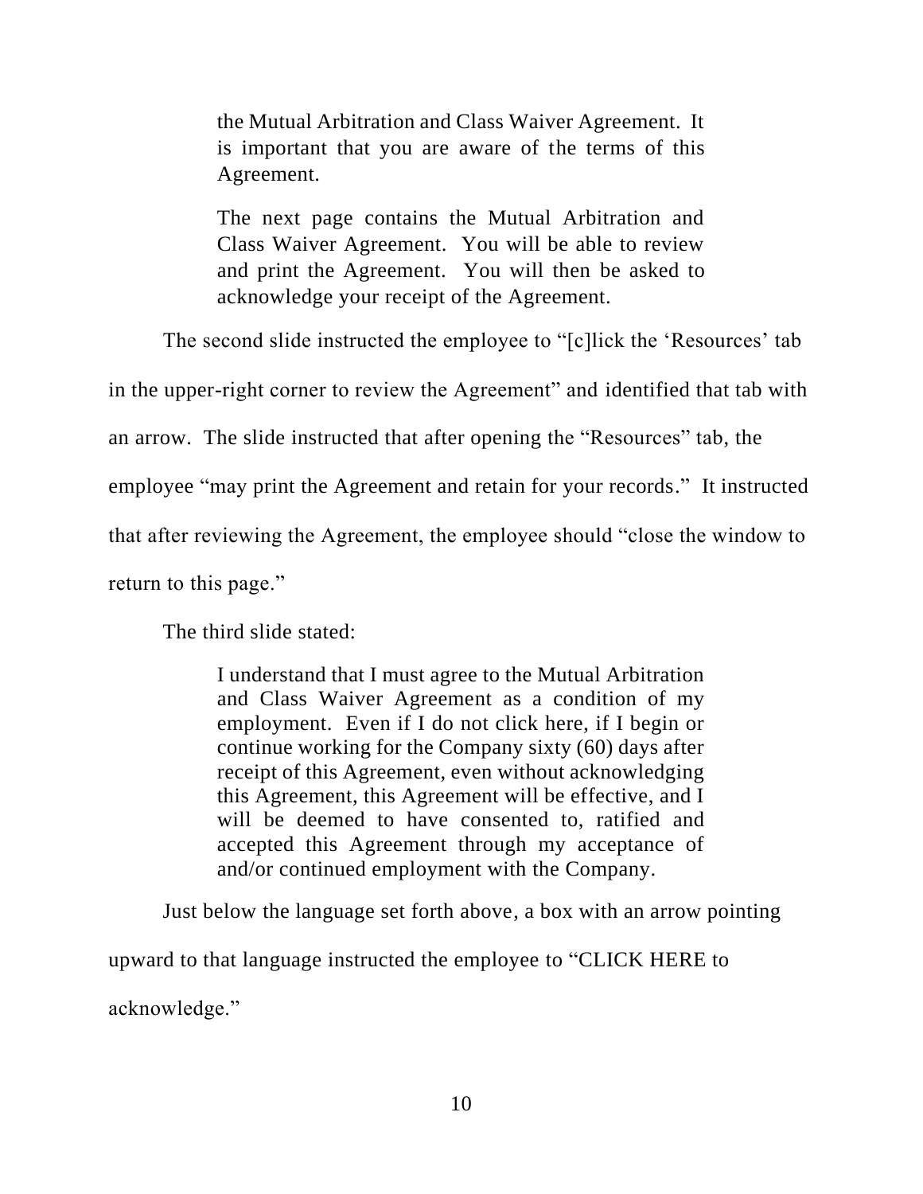> the Mutual Arbitration and Class Waiver Agreement. It is important that you are aware of the terms of this Agreement.
>
> The next page contains the Mutual Arbitration and Class Waiver Agreement. You will be able to review and print the Agreement. You will then be asked to acknowledge your receipt of the Agreement.

The second slide instructed the employee to "[c]lick the 'Resources' tab in the upper-right corner to review the Agreement" and identified that tab with an arrow. The slide instructed that after opening the "Resources" tab, the employee "may print the Agreement and retain for your records." It instructed that after reviewing the Agreement, the employee should "close the window to return to this page."

The third slide stated:

> I understand that I must agree to the Mutual Arbitration and Class Waiver Agreement as a condition of my employment. Even if I do not click here, if I begin or continue working for the Company sixty (60) days after receipt of this Agreement, even without acknowledging this Agreement, this Agreement will be effective, and I will be deemed to have consented to, ratified and accepted this Agreement through my acceptance of and/or continued employment with the Company.

Just below the language set forth above, a box with an arrow pointing upward to that language instructed the employee to "CLICK HERE to acknowledge."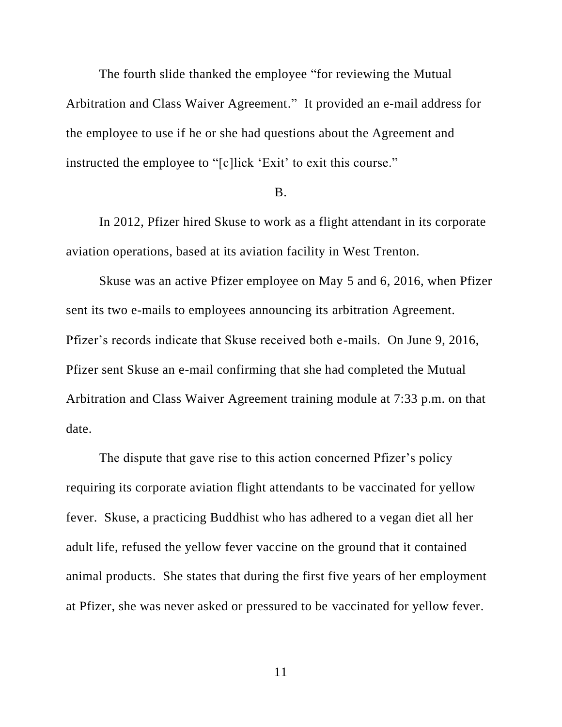The fourth slide thanked the employee "for reviewing the Mutual Arbitration and Class Waiver Agreement." It provided an e-mail address for the employee to use if he or she had questions about the Agreement and instructed the employee to "[c]lick 'Exit' to exit this course."

B.

In 2012, Pfizer hired Skuse to work as a flight attendant in its corporate aviation operations, based at its aviation facility in West Trenton.

Skuse was an active Pfizer employee on May 5 and 6, 2016, when Pfizer sent its two e-mails to employees announcing its arbitration Agreement. Pfizer's records indicate that Skuse received both e-mails. On June 9, 2016, Pfizer sent Skuse an e-mail confirming that she had completed the Mutual Arbitration and Class Waiver Agreement training module at 7:33 p.m. on that date.

The dispute that gave rise to this action concerned Pfizer's policy requiring its corporate aviation flight attendants to be vaccinated for yellow fever. Skuse, a practicing Buddhist who has adhered to a vegan diet all her adult life, refused the yellow fever vaccine on the ground that it contained animal products. She states that during the first five years of her employment at Pfizer, she was never asked or pressured to be vaccinated for yellow fever.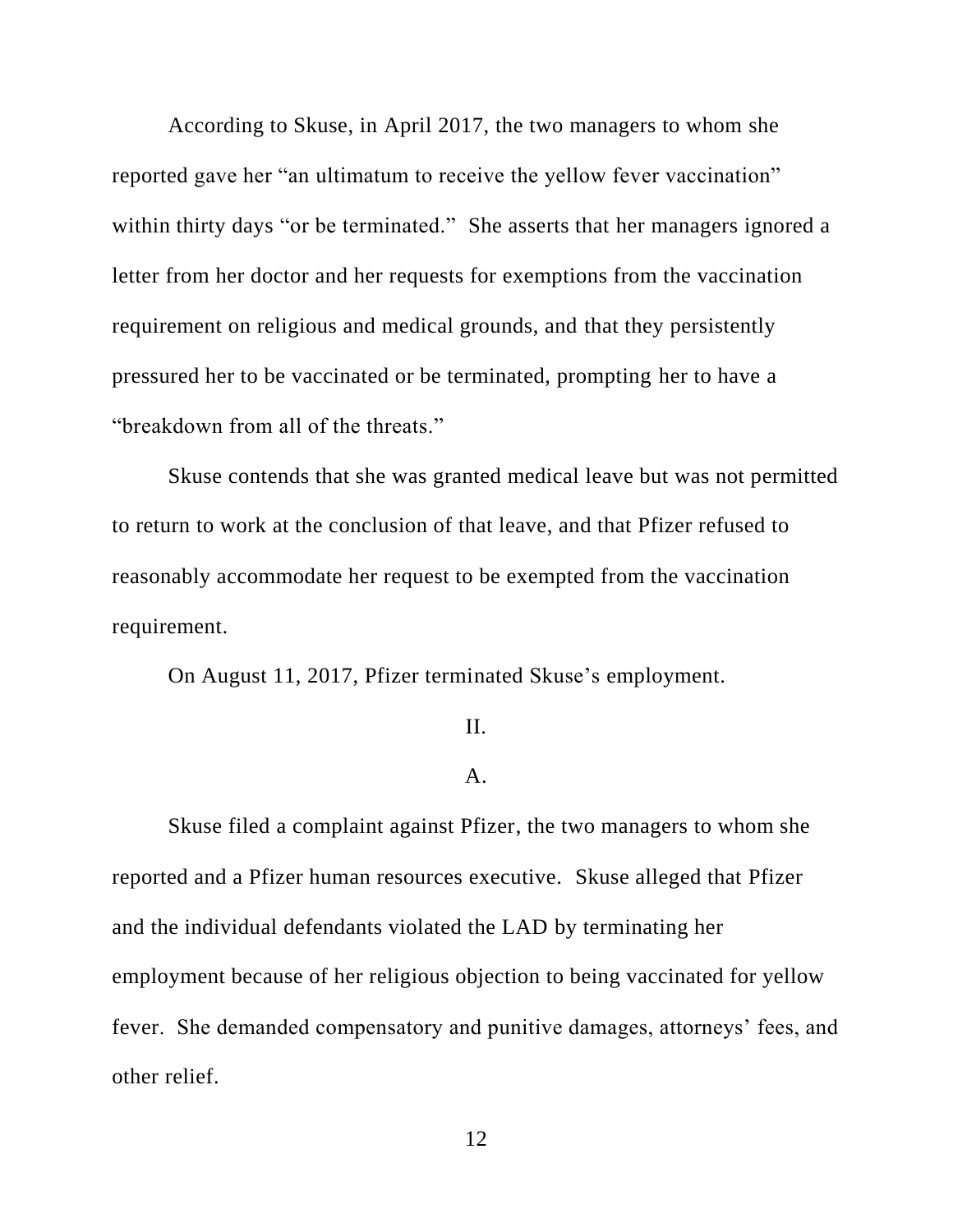According to Skuse, in April 2017, the two managers to whom she reported gave her "an ultimatum to receive the yellow fever vaccination" within thirty days "or be terminated." She asserts that her managers ignored a letter from her doctor and her requests for exemptions from the vaccination requirement on religious and medical grounds, and that they persistently pressured her to be vaccinated or be terminated, prompting her to have a "breakdown from all of the threats."

Skuse contends that she was granted medical leave but was not permitted to return to work at the conclusion of that leave, and that Pfizer refused to reasonably accommodate her request to be exempted from the vaccination requirement.

On August 11, 2017, Pfizer terminated Skuse's employment.

## II.

### A.

Skuse filed a complaint against Pfizer, the two managers to whom she reported and a Pfizer human resources executive. Skuse alleged that Pfizer and the individual defendants violated the LAD by terminating her employment because of her religious objection to being vaccinated for yellow fever. She demanded compensatory and punitive damages, attorneys' fees, and other relief.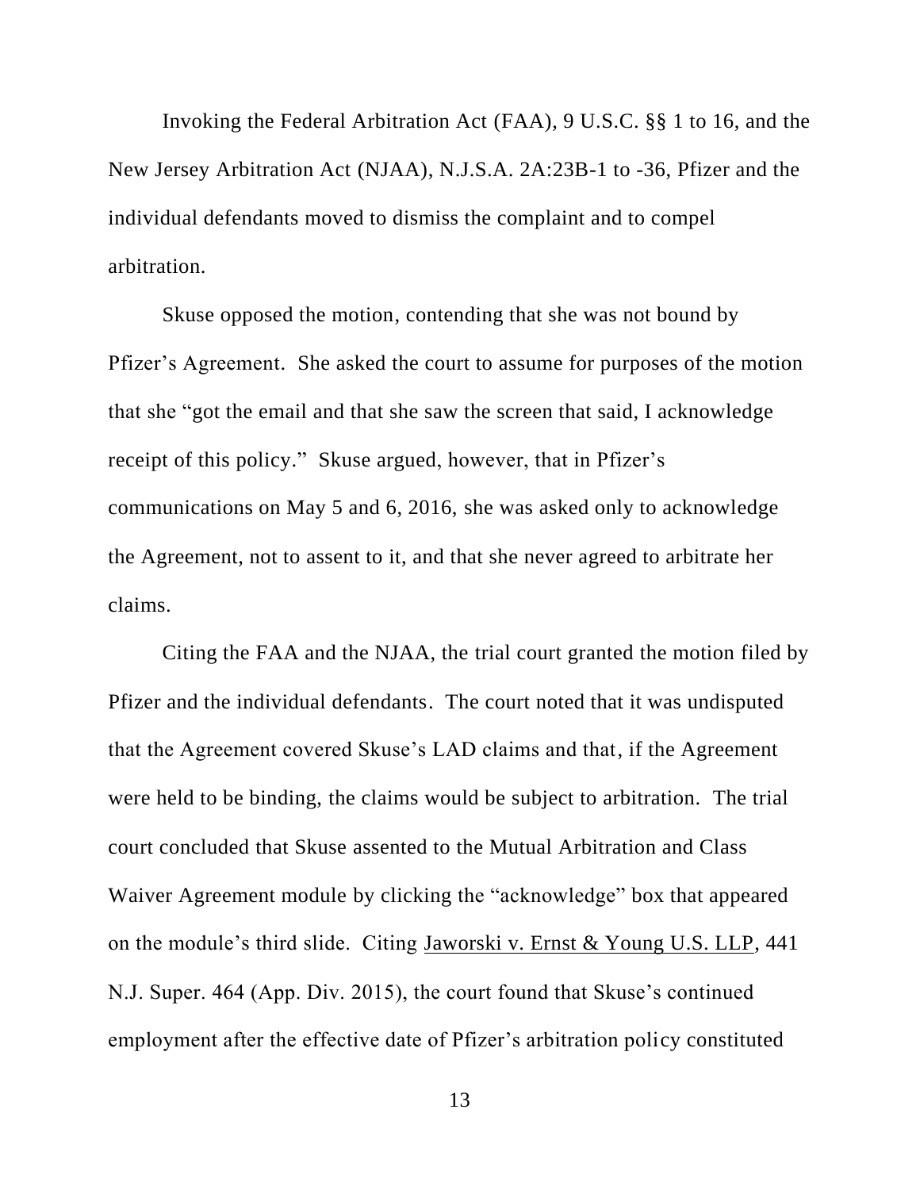Invoking the Federal Arbitration Act (FAA), 9 U.S.C. §§ 1 to 16, and the New Jersey Arbitration Act (NJAA), N.J.S.A. 2A:23B-1 to -36, Pfizer and the individual defendants moved to dismiss the complaint and to compel arbitration.

Skuse opposed the motion, contending that she was not bound by Pfizer's Agreement. She asked the court to assume for purposes of the motion that she "got the email and that she saw the screen that said, I acknowledge receipt of this policy." Skuse argued, however, that in Pfizer's communications on May 5 and 6, 2016, she was asked only to acknowledge the Agreement, not to assent to it, and that she never agreed to arbitrate her claims.

Citing the FAA and the NJAA, the trial court granted the motion filed by Pfizer and the individual defendants. The court noted that it was undisputed that the Agreement covered Skuse's LAD claims and that, if the Agreement were held to be binding, the claims would be subject to arbitration. The trial court concluded that Skuse assented to the Mutual Arbitration and Class Waiver Agreement module by clicking the "acknowledge" box that appeared on the module's third slide. Citing Jaworski v. Ernst & Young U.S. LLP, 441 N.J. Super. 464 (App. Div. 2015), the court found that Skuse's continued employment after the effective date of Pfizer's arbitration policy constituted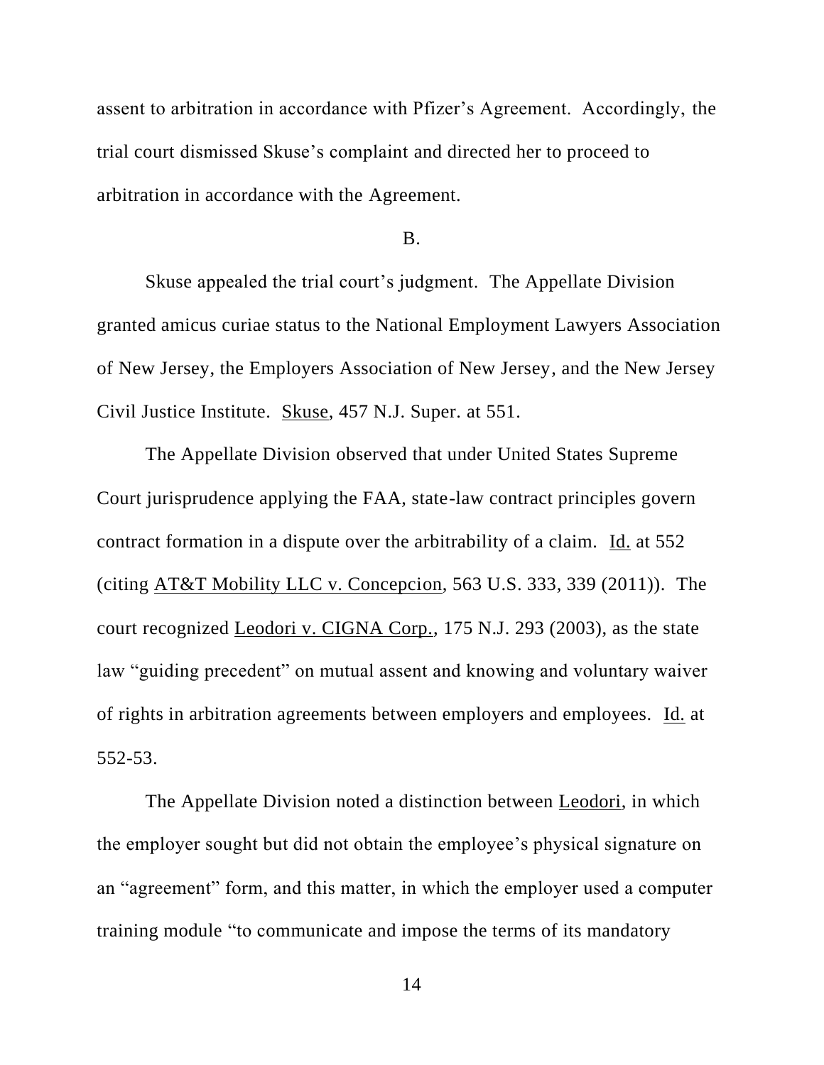assent to arbitration in accordance with Pfizer's Agreement. Accordingly, the trial court dismissed Skuse's complaint and directed her to proceed to arbitration in accordance with the Agreement.

B.

Skuse appealed the trial court's judgment. The Appellate Division granted amicus curiae status to the National Employment Lawyers Association of New Jersey, the Employers Association of New Jersey, and the New Jersey Civil Justice Institute. Skuse, 457 N.J. Super. at 551.

The Appellate Division observed that under United States Supreme Court jurisprudence applying the FAA, state-law contract principles govern contract formation in a dispute over the arbitrability of a claim. Id. at 552 (citing AT&T Mobility LLC v. Concepcion, 563 U.S. 333, 339 (2011)). The court recognized Leodori v. CIGNA Corp., 175 N.J. 293 (2003), as the state law "guiding precedent" on mutual assent and knowing and voluntary waiver of rights in arbitration agreements between employers and employees. Id. at 552-53.

The Appellate Division noted a distinction between Leodori, in which the employer sought but did not obtain the employee's physical signature on an "agreement" form, and this matter, in which the employer used a computer training module "to communicate and impose the terms of its mandatory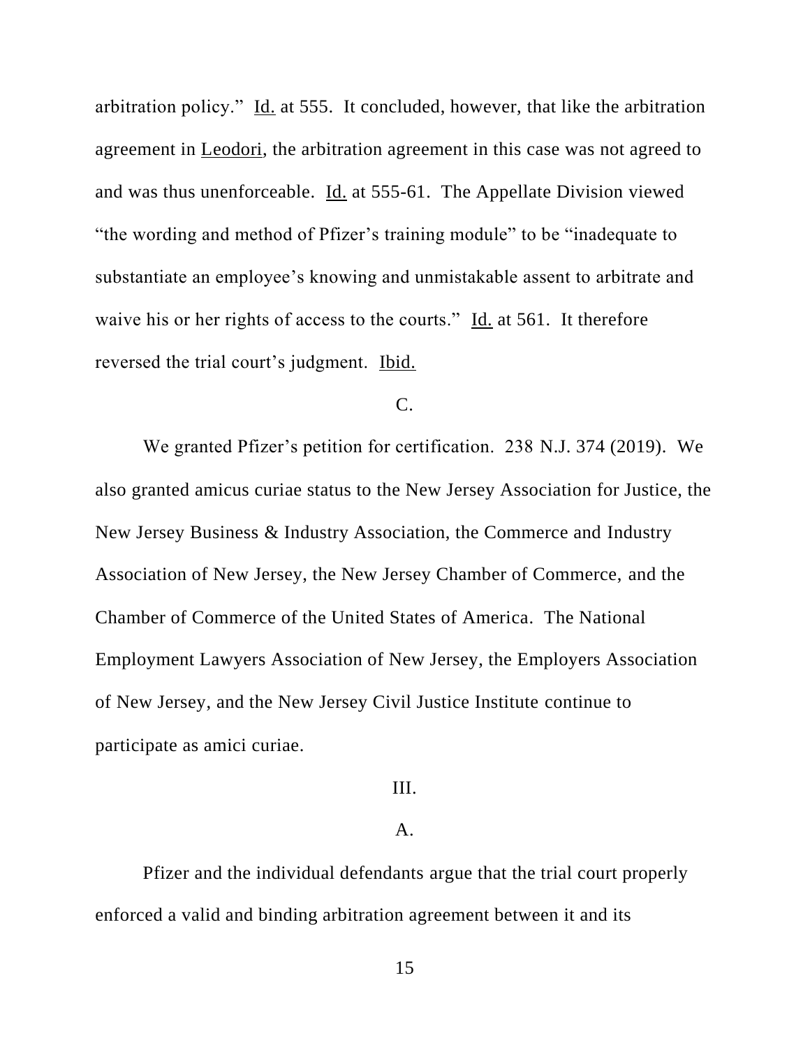arbitration policy." Id. at 555. It concluded, however, that like the arbitration agreement in Leodori, the arbitration agreement in this case was not agreed to and was thus unenforceable. Id. at 555-61. The Appellate Division viewed "the wording and method of Pfizer's training module" to be "inadequate to substantiate an employee's knowing and unmistakable assent to arbitrate and waive his or her rights of access to the courts." Id. at 561. It therefore reversed the trial court's judgment. Ibid.

C.

We granted Pfizer's petition for certification. 238 N.J. 374 (2019). We also granted amicus curiae status to the New Jersey Association for Justice, the New Jersey Business & Industry Association, the Commerce and Industry Association of New Jersey, the New Jersey Chamber of Commerce, and the Chamber of Commerce of the United States of America. The National Employment Lawyers Association of New Jersey, the Employers Association of New Jersey, and the New Jersey Civil Justice Institute continue to participate as amici curiae.

III.

A.

Pfizer and the individual defendants argue that the trial court properly enforced a valid and binding arbitration agreement between it and its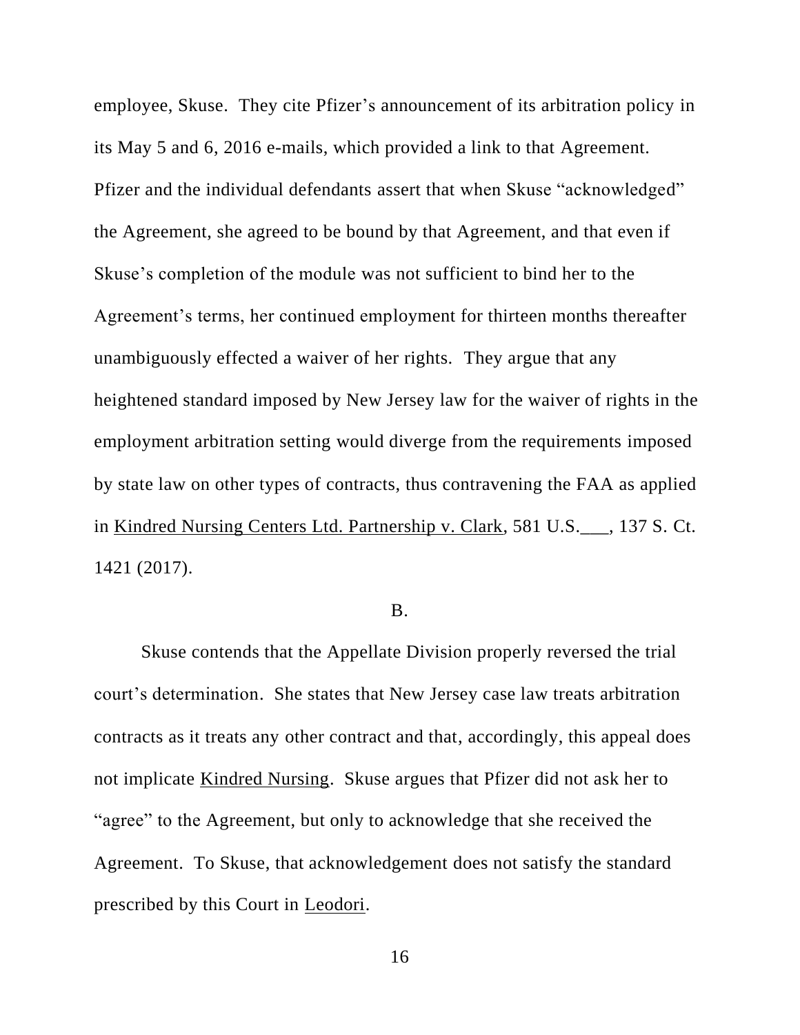employee, Skuse. They cite Pfizer's announcement of its arbitration policy in its May 5 and 6, 2016 e-mails, which provided a link to that Agreement. Pfizer and the individual defendants assert that when Skuse "acknowledged" the Agreement, she agreed to be bound by that Agreement, and that even if Skuse's completion of the module was not sufficient to bind her to the Agreement's terms, her continued employment for thirteen months thereafter unambiguously effected a waiver of her rights. They argue that any heightened standard imposed by New Jersey law for the waiver of rights in the employment arbitration setting would diverge from the requirements imposed by state law on other types of contracts, thus contravening the FAA as applied in Kindred Nursing Centers Ltd. Partnership v. Clark, 581 U.S.___, 137 S. Ct. 1421 (2017).

B.

Skuse contends that the Appellate Division properly reversed the trial court's determination. She states that New Jersey case law treats arbitration contracts as it treats any other contract and that, accordingly, this appeal does not implicate Kindred Nursing. Skuse argues that Pfizer did not ask her to "agree" to the Agreement, but only to acknowledge that she received the Agreement. To Skuse, that acknowledgement does not satisfy the standard prescribed by this Court in Leodori.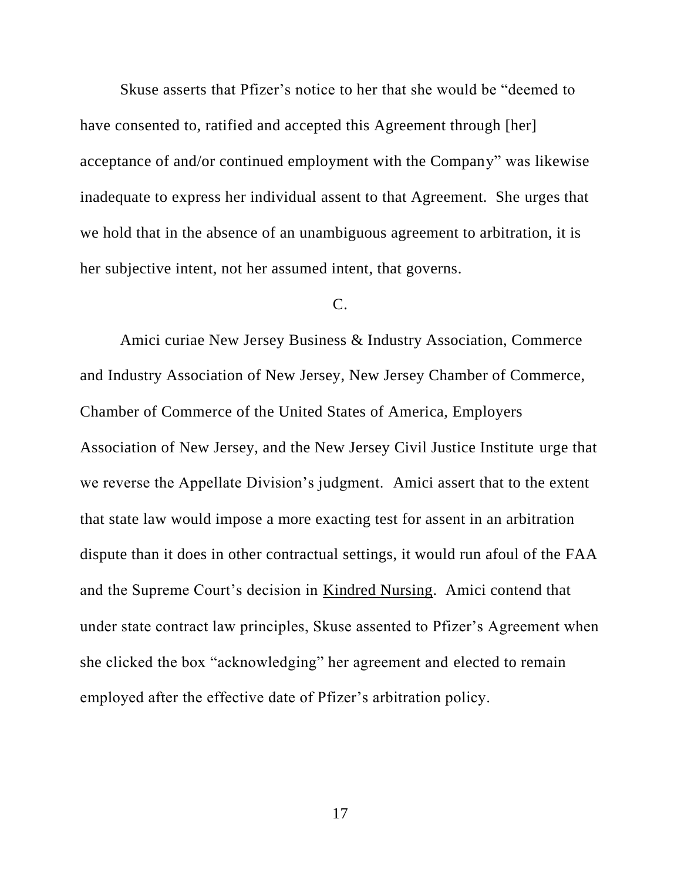Skuse asserts that Pfizer's notice to her that she would be "deemed to have consented to, ratified and accepted this Agreement through [her] acceptance of and/or continued employment with the Company" was likewise inadequate to express her individual assent to that Agreement. She urges that we hold that in the absence of an unambiguous agreement to arbitration, it is her subjective intent, not her assumed intent, that governs.

C.

Amici curiae New Jersey Business & Industry Association, Commerce and Industry Association of New Jersey, New Jersey Chamber of Commerce, Chamber of Commerce of the United States of America, Employers Association of New Jersey, and the New Jersey Civil Justice Institute urge that we reverse the Appellate Division's judgment. Amici assert that to the extent that state law would impose a more exacting test for assent in an arbitration dispute than it does in other contractual settings, it would run afoul of the FAA and the Supreme Court's decision in Kindred Nursing. Amici contend that under state contract law principles, Skuse assented to Pfizer's Agreement when she clicked the box "acknowledging" her agreement and elected to remain employed after the effective date of Pfizer's arbitration policy.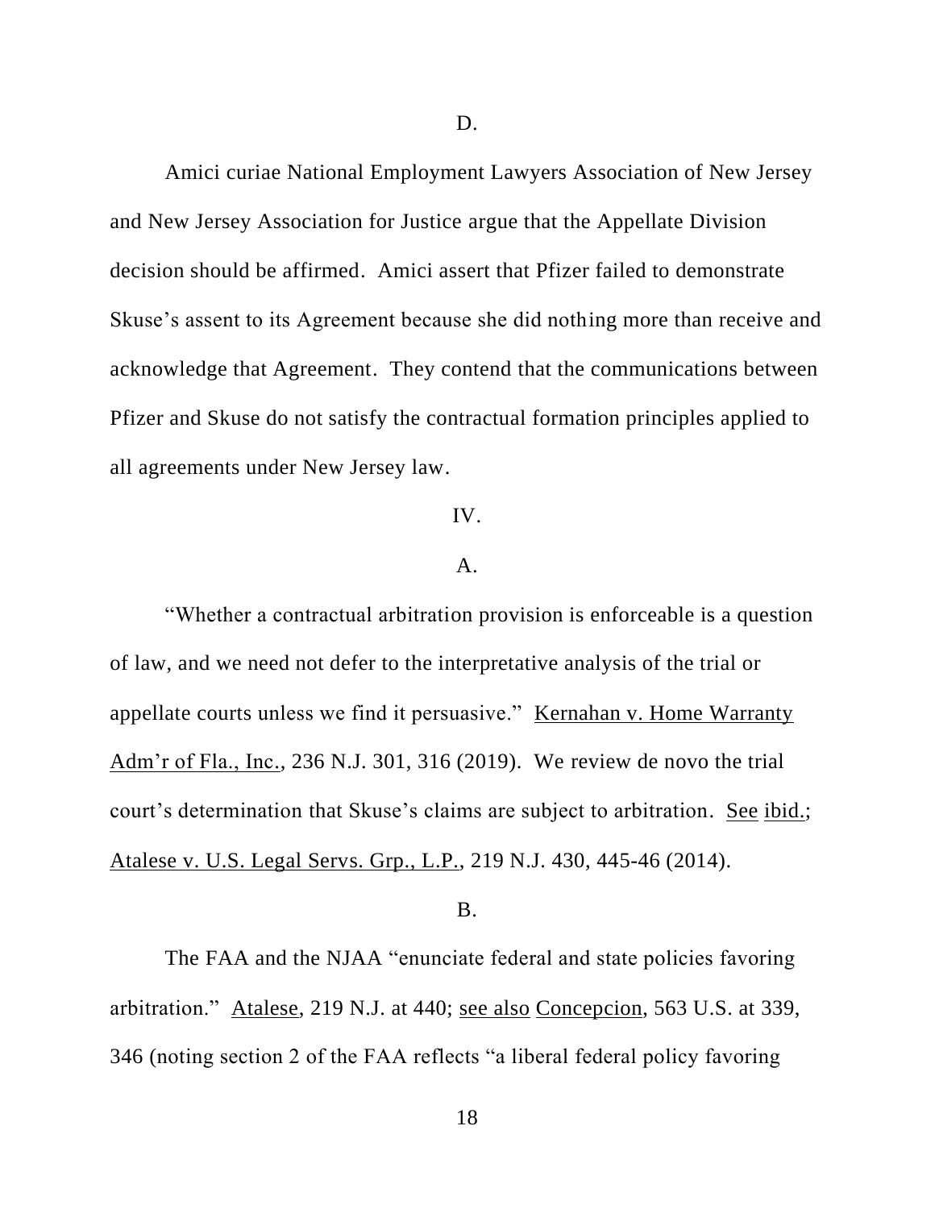D.

Amici curiae National Employment Lawyers Association of New Jersey and New Jersey Association for Justice argue that the Appellate Division decision should be affirmed. Amici assert that Pfizer failed to demonstrate Skuse's assent to its Agreement because she did nothing more than receive and acknowledge that Agreement. They contend that the communications between Pfizer and Skuse do not satisfy the contractual formation principles applied to all agreements under New Jersey law.

IV.

A.

"Whether a contractual arbitration provision is enforceable is a question of law, and we need not defer to the interpretative analysis of the trial or appellate courts unless we find it persuasive." Kernahan v. Home Warranty Adm'r of Fla., Inc., 236 N.J. 301, 316 (2019). We review de novo the trial court's determination that Skuse's claims are subject to arbitration. See ibid.; Atalese v. U.S. Legal Servs. Grp., L.P., 219 N.J. 430, 445-46 (2014).

B.

The FAA and the NJAA "enunciate federal and state policies favoring arbitration." Atalese, 219 N.J. at 440; see also Concepcion, 563 U.S. at 339, 346 (noting section 2 of the FAA reflects "a liberal federal policy favoring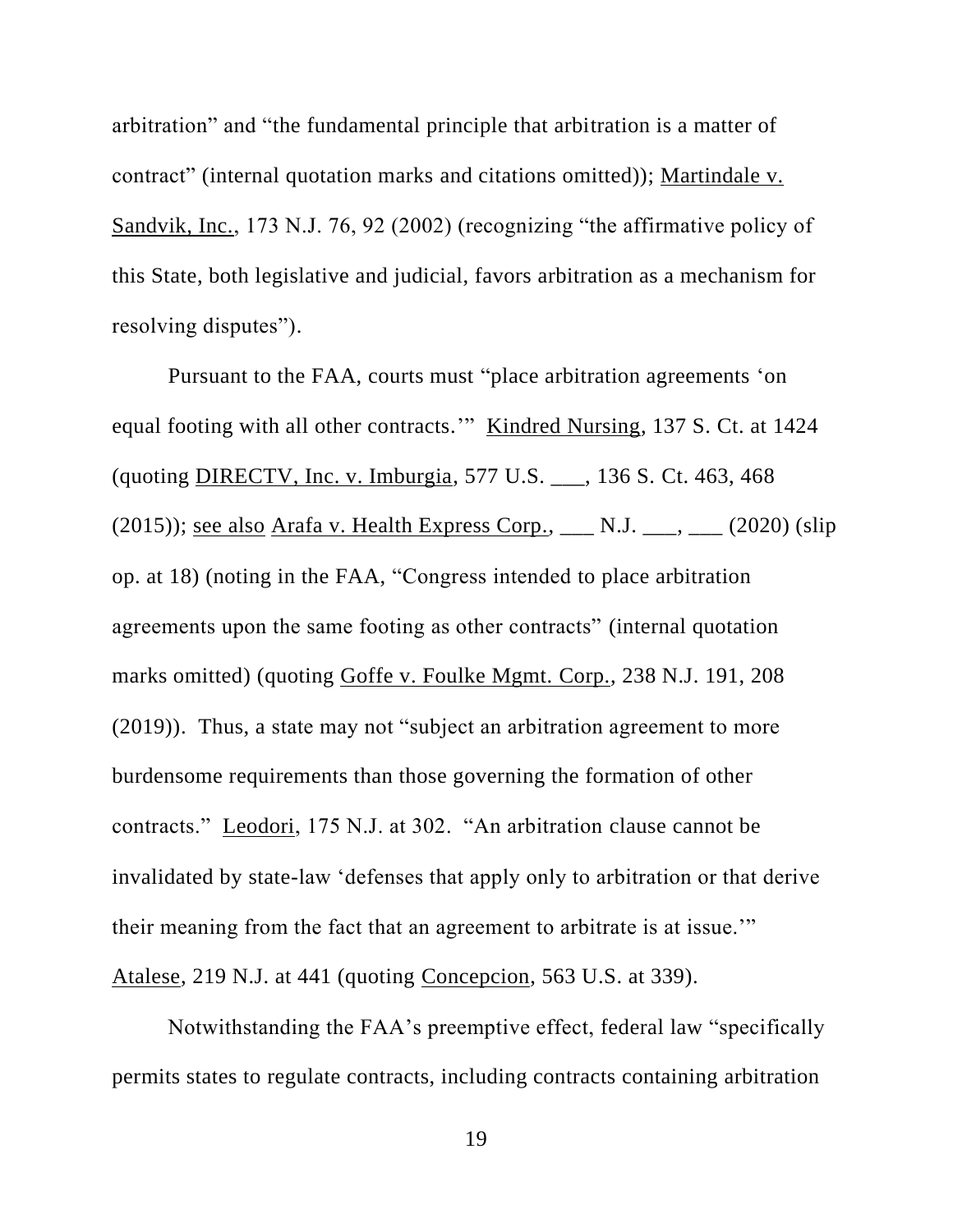arbitration" and "the fundamental principle that arbitration is a matter of contract" (internal quotation marks and citations omitted)); Martindale v. Sandvik, Inc., 173 N.J. 76, 92 (2002) (recognizing "the affirmative policy of this State, both legislative and judicial, favors arbitration as a mechanism for resolving disputes").

Pursuant to the FAA, courts must "place arbitration agreements 'on equal footing with all other contracts.'" Kindred Nursing, 137 S. Ct. at 1424 (quoting DIRECTV, Inc. v. Imburgia, 577 U.S. ___, 136 S. Ct. 463, 468 (2015)); see also Arafa v. Health Express Corp., ___ N.J. ___, ___ (2020) (slip op. at 18) (noting in the FAA, "Congress intended to place arbitration agreements upon the same footing as other contracts" (internal quotation marks omitted) (quoting Goffe v. Foulke Mgmt. Corp., 238 N.J. 191, 208 (2019)). Thus, a state may not "subject an arbitration agreement to more burdensome requirements than those governing the formation of other contracts." Leodori, 175 N.J. at 302. "An arbitration clause cannot be invalidated by state-law 'defenses that apply only to arbitration or that derive their meaning from the fact that an agreement to arbitrate is at issue.'" Atalese, 219 N.J. at 441 (quoting Concepcion, 563 U.S. at 339).

Notwithstanding the FAA's preemptive effect, federal law "specifically permits states to regulate contracts, including contracts containing arbitration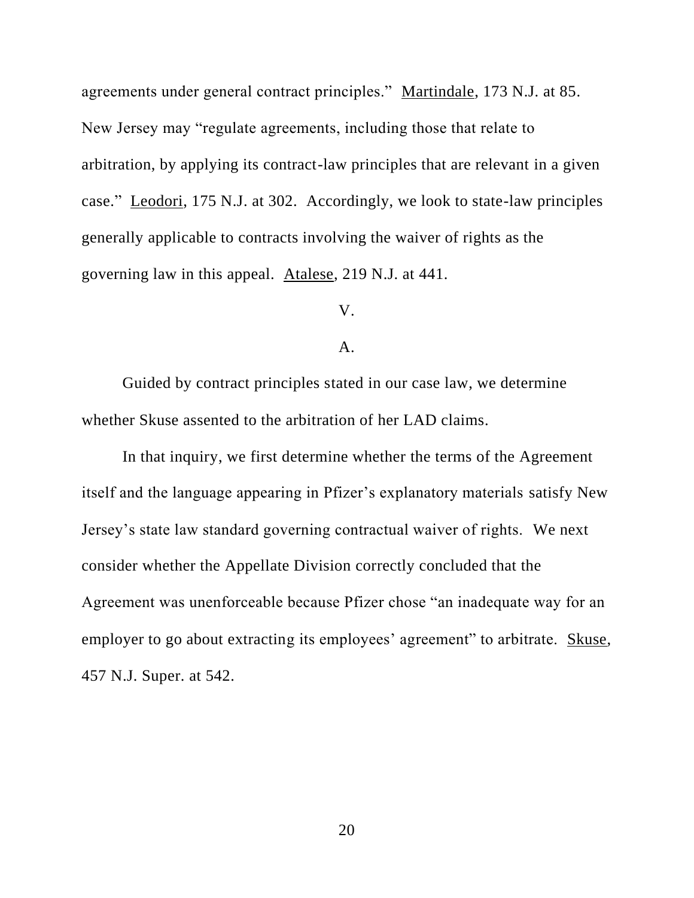agreements under general contract principles." Martindale, 173 N.J. at 85. New Jersey may "regulate agreements, including those that relate to arbitration, by applying its contract-law principles that are relevant in a given case." Leodori, 175 N.J. at 302. Accordingly, we look to state-law principles generally applicable to contracts involving the waiver of rights as the governing law in this appeal. Atalese, 219 N.J. at 441.

## V.

### A.

Guided by contract principles stated in our case law, we determine whether Skuse assented to the arbitration of her LAD claims.

In that inquiry, we first determine whether the terms of the Agreement itself and the language appearing in Pfizer's explanatory materials satisfy New Jersey's state law standard governing contractual waiver of rights. We next consider whether the Appellate Division correctly concluded that the Agreement was unenforceable because Pfizer chose "an inadequate way for an employer to go about extracting its employees' agreement" to arbitrate. Skuse, 457 N.J. Super. at 542.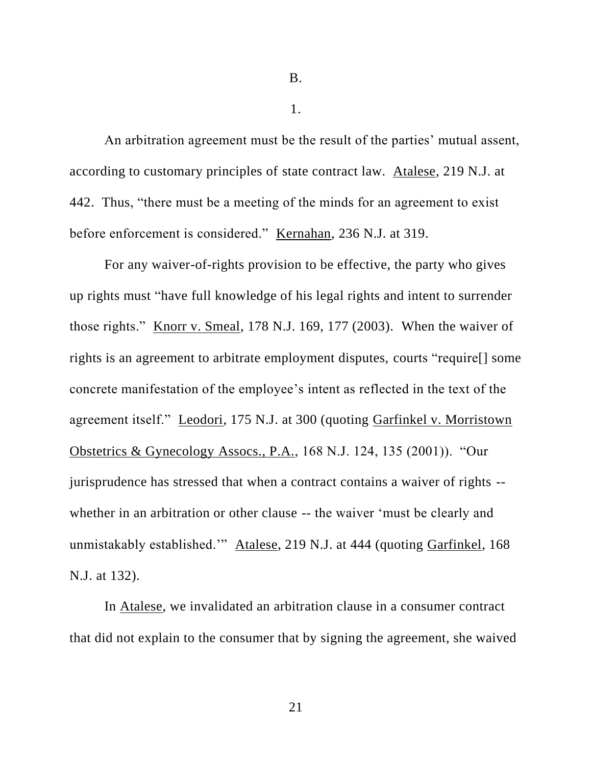B.

1.

An arbitration agreement must be the result of the parties' mutual assent, according to customary principles of state contract law. Atalese, 219 N.J. at 442. Thus, "there must be a meeting of the minds for an agreement to exist before enforcement is considered." Kernahan, 236 N.J. at 319.

For any waiver-of-rights provision to be effective, the party who gives up rights must "have full knowledge of his legal rights and intent to surrender those rights." Knorr v. Smeal, 178 N.J. 169, 177 (2003). When the waiver of rights is an agreement to arbitrate employment disputes, courts "require[] some concrete manifestation of the employee's intent as reflected in the text of the agreement itself." Leodori, 175 N.J. at 300 (quoting Garfinkel v. Morristown Obstetrics & Gynecology Assocs., P.A., 168 N.J. 124, 135 (2001)). "Our jurisprudence has stressed that when a contract contains a waiver of rights -- whether in an arbitration or other clause -- the waiver 'must be clearly and unmistakably established.'" Atalese, 219 N.J. at 444 (quoting Garfinkel, 168 N.J. at 132).

In Atalese, we invalidated an arbitration clause in a consumer contract that did not explain to the consumer that by signing the agreement, she waived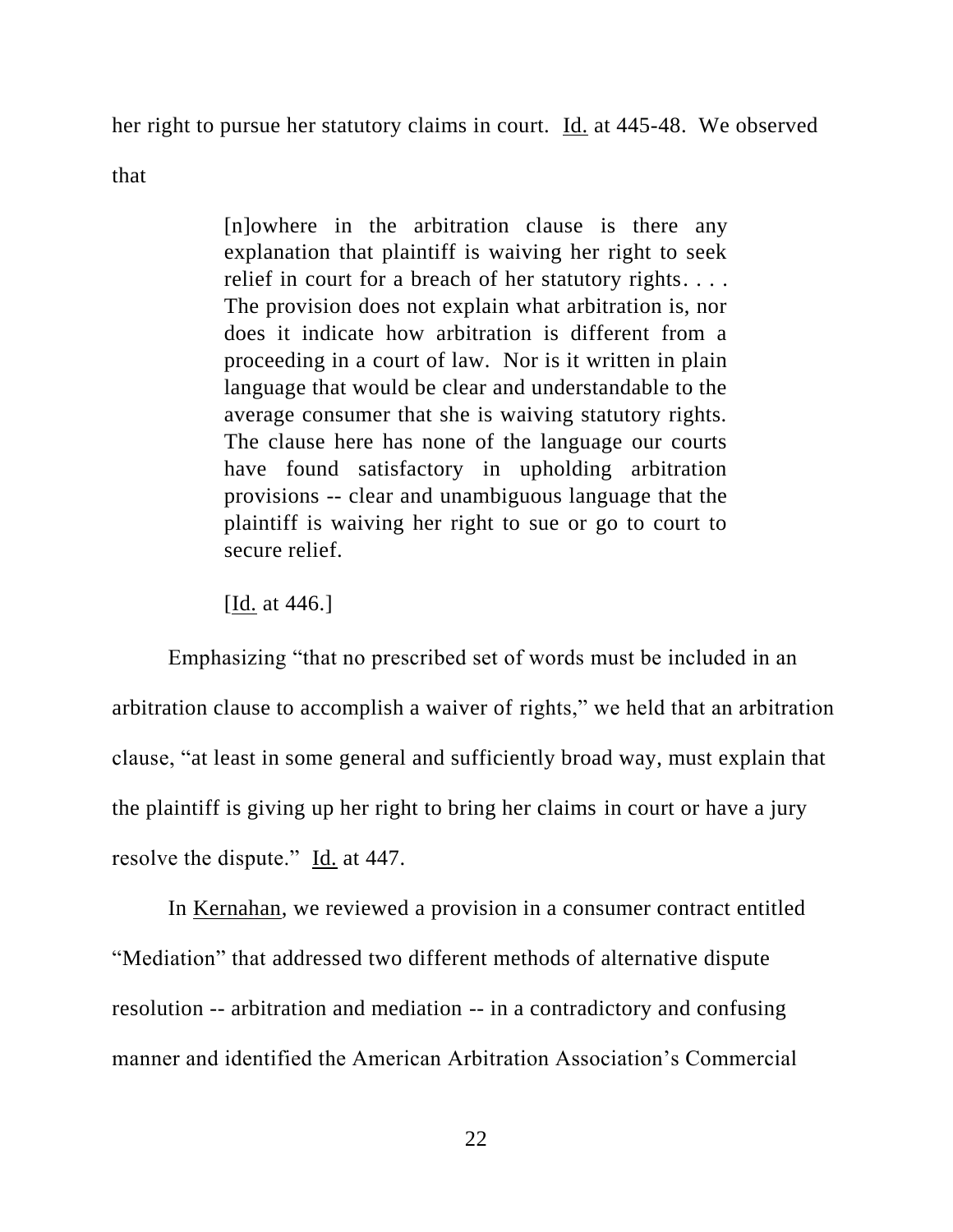her right to pursue her statutory claims in court. Id. at 445-48. We observed that

> [n]owhere in the arbitration clause is there any explanation that plaintiff is waiving her right to seek relief in court for a breach of her statutory rights. . . . The provision does not explain what arbitration is, nor does it indicate how arbitration is different from a proceeding in a court of law. Nor is it written in plain language that would be clear and understandable to the average consumer that she is waiving statutory rights. The clause here has none of the language our courts have found satisfactory in upholding arbitration provisions -- clear and unambiguous language that the plaintiff is waiving her right to sue or go to court to secure relief.
>
> [Id. at 446.]

Emphasizing "that no prescribed set of words must be included in an arbitration clause to accomplish a waiver of rights," we held that an arbitration clause, "at least in some general and sufficiently broad way, must explain that the plaintiff is giving up her right to bring her claims in court or have a jury resolve the dispute." Id. at 447.

In Kernahan, we reviewed a provision in a consumer contract entitled "Mediation" that addressed two different methods of alternative dispute resolution -- arbitration and mediation -- in a contradictory and confusing manner and identified the American Arbitration Association's Commercial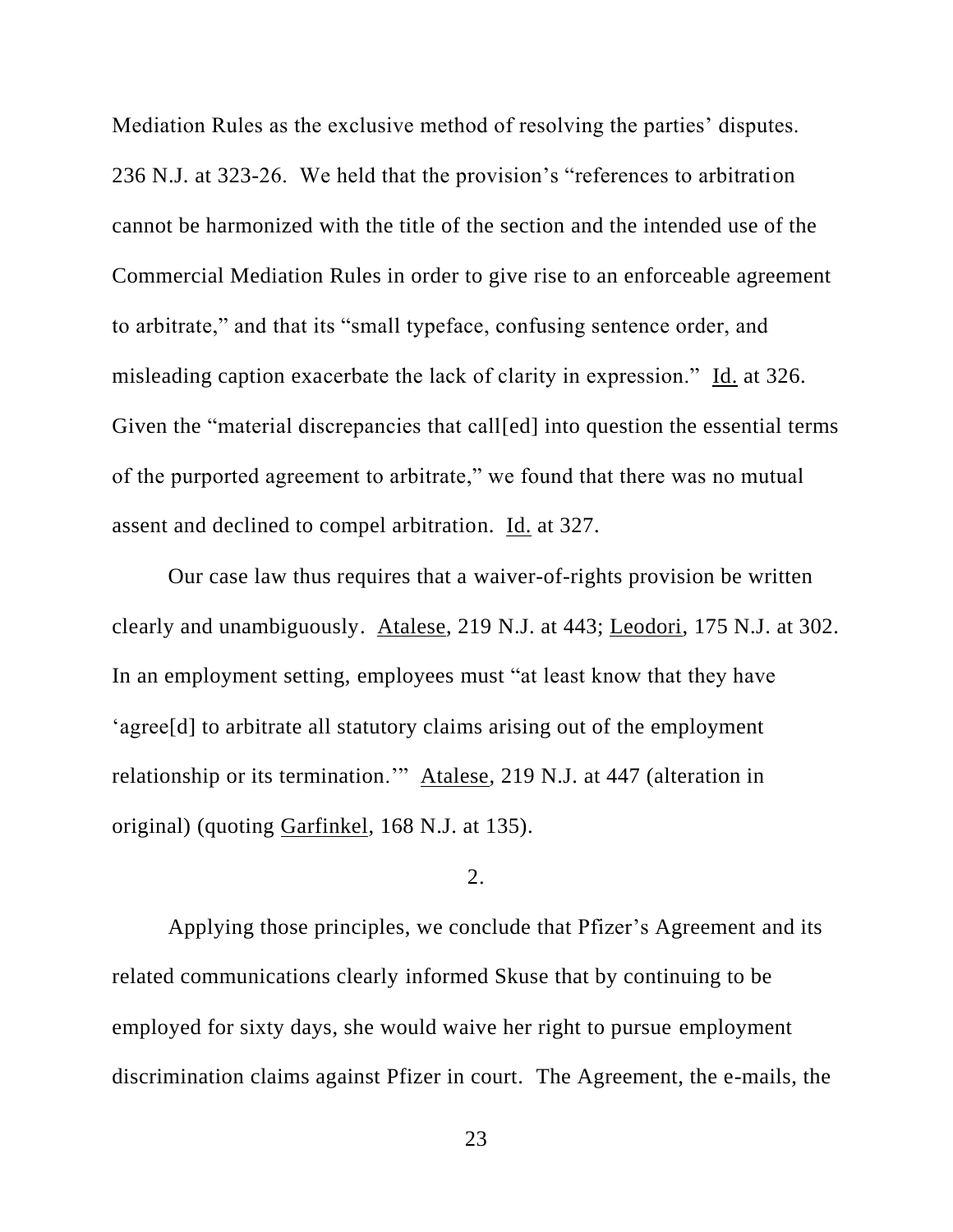Mediation Rules as the exclusive method of resolving the parties' disputes. 236 N.J. at 323-26. We held that the provision's "references to arbitration cannot be harmonized with the title of the section and the intended use of the Commercial Mediation Rules in order to give rise to an enforceable agreement to arbitrate," and that its "small typeface, confusing sentence order, and misleading caption exacerbate the lack of clarity in expression." Id. at 326. Given the "material discrepancies that call[ed] into question the essential terms of the purported agreement to arbitrate," we found that there was no mutual assent and declined to compel arbitration. Id. at 327.

Our case law thus requires that a waiver-of-rights provision be written clearly and unambiguously. Atalese, 219 N.J. at 443; Leodori, 175 N.J. at 302. In an employment setting, employees must "at least know that they have 'agree[d] to arbitrate all statutory claims arising out of the employment relationship or its termination.'" Atalese, 219 N.J. at 447 (alteration in original) (quoting Garfinkel, 168 N.J. at 135).

2.

Applying those principles, we conclude that Pfizer's Agreement and its related communications clearly informed Skuse that by continuing to be employed for sixty days, she would waive her right to pursue employment discrimination claims against Pfizer in court. The Agreement, the e-mails, the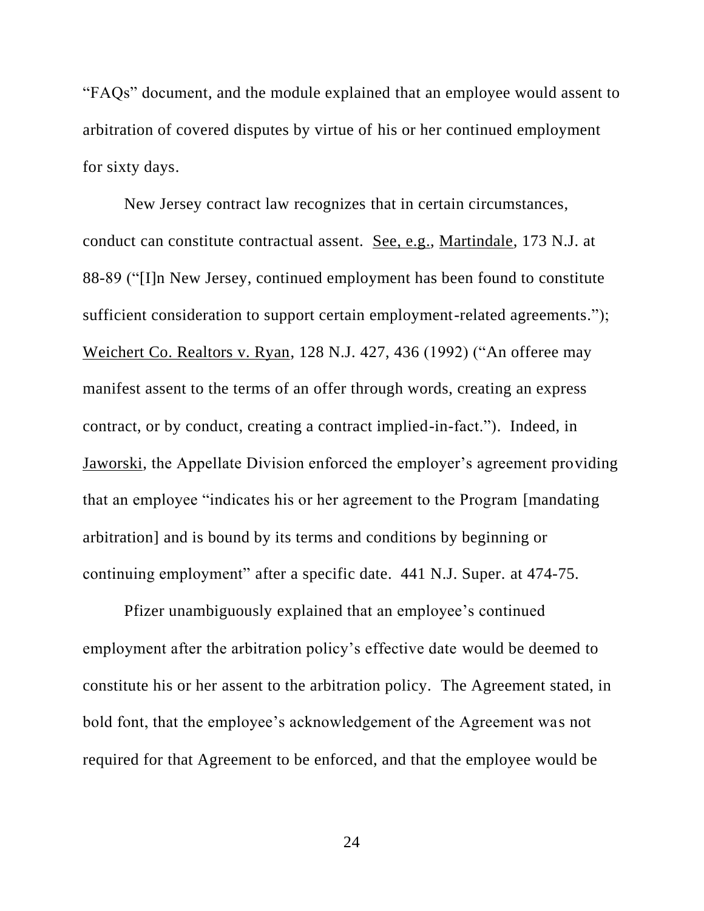"FAQs" document, and the module explained that an employee would assent to arbitration of covered disputes by virtue of his or her continued employment for sixty days.

New Jersey contract law recognizes that in certain circumstances, conduct can constitute contractual assent. See, e.g., Martindale, 173 N.J. at 88-89 ("[I]n New Jersey, continued employment has been found to constitute sufficient consideration to support certain employment-related agreements."); Weichert Co. Realtors v. Ryan, 128 N.J. 427, 436 (1992) ("An offeree may manifest assent to the terms of an offer through words, creating an express contract, or by conduct, creating a contract implied-in-fact."). Indeed, in Jaworski, the Appellate Division enforced the employer's agreement providing that an employee "indicates his or her agreement to the Program [mandating arbitration] and is bound by its terms and conditions by beginning or continuing employment" after a specific date. 441 N.J. Super. at 474-75.

Pfizer unambiguously explained that an employee's continued employment after the arbitration policy's effective date would be deemed to constitute his or her assent to the arbitration policy. The Agreement stated, in bold font, that the employee's acknowledgement of the Agreement was not required for that Agreement to be enforced, and that the employee would be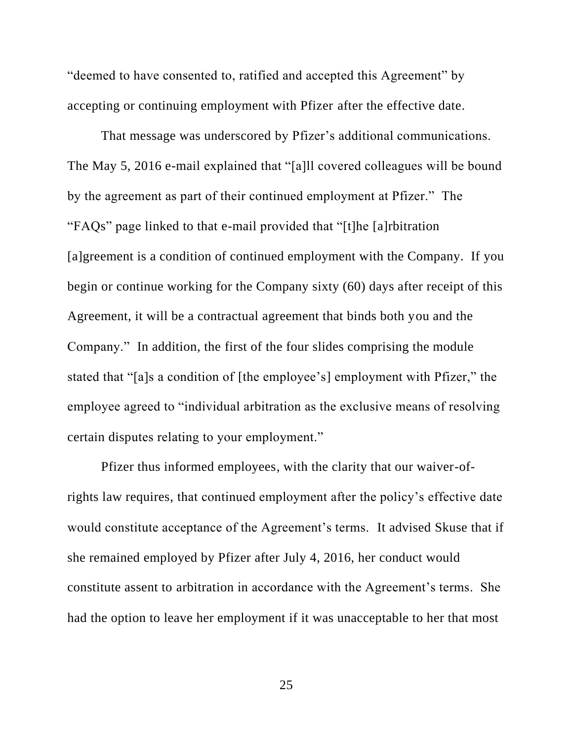"deemed to have consented to, ratified and accepted this Agreement" by accepting or continuing employment with Pfizer after the effective date.

That message was underscored by Pfizer's additional communications. The May 5, 2016 e-mail explained that "[a]ll covered colleagues will be bound by the agreement as part of their continued employment at Pfizer." The "FAQs" page linked to that e-mail provided that "[t]he [a]rbitration [a]greement is a condition of continued employment with the Company. If you begin or continue working for the Company sixty (60) days after receipt of this Agreement, it will be a contractual agreement that binds both you and the Company." In addition, the first of the four slides comprising the module stated that "[a]s a condition of [the employee's] employment with Pfizer," the employee agreed to "individual arbitration as the exclusive means of resolving certain disputes relating to your employment."

Pfizer thus informed employees, with the clarity that our waiver-of-rights law requires, that continued employment after the policy's effective date would constitute acceptance of the Agreement's terms. It advised Skuse that if she remained employed by Pfizer after July 4, 2016, her conduct would constitute assent to arbitration in accordance with the Agreement's terms. She had the option to leave her employment if it was unacceptable to her that most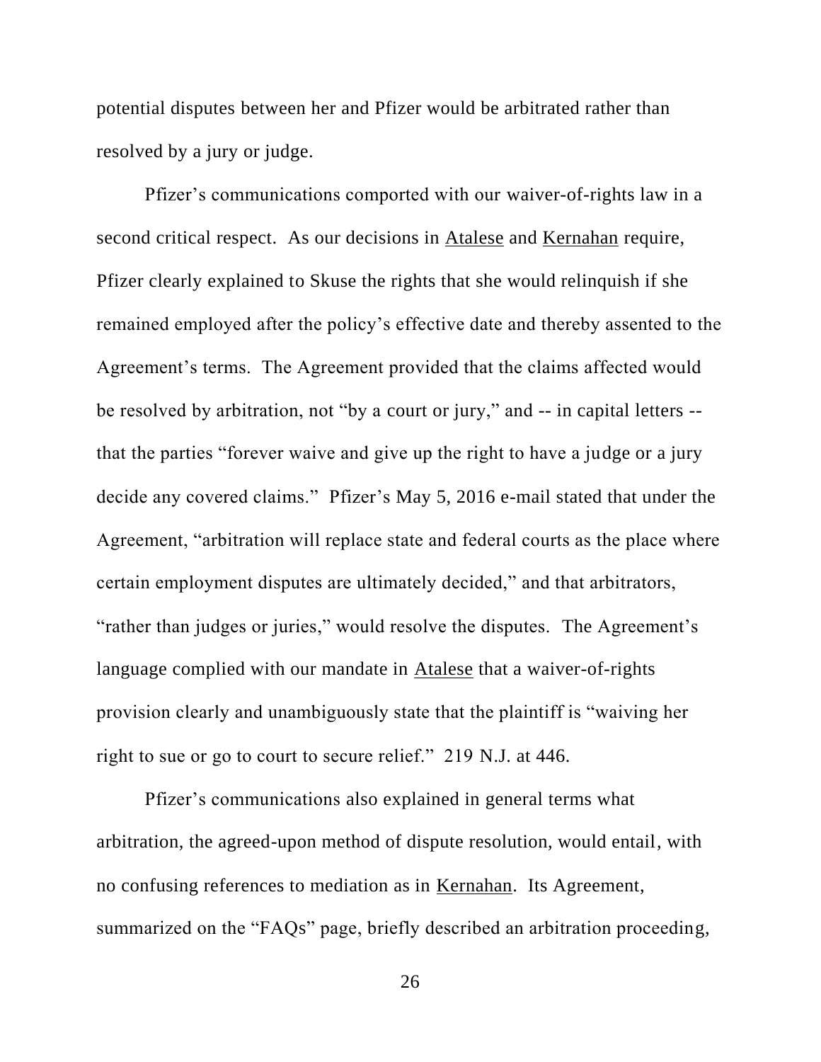potential disputes between her and Pfizer would be arbitrated rather than resolved by a jury or judge.

Pfizer's communications comported with our waiver-of-rights law in a second critical respect. As our decisions in Atalese and Kernahan require, Pfizer clearly explained to Skuse the rights that she would relinquish if she remained employed after the policy's effective date and thereby assented to the Agreement's terms. The Agreement provided that the claims affected would be resolved by arbitration, not "by a court or jury," and -- in capital letters -- that the parties "forever waive and give up the right to have a judge or a jury decide any covered claims." Pfizer's May 5, 2016 e-mail stated that under the Agreement, "arbitration will replace state and federal courts as the place where certain employment disputes are ultimately decided," and that arbitrators, "rather than judges or juries," would resolve the disputes. The Agreement's language complied with our mandate in Atalese that a waiver-of-rights provision clearly and unambiguously state that the plaintiff is "waiving her right to sue or go to court to secure relief." 219 N.J. at 446.

Pfizer's communications also explained in general terms what arbitration, the agreed-upon method of dispute resolution, would entail, with no confusing references to mediation as in Kernahan. Its Agreement, summarized on the "FAQs" page, briefly described an arbitration proceeding,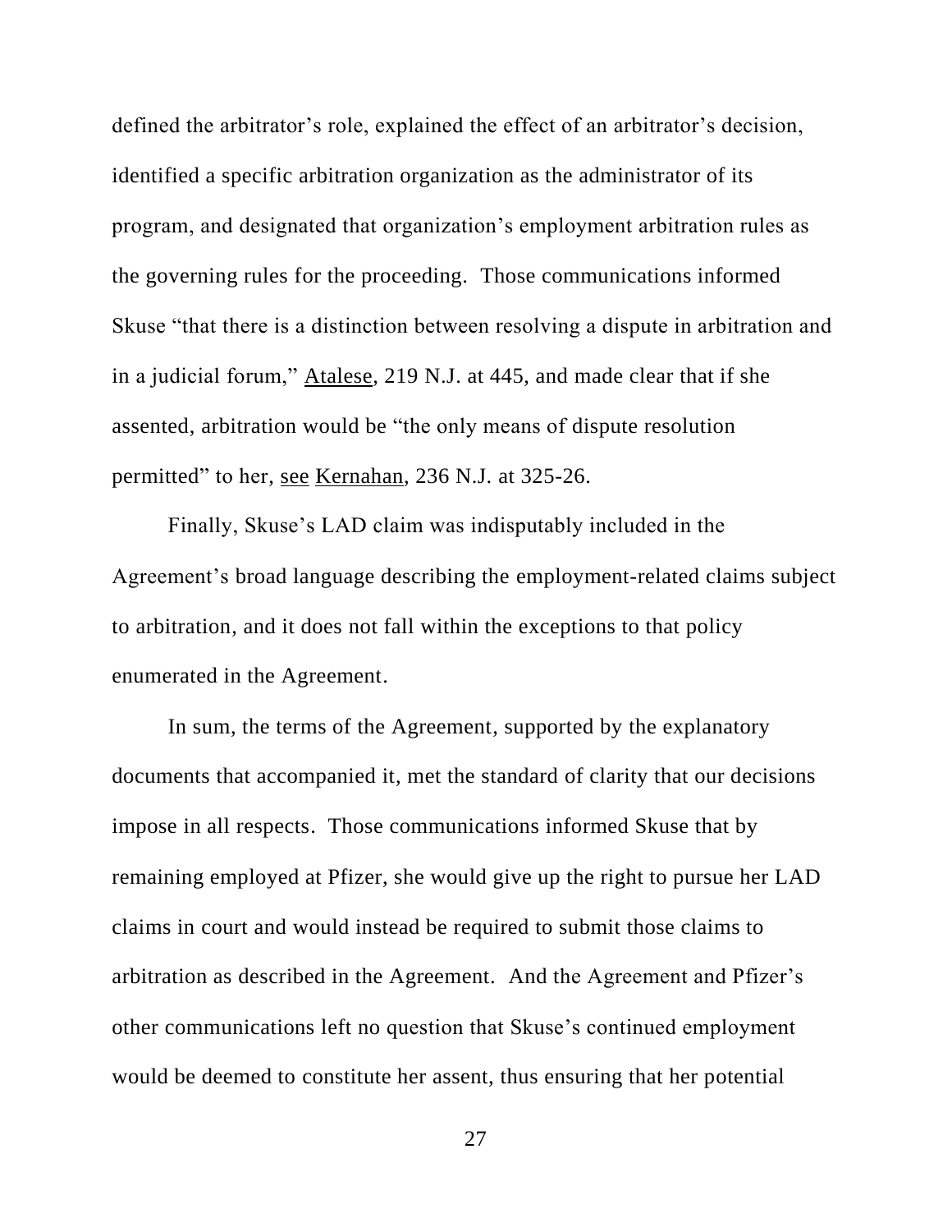defined the arbitrator's role, explained the effect of an arbitrator's decision, identified a specific arbitration organization as the administrator of its program, and designated that organization's employment arbitration rules as the governing rules for the proceeding. Those communications informed Skuse "that there is a distinction between resolving a dispute in arbitration and in a judicial forum," Atalese, 219 N.J. at 445, and made clear that if she assented, arbitration would be "the only means of dispute resolution permitted" to her, see Kernahan, 236 N.J. at 325-26.

Finally, Skuse's LAD claim was indisputably included in the Agreement's broad language describing the employment-related claims subject to arbitration, and it does not fall within the exceptions to that policy enumerated in the Agreement.

In sum, the terms of the Agreement, supported by the explanatory documents that accompanied it, met the standard of clarity that our decisions impose in all respects. Those communications informed Skuse that by remaining employed at Pfizer, she would give up the right to pursue her LAD claims in court and would instead be required to submit those claims to arbitration as described in the Agreement. And the Agreement and Pfizer's other communications left no question that Skuse's continued employment would be deemed to constitute her assent, thus ensuring that her potential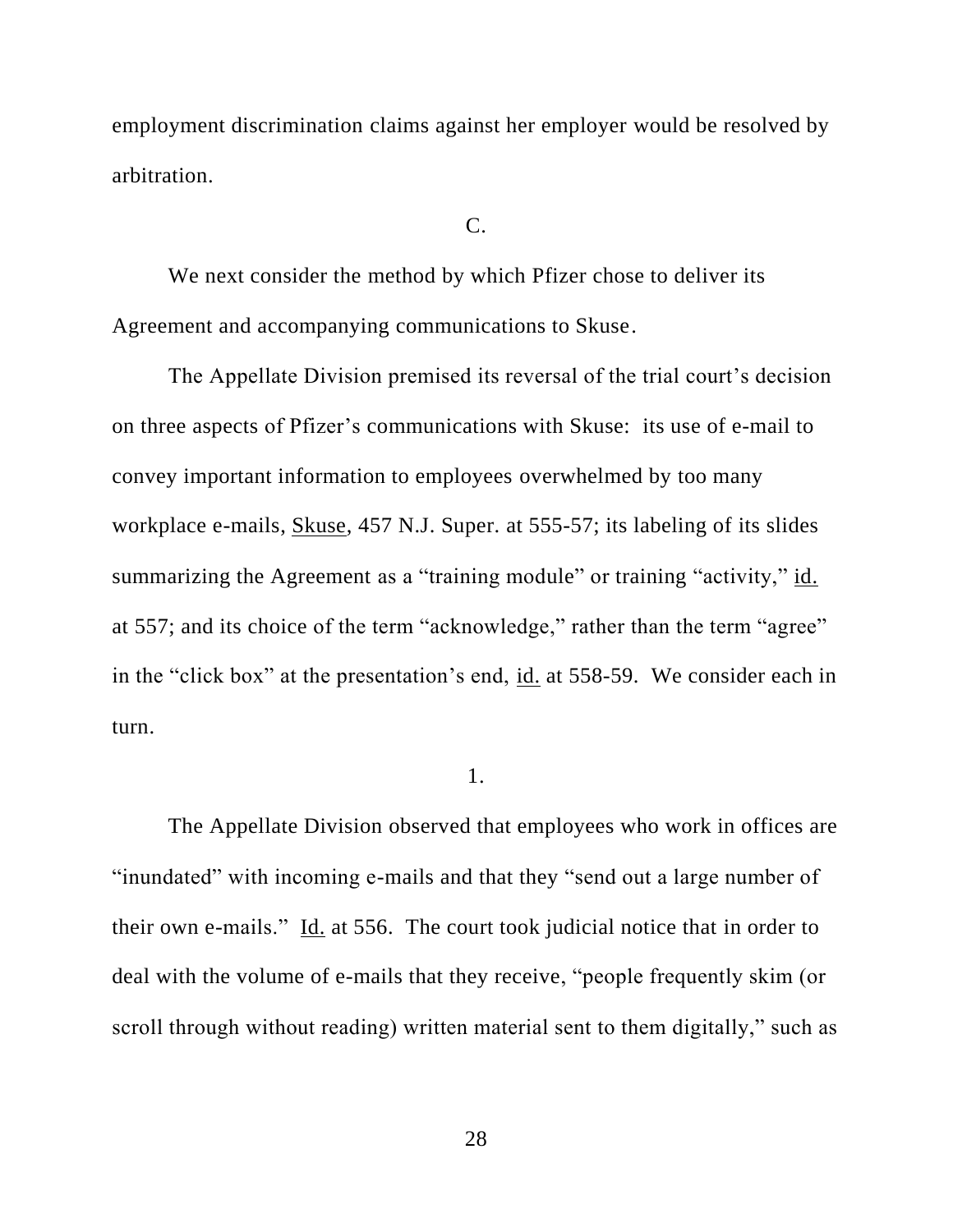employment discrimination claims against her employer would be resolved by arbitration.

C.

We next consider the method by which Pfizer chose to deliver its Agreement and accompanying communications to Skuse.

The Appellate Division premised its reversal of the trial court's decision on three aspects of Pfizer's communications with Skuse: its use of e-mail to convey important information to employees overwhelmed by too many workplace e-mails, Skuse, 457 N.J. Super. at 555-57; its labeling of its slides summarizing the Agreement as a "training module" or training "activity," id. at 557; and its choice of the term "acknowledge," rather than the term "agree" in the "click box" at the presentation's end, id. at 558-59. We consider each in turn.

1.

The Appellate Division observed that employees who work in offices are "inundated" with incoming e-mails and that they "send out a large number of their own e-mails." Id. at 556. The court took judicial notice that in order to deal with the volume of e-mails that they receive, "people frequently skim (or scroll through without reading) written material sent to them digitally," such as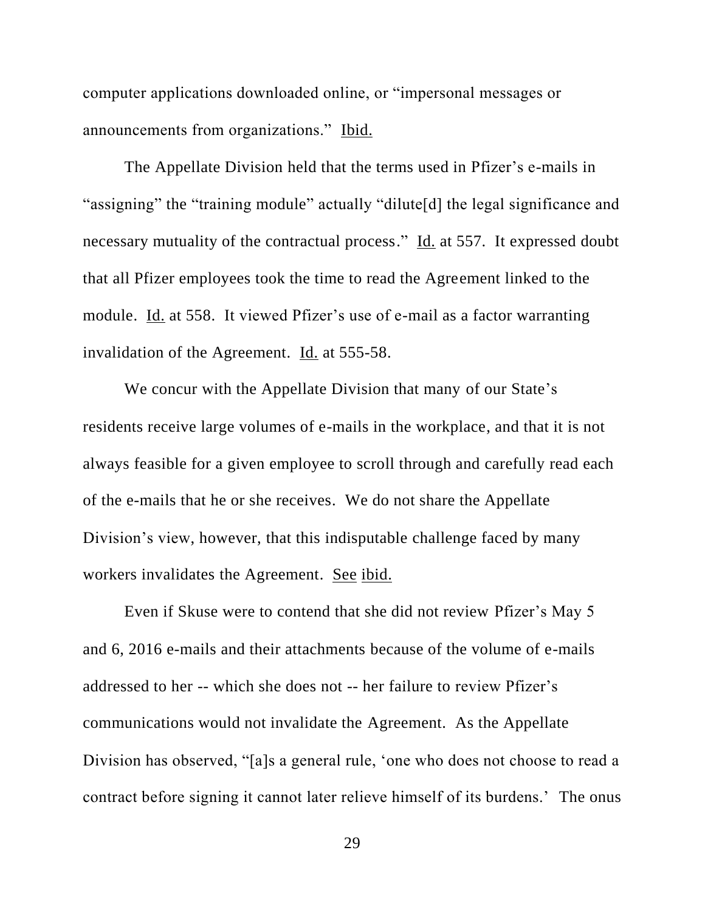computer applications downloaded online, or "impersonal messages or announcements from organizations." Ibid.

The Appellate Division held that the terms used in Pfizer's e-mails in "assigning" the "training module" actually "dilute[d] the legal significance and necessary mutuality of the contractual process." Id. at 557. It expressed doubt that all Pfizer employees took the time to read the Agreement linked to the module. Id. at 558. It viewed Pfizer's use of e-mail as a factor warranting invalidation of the Agreement. Id. at 555-58.

We concur with the Appellate Division that many of our State's residents receive large volumes of e-mails in the workplace, and that it is not always feasible for a given employee to scroll through and carefully read each of the e-mails that he or she receives. We do not share the Appellate Division's view, however, that this indisputable challenge faced by many workers invalidates the Agreement. See ibid.

Even if Skuse were to contend that she did not review Pfizer's May 5 and 6, 2016 e-mails and their attachments because of the volume of e-mails addressed to her -- which she does not -- her failure to review Pfizer's communications would not invalidate the Agreement. As the Appellate Division has observed, "[a]s a general rule, 'one who does not choose to read a contract before signing it cannot later relieve himself of its burdens.' The onus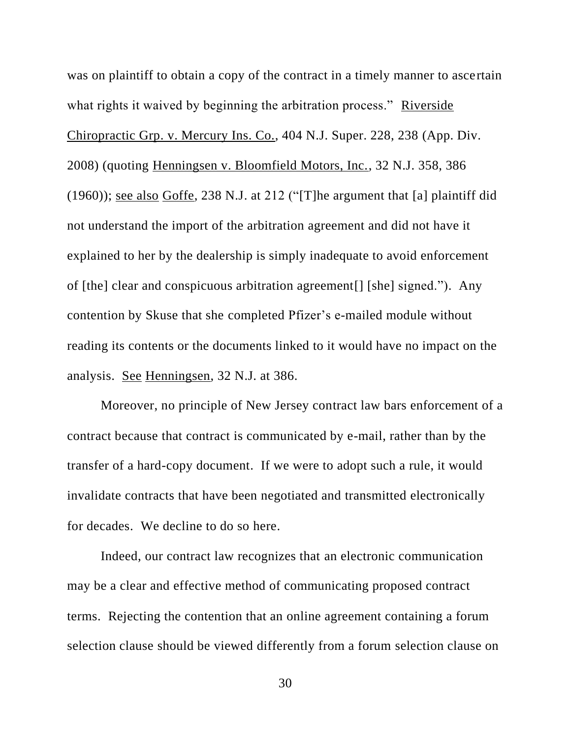was on plaintiff to obtain a copy of the contract in a timely manner to ascertain what rights it waived by beginning the arbitration process." Riverside Chiropractic Grp. v. Mercury Ins. Co., 404 N.J. Super. 228, 238 (App. Div. 2008) (quoting Henningsen v. Bloomfield Motors, Inc., 32 N.J. 358, 386 (1960)); see also Goffe, 238 N.J. at 212 ("[T]he argument that [a] plaintiff did not understand the import of the arbitration agreement and did not have it explained to her by the dealership is simply inadequate to avoid enforcement of [the] clear and conspicuous arbitration agreement[] [she] signed."). Any contention by Skuse that she completed Pfizer's e-mailed module without reading its contents or the documents linked to it would have no impact on the analysis. See Henningsen, 32 N.J. at 386.

Moreover, no principle of New Jersey contract law bars enforcement of a contract because that contract is communicated by e-mail, rather than by the transfer of a hard-copy document. If we were to adopt such a rule, it would invalidate contracts that have been negotiated and transmitted electronically for decades. We decline to do so here.

Indeed, our contract law recognizes that an electronic communication may be a clear and effective method of communicating proposed contract terms. Rejecting the contention that an online agreement containing a forum selection clause should be viewed differently from a forum selection clause on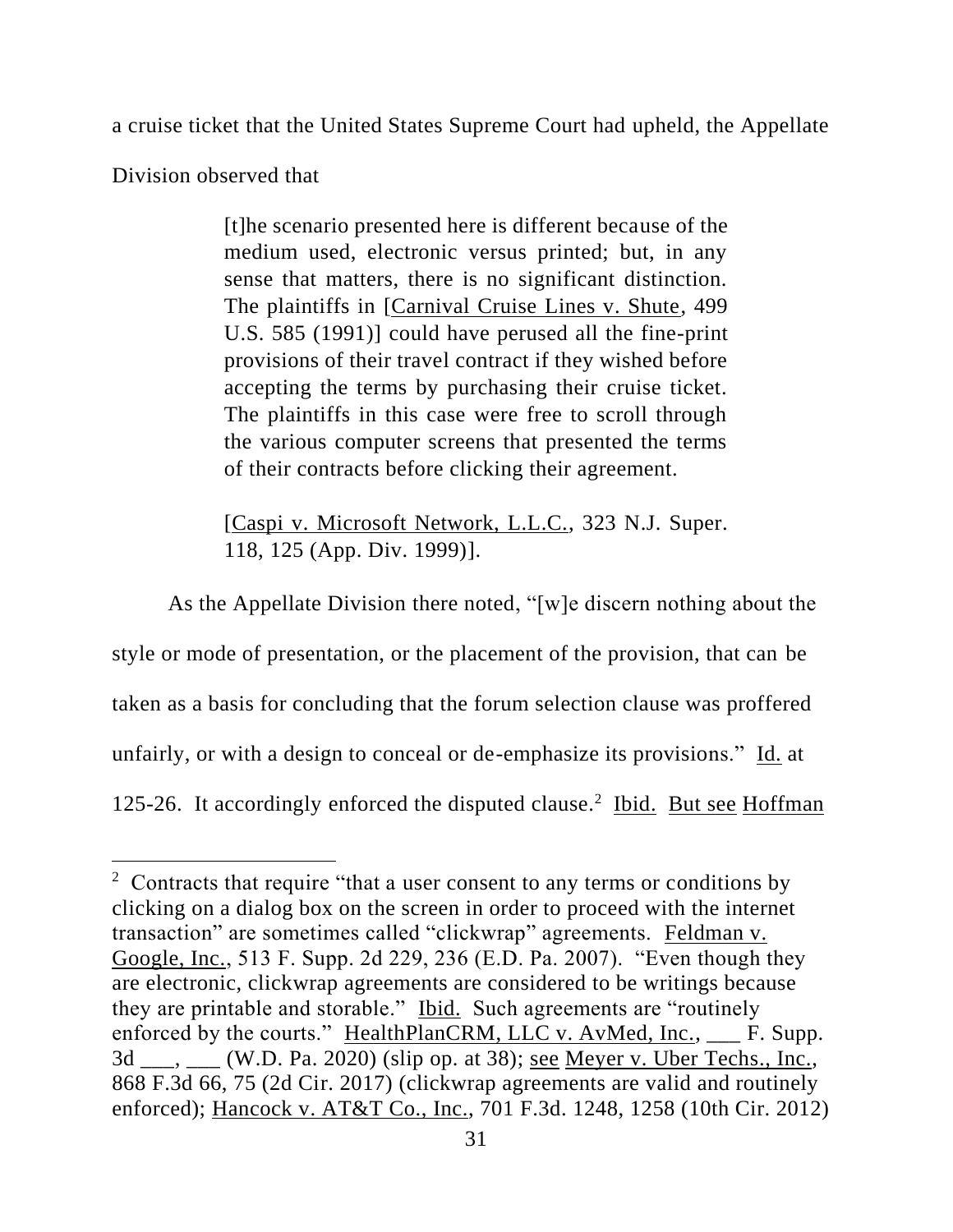a cruise ticket that the United States Supreme Court had upheld, the Appellate Division observed that

> [t]he scenario presented here is different because of the medium used, electronic versus printed; but, in any sense that matters, there is no significant distinction. The plaintiffs in [Carnival Cruise Lines v. Shute, 499 U.S. 585 (1991)] could have perused all the fine-print provisions of their travel contract if they wished before accepting the terms by purchasing their cruise ticket. The plaintiffs in this case were free to scroll through the various computer screens that presented the terms of their contracts before clicking their agreement.
>
> [Caspi v. Microsoft Network, L.L.C., 323 N.J. Super. 118, 125 (App. Div. 1999)].

As the Appellate Division there noted, "[w]e discern nothing about the style or mode of presentation, or the placement of the provision, that can be taken as a basis for concluding that the forum selection clause was proffered unfairly, or with a design to conceal or de-emphasize its provisions." Id. at 125-26. It accordingly enforced the disputed clause.[2] Ibid. But see Hoffman

---

[2] Contracts that require "that a user consent to any terms or conditions by clicking on a dialog box on the screen in order to proceed with the internet transaction" are sometimes called "clickwrap" agreements. Feldman v. Google, Inc., 513 F. Supp. 2d 229, 236 (E.D. Pa. 2007). "Even though they are electronic, clickwrap agreements are considered to be writings because they are printable and storable." Ibid. Such agreements are "routinely enforced by the courts." HealthPlanCRM, LLC v. AvMed, Inc., ___ F. Supp. 3d ___, ___ (W.D. Pa. 2020) (slip op. at 38); see Meyer v. Uber Techs., Inc., 868 F.3d 66, 75 (2d Cir. 2017) (clickwrap agreements are valid and routinely enforced); Hancock v. AT&T Co., Inc., 701 F.3d. 1248, 1258 (10th Cir. 2012)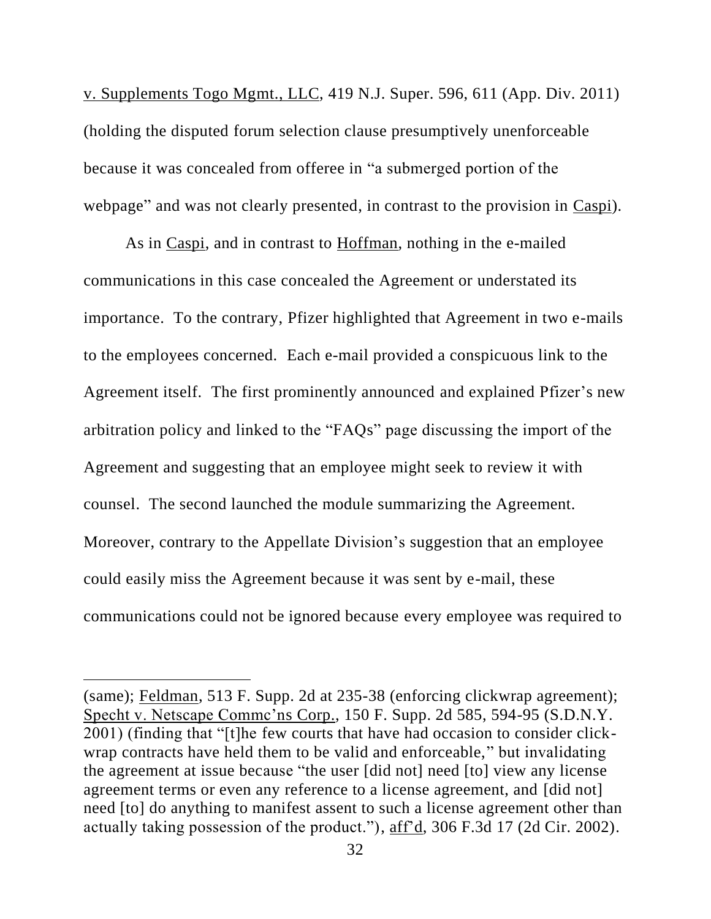v. Supplements Togo Mgmt., LLC, 419 N.J. Super. 596, 611 (App. Div. 2011) (holding the disputed forum selection clause presumptively unenforceable because it was concealed from offeree in "a submerged portion of the webpage" and was not clearly presented, in contrast to the provision in Caspi).

As in Caspi, and in contrast to Hoffman, nothing in the e-mailed communications in this case concealed the Agreement or understated its importance. To the contrary, Pfizer highlighted that Agreement in two e-mails to the employees concerned. Each e-mail provided a conspicuous link to the Agreement itself. The first prominently announced and explained Pfizer's new arbitration policy and linked to the "FAQs" page discussing the import of the Agreement and suggesting that an employee might seek to review it with counsel. The second launched the module summarizing the Agreement. Moreover, contrary to the Appellate Division's suggestion that an employee could easily miss the Agreement because it was sent by e-mail, these communications could not be ignored because every employee was required to

---

(same); Feldman, 513 F. Supp. 2d at 235-38 (enforcing clickwrap agreement); Specht v. Netscape Commc'ns Corp., 150 F. Supp. 2d 585, 594-95 (S.D.N.Y. 2001) (finding that "[t]he few courts that have had occasion to consider click-wrap contracts have held them to be valid and enforceable," but invalidating the agreement at issue because "the user [did not] need [to] view any license agreement terms or even any reference to a license agreement, and [did not] need [to] do anything to manifest assent to such a license agreement other than actually taking possession of the product."), aff'd, 306 F.3d 17 (2d Cir. 2002).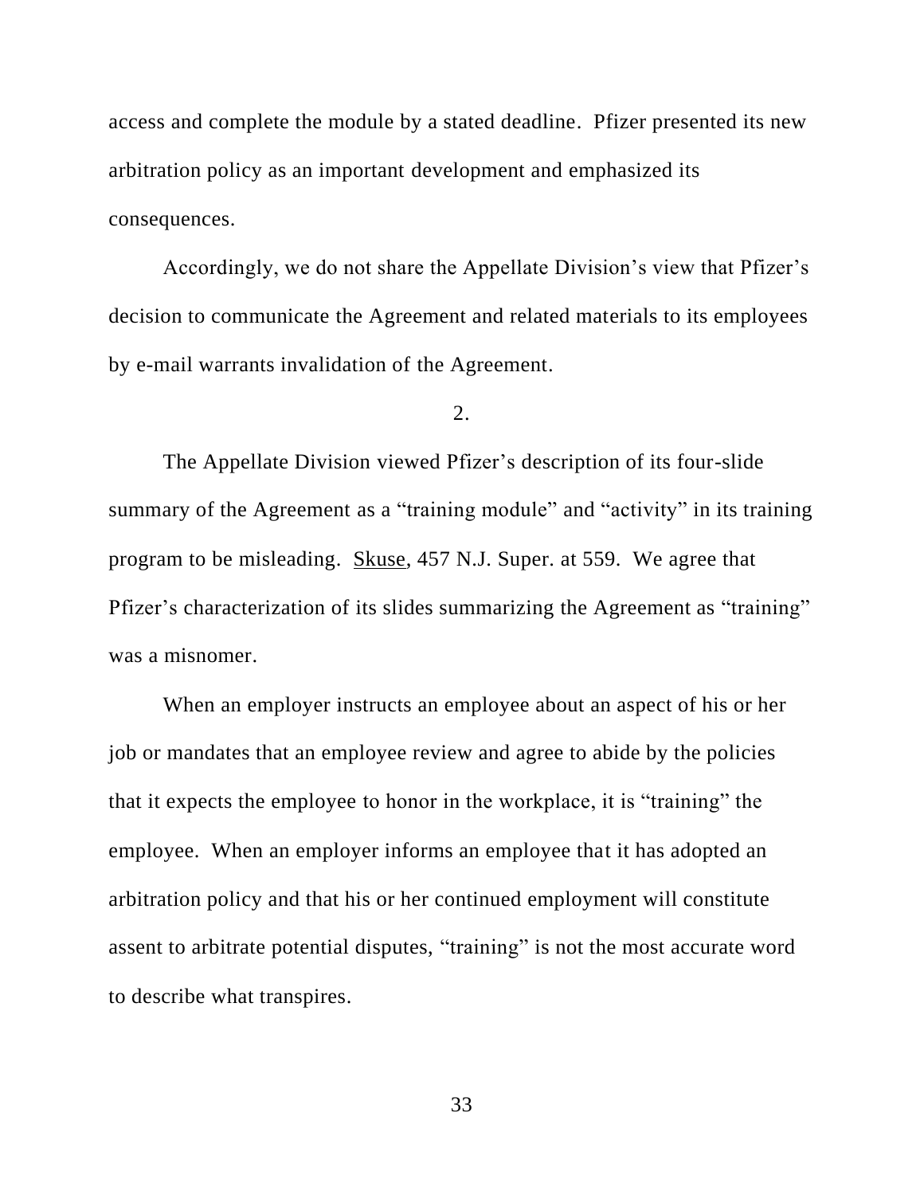access and complete the module by a stated deadline. Pfizer presented its new arbitration policy as an important development and emphasized its consequences.

Accordingly, we do not share the Appellate Division's view that Pfizer's decision to communicate the Agreement and related materials to its employees by e-mail warrants invalidation of the Agreement.

2.

The Appellate Division viewed Pfizer's description of its four-slide summary of the Agreement as a "training module" and "activity" in its training program to be misleading. Skuse, 457 N.J. Super. at 559. We agree that Pfizer's characterization of its slides summarizing the Agreement as "training" was a misnomer.

When an employer instructs an employee about an aspect of his or her job or mandates that an employee review and agree to abide by the policies that it expects the employee to honor in the workplace, it is "training" the employee. When an employer informs an employee that it has adopted an arbitration policy and that his or her continued employment will constitute assent to arbitrate potential disputes, "training" is not the most accurate word to describe what transpires.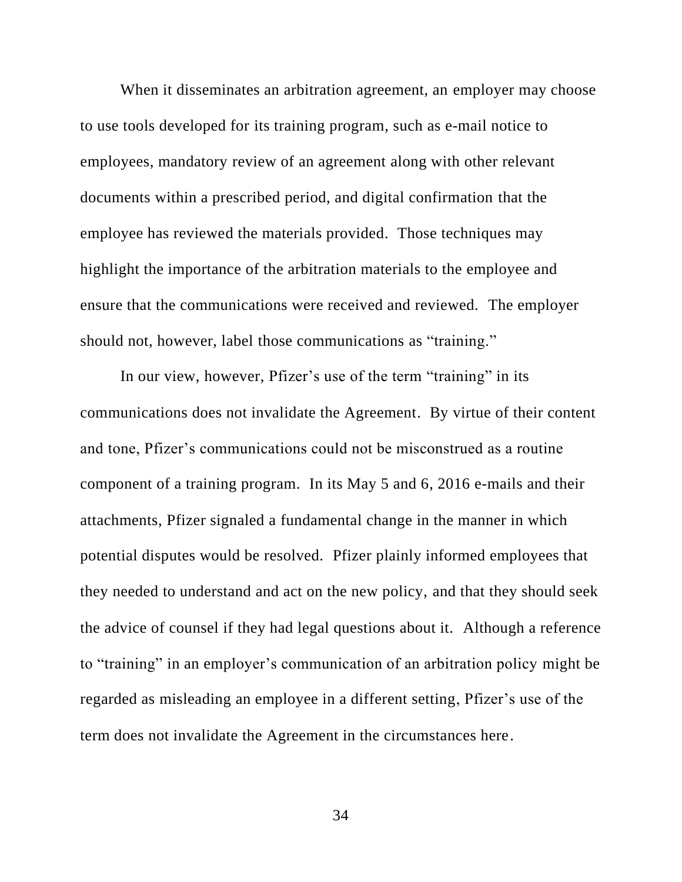When it disseminates an arbitration agreement, an employer may choose to use tools developed for its training program, such as e-mail notice to employees, mandatory review of an agreement along with other relevant documents within a prescribed period, and digital confirmation that the employee has reviewed the materials provided. Those techniques may highlight the importance of the arbitration materials to the employee and ensure that the communications were received and reviewed. The employer should not, however, label those communications as "training."

In our view, however, Pfizer's use of the term "training" in its communications does not invalidate the Agreement. By virtue of their content and tone, Pfizer's communications could not be misconstrued as a routine component of a training program. In its May 5 and 6, 2016 e-mails and their attachments, Pfizer signaled a fundamental change in the manner in which potential disputes would be resolved. Pfizer plainly informed employees that they needed to understand and act on the new policy, and that they should seek the advice of counsel if they had legal questions about it. Although a reference to "training" in an employer's communication of an arbitration policy might be regarded as misleading an employee in a different setting, Pfizer's use of the term does not invalidate the Agreement in the circumstances here.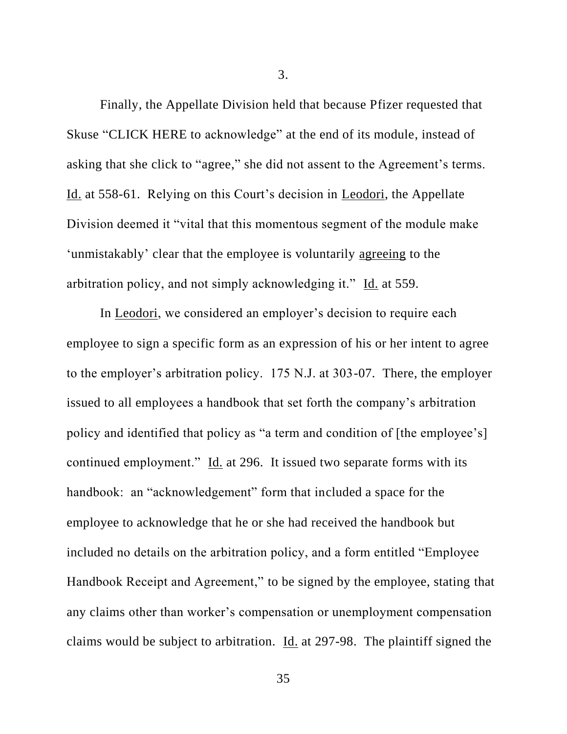3.

Finally, the Appellate Division held that because Pfizer requested that Skuse "CLICK HERE to acknowledge" at the end of its module, instead of asking that she click to "agree," she did not assent to the Agreement's terms. Id. at 558-61. Relying on this Court's decision in Leodori, the Appellate Division deemed it "vital that this momentous segment of the module make 'unmistakably' clear that the employee is voluntarily agreeing to the arbitration policy, and not simply acknowledging it." Id. at 559.

In Leodori, we considered an employer's decision to require each employee to sign a specific form as an expression of his or her intent to agree to the employer's arbitration policy. 175 N.J. at 303-07. There, the employer issued to all employees a handbook that set forth the company's arbitration policy and identified that policy as "a term and condition of [the employee's] continued employment." Id. at 296. It issued two separate forms with its handbook: an "acknowledgement" form that included a space for the employee to acknowledge that he or she had received the handbook but included no details on the arbitration policy, and a form entitled "Employee Handbook Receipt and Agreement," to be signed by the employee, stating that any claims other than worker's compensation or unemployment compensation claims would be subject to arbitration. Id. at 297-98. The plaintiff signed the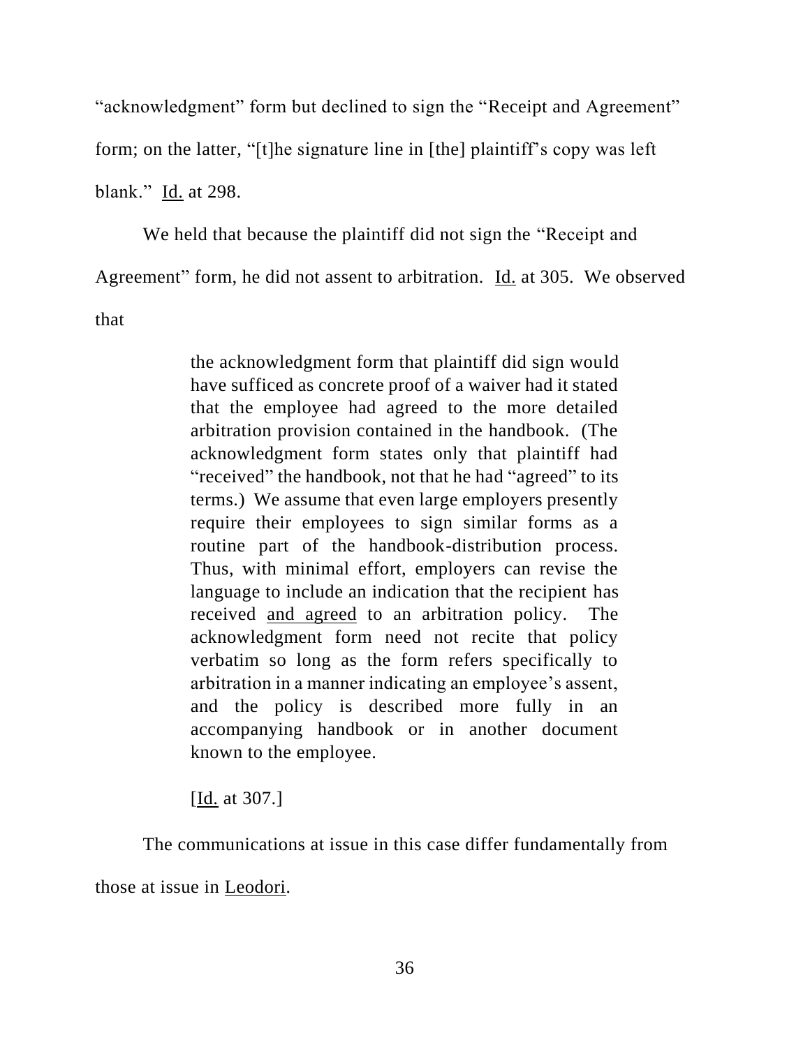"acknowledgment" form but declined to sign the "Receipt and Agreement" form; on the latter, "[t]he signature line in [the] plaintiff's copy was left blank." Id. at 298.

We held that because the plaintiff did not sign the "Receipt and Agreement" form, he did not assent to arbitration. Id. at 305. We observed that

> the acknowledgment form that plaintiff did sign would have sufficed as concrete proof of a waiver had it stated that the employee had agreed to the more detailed arbitration provision contained in the handbook. (The acknowledgment form states only that plaintiff had "received" the handbook, not that he had "agreed" to its terms.) We assume that even large employers presently require their employees to sign similar forms as a routine part of the handbook-distribution process. Thus, with minimal effort, employers can revise the language to include an indication that the recipient has received and agreed to an arbitration policy. The acknowledgment form need not recite that policy verbatim so long as the form refers specifically to arbitration in a manner indicating an employee's assent, and the policy is described more fully in an accompanying handbook or in another document known to the employee.
>
> [Id. at 307.]

The communications at issue in this case differ fundamentally from those at issue in Leodori.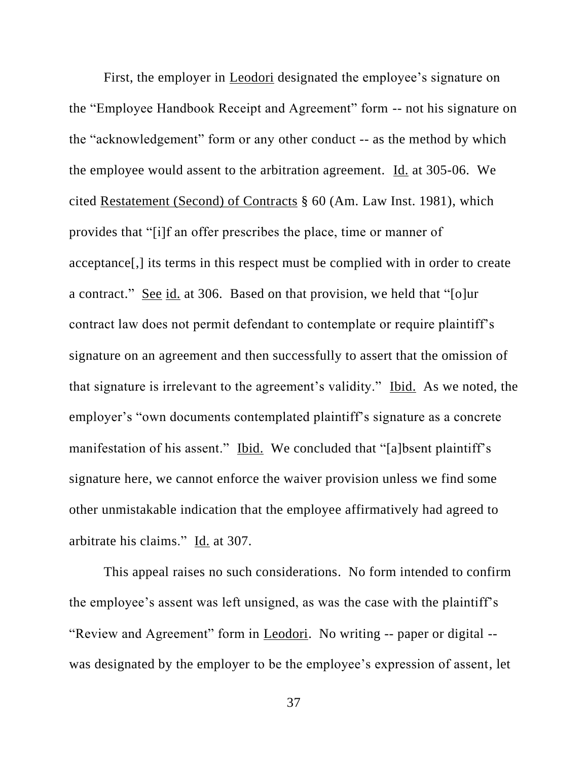First, the employer in Leodori designated the employee's signature on the "Employee Handbook Receipt and Agreement" form -- not his signature on the "acknowledgement" form or any other conduct -- as the method by which the employee would assent to the arbitration agreement. Id. at 305-06. We cited Restatement (Second) of Contracts § 60 (Am. Law Inst. 1981), which provides that "[i]f an offer prescribes the place, time or manner of acceptance[,] its terms in this respect must be complied with in order to create a contract." See id. at 306. Based on that provision, we held that "[o]ur contract law does not permit defendant to contemplate or require plaintiff's signature on an agreement and then successfully to assert that the omission of that signature is irrelevant to the agreement's validity." Ibid. As we noted, the employer's "own documents contemplated plaintiff's signature as a concrete manifestation of his assent." Ibid. We concluded that "[a]bsent plaintiff's signature here, we cannot enforce the waiver provision unless we find some other unmistakable indication that the employee affirmatively had agreed to arbitrate his claims." Id. at 307.

This appeal raises no such considerations. No form intended to confirm the employee's assent was left unsigned, as was the case with the plaintiff's "Review and Agreement" form in Leodori. No writing -- paper or digital -- was designated by the employer to be the employee's expression of assent, let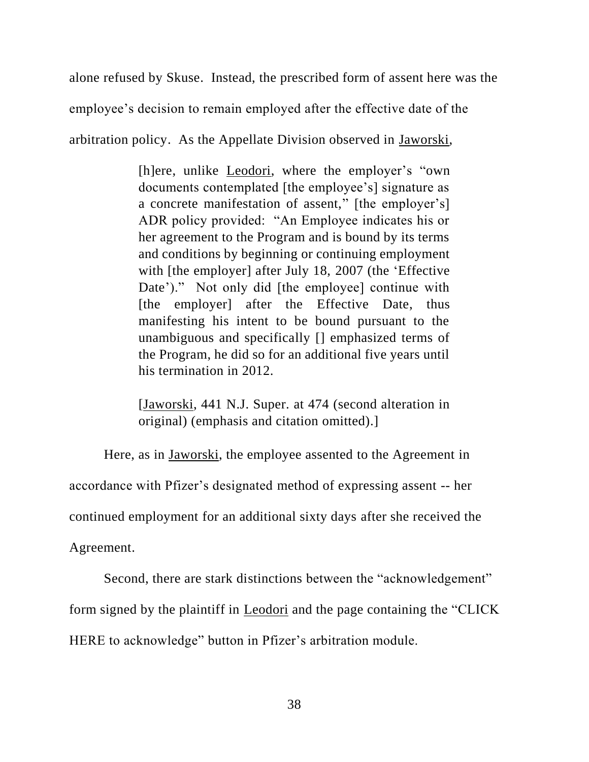alone refused by Skuse. Instead, the prescribed form of assent here was the employee's decision to remain employed after the effective date of the arbitration policy. As the Appellate Division observed in Jaworski,

> [h]ere, unlike Leodori, where the employer's "own documents contemplated [the employee's] signature as a concrete manifestation of assent," [the employer's] ADR policy provided: "An Employee indicates his or her agreement to the Program and is bound by its terms and conditions by beginning or continuing employment with [the employer] after July 18, 2007 (the 'Effective Date')." Not only did [the employee] continue with [the employer] after the Effective Date, thus manifesting his intent to be bound pursuant to the unambiguous and specifically [] emphasized terms of the Program, he did so for an additional five years until his termination in 2012.
>
> [Jaworski, 441 N.J. Super. at 474 (second alteration in original) (emphasis and citation omitted).]

Here, as in Jaworski, the employee assented to the Agreement in accordance with Pfizer's designated method of expressing assent -- her continued employment for an additional sixty days after she received the Agreement.

Second, there are stark distinctions between the "acknowledgement" form signed by the plaintiff in Leodori and the page containing the "CLICK HERE to acknowledge" button in Pfizer's arbitration module.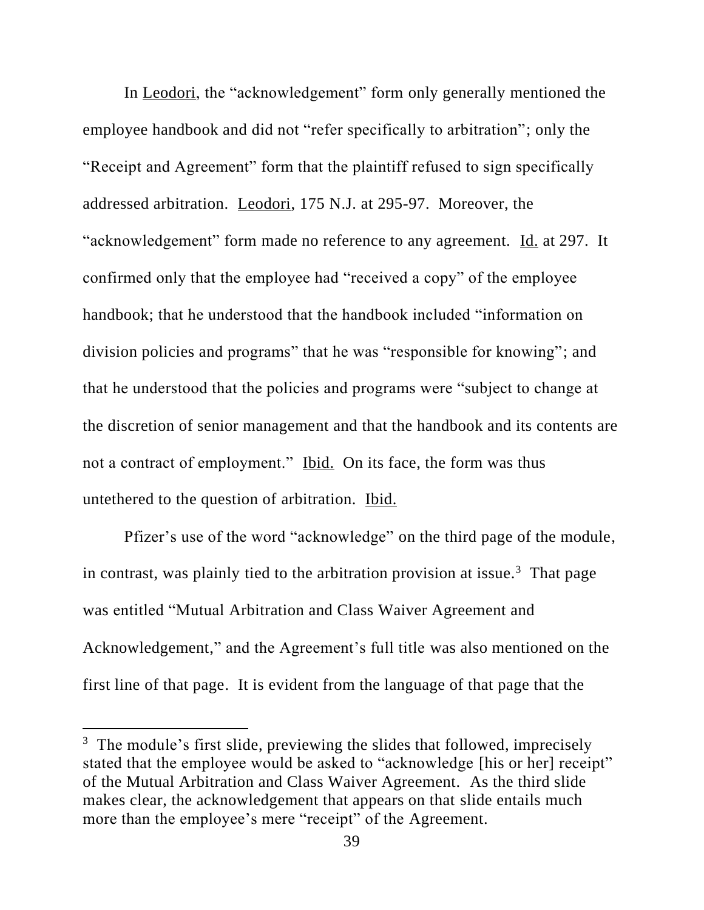In Leodori, the "acknowledgement" form only generally mentioned the employee handbook and did not "refer specifically to arbitration"; only the "Receipt and Agreement" form that the plaintiff refused to sign specifically addressed arbitration. Leodori, 175 N.J. at 295-97. Moreover, the "acknowledgement" form made no reference to any agreement. Id. at 297. It confirmed only that the employee had "received a copy" of the employee handbook; that he understood that the handbook included "information on division policies and programs" that he was "responsible for knowing"; and that he understood that the policies and programs were "subject to change at the discretion of senior management and that the handbook and its contents are not a contract of employment." Ibid. On its face, the form was thus untethered to the question of arbitration. Ibid.

Pfizer's use of the word "acknowledge" on the third page of the module, in contrast, was plainly tied to the arbitration provision at issue.[3] That page was entitled "Mutual Arbitration and Class Waiver Agreement and Acknowledgement," and the Agreement's full title was also mentioned on the first line of that page. It is evident from the language of that page that the

---

[3] The module's first slide, previewing the slides that followed, imprecisely stated that the employee would be asked to "acknowledge [his or her] receipt" of the Mutual Arbitration and Class Waiver Agreement. As the third slide makes clear, the acknowledgement that appears on that slide entails much more than the employee's mere "receipt" of the Agreement.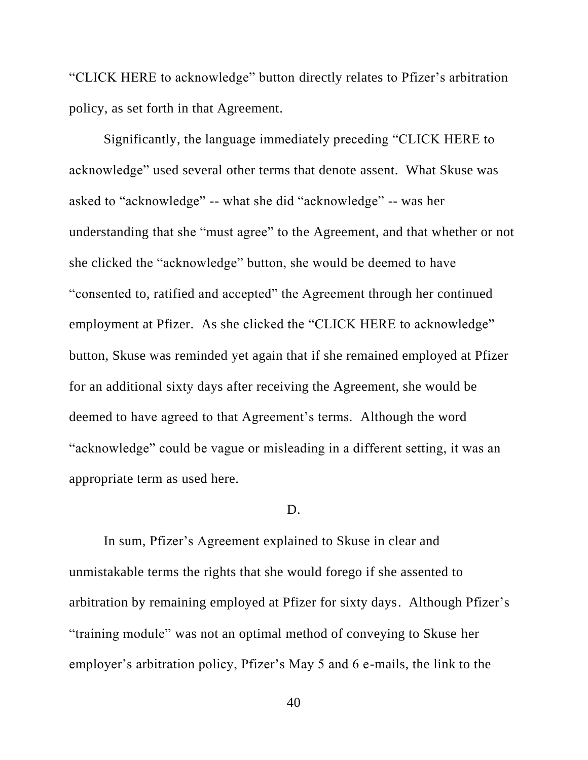"CLICK HERE to acknowledge" button directly relates to Pfizer's arbitration policy, as set forth in that Agreement.

Significantly, the language immediately preceding "CLICK HERE to acknowledge" used several other terms that denote assent. What Skuse was asked to "acknowledge" -- what she did "acknowledge" -- was her understanding that she "must agree" to the Agreement, and that whether or not she clicked the "acknowledge" button, she would be deemed to have "consented to, ratified and accepted" the Agreement through her continued employment at Pfizer. As she clicked the "CLICK HERE to acknowledge" button, Skuse was reminded yet again that if she remained employed at Pfizer for an additional sixty days after receiving the Agreement, she would be deemed to have agreed to that Agreement's terms. Although the word "acknowledge" could be vague or misleading in a different setting, it was an appropriate term as used here.

D.

In sum, Pfizer's Agreement explained to Skuse in clear and unmistakable terms the rights that she would forego if she assented to arbitration by remaining employed at Pfizer for sixty days. Although Pfizer's "training module" was not an optimal method of conveying to Skuse her employer's arbitration policy, Pfizer's May 5 and 6 e-mails, the link to the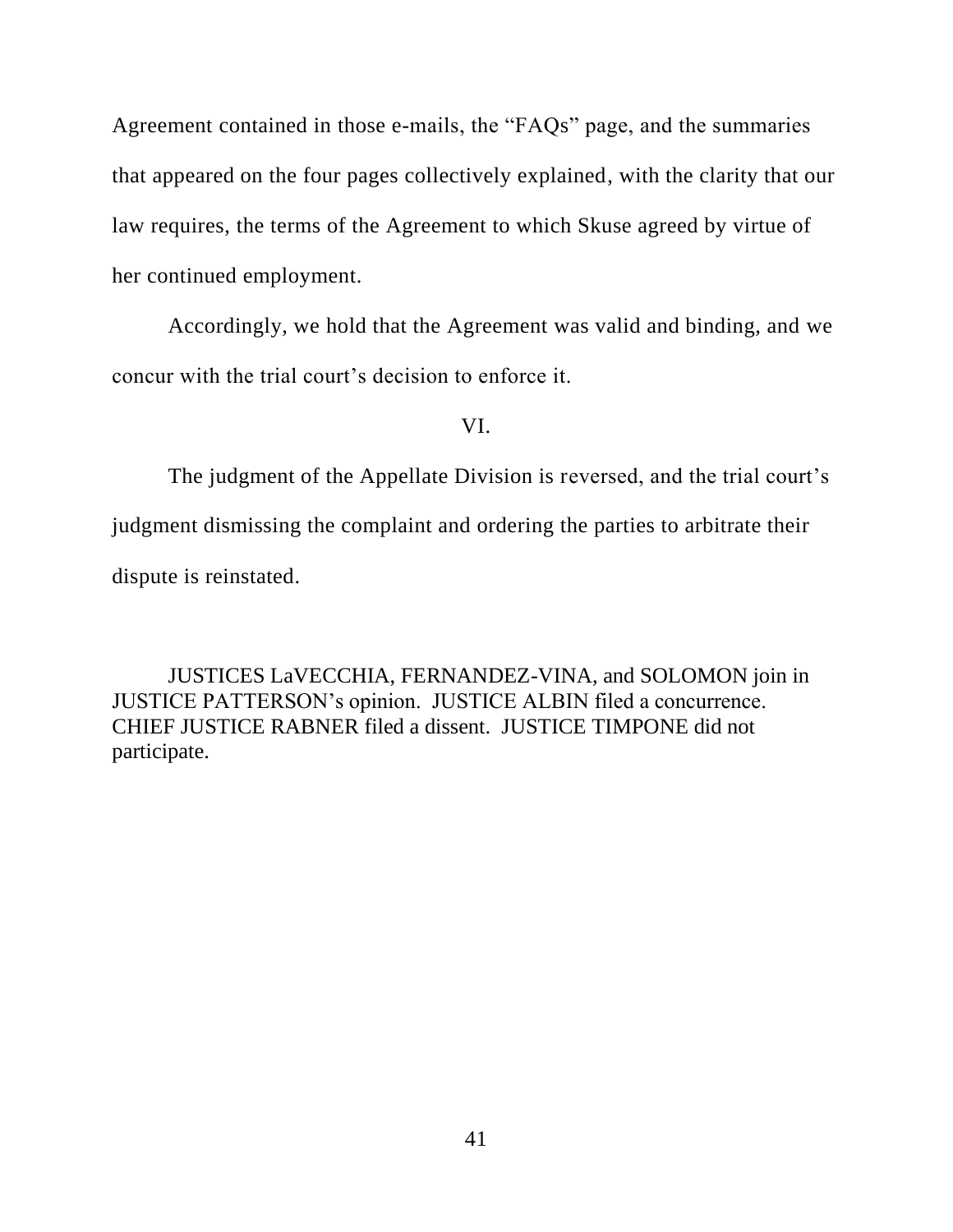Agreement contained in those e-mails, the "FAQs" page, and the summaries that appeared on the four pages collectively explained, with the clarity that our law requires, the terms of the Agreement to which Skuse agreed by virtue of her continued employment.

Accordingly, we hold that the Agreement was valid and binding, and we concur with the trial court's decision to enforce it.

VI.

The judgment of the Appellate Division is reversed, and the trial court's judgment dismissing the complaint and ordering the parties to arbitrate their dispute is reinstated.

JUSTICES LaVECCHIA, FERNANDEZ-VINA, and SOLOMON join in JUSTICE PATTERSON's opinion. JUSTICE ALBIN filed a concurrence. CHIEF JUSTICE RABNER filed a dissent. JUSTICE TIMPONE did not participate.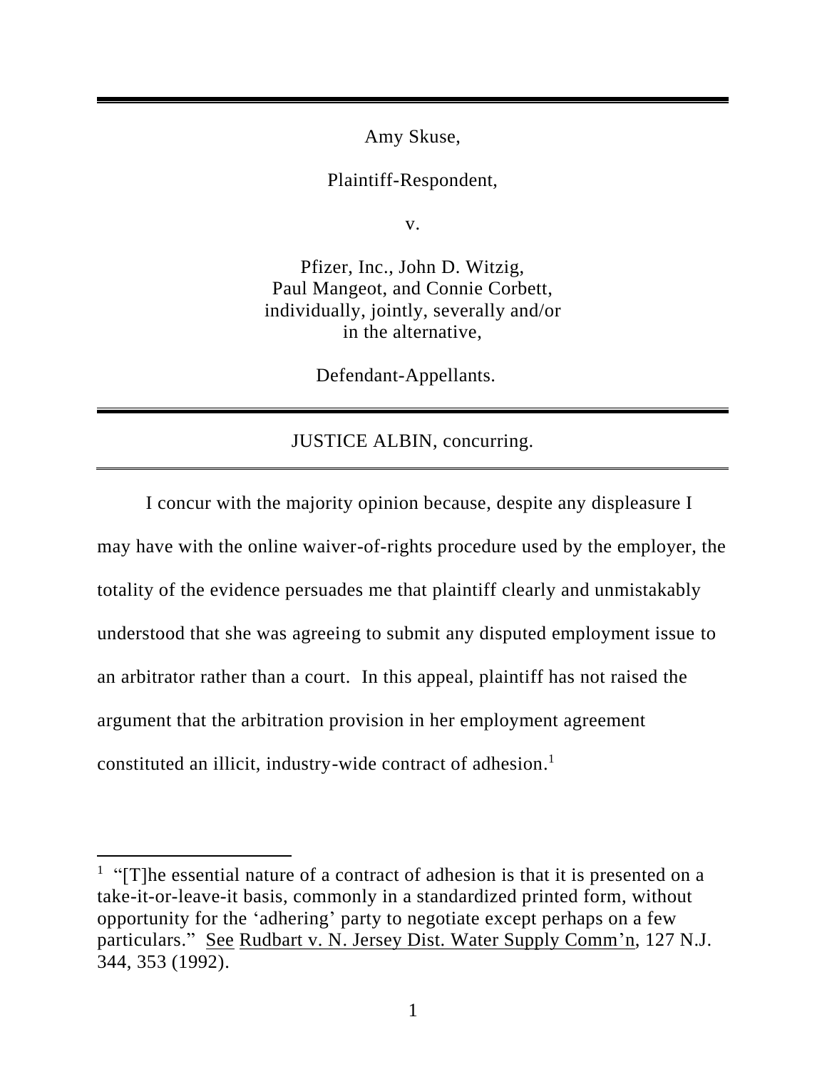Amy Skuse,

Plaintiff-Respondent,

v.

Pfizer, Inc., John D. Witzig, Paul Mangeot, and Connie Corbett, individually, jointly, severally and/or in the alternative,

Defendant-Appellants.

---

JUSTICE ALBIN, concurring.

---

I concur with the majority opinion because, despite any displeasure I may have with the online waiver-of-rights procedure used by the employer, the totality of the evidence persuades me that plaintiff clearly and unmistakably understood that she was agreeing to submit any disputed employment issue to an arbitrator rather than a court. In this appeal, plaintiff has not raised the argument that the arbitration provision in her employment agreement constituted an illicit, industry-wide contract of adhesion.[1]

---

[1] "[T]he essential nature of a contract of adhesion is that it is presented on a take-it-or-leave-it basis, commonly in a standardized printed form, without opportunity for the 'adhering' party to negotiate except perhaps on a few particulars." See Rudbart v. N. Jersey Dist. Water Supply Comm'n, 127 N.J. 344, 353 (1992).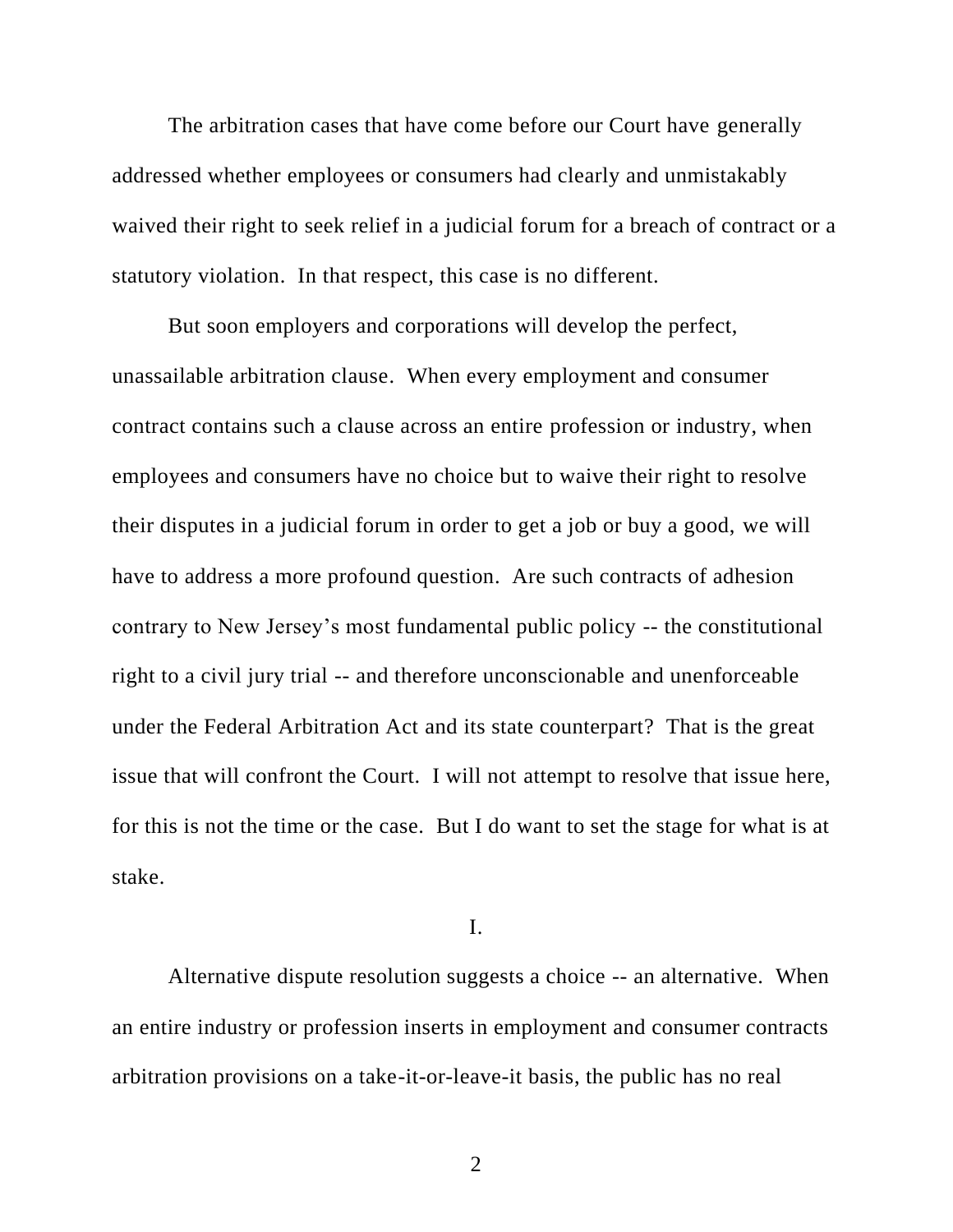The arbitration cases that have come before our Court have generally addressed whether employees or consumers had clearly and unmistakably waived their right to seek relief in a judicial forum for a breach of contract or a statutory violation. In that respect, this case is no different.

But soon employers and corporations will develop the perfect, unassailable arbitration clause. When every employment and consumer contract contains such a clause across an entire profession or industry, when employees and consumers have no choice but to waive their right to resolve their disputes in a judicial forum in order to get a job or buy a good, we will have to address a more profound question. Are such contracts of adhesion contrary to New Jersey's most fundamental public policy -- the constitutional right to a civil jury trial -- and therefore unconscionable and unenforceable under the Federal Arbitration Act and its state counterpart? That is the great issue that will confront the Court. I will not attempt to resolve that issue here, for this is not the time or the case. But I do want to set the stage for what is at stake.

I.

Alternative dispute resolution suggests a choice -- an alternative. When an entire industry or profession inserts in employment and consumer contracts arbitration provisions on a take-it-or-leave-it basis, the public has no real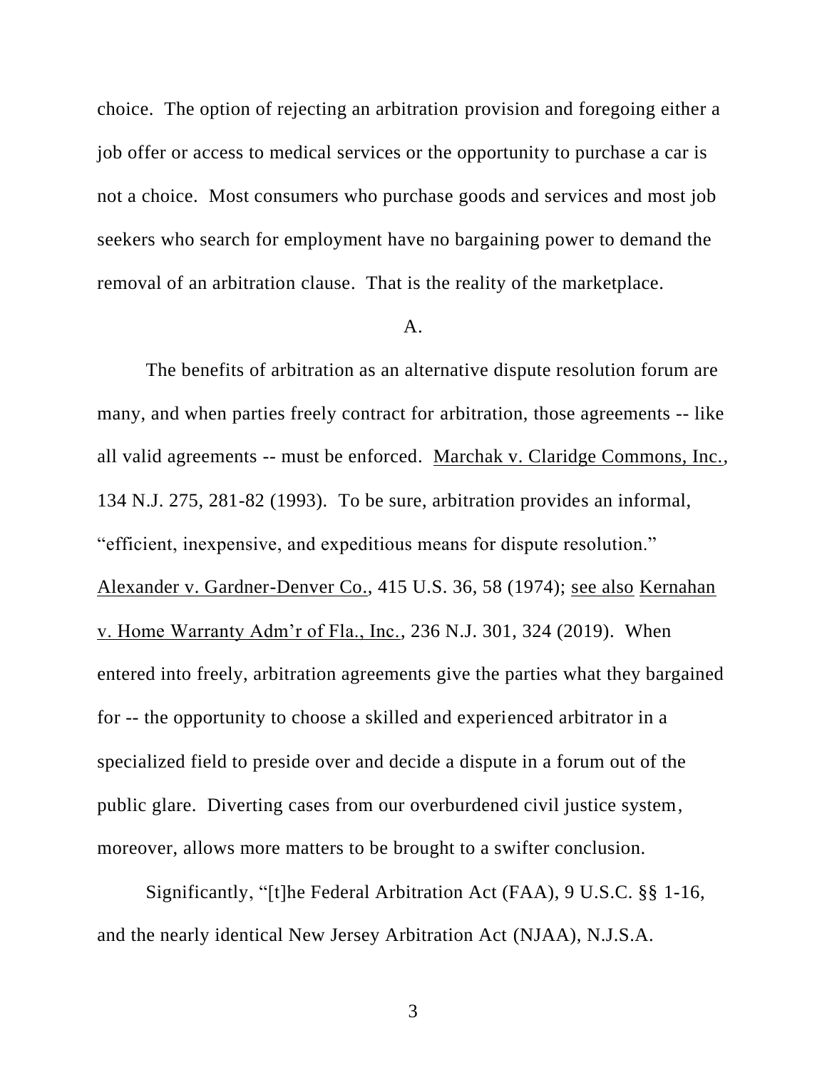choice. The option of rejecting an arbitration provision and foregoing either a job offer or access to medical services or the opportunity to purchase a car is not a choice. Most consumers who purchase goods and services and most job seekers who search for employment have no bargaining power to demand the removal of an arbitration clause. That is the reality of the marketplace.

A.

The benefits of arbitration as an alternative dispute resolution forum are many, and when parties freely contract for arbitration, those agreements -- like all valid agreements -- must be enforced. Marchak v. Claridge Commons, Inc., 134 N.J. 275, 281-82 (1993). To be sure, arbitration provides an informal, "efficient, inexpensive, and expeditious means for dispute resolution." Alexander v. Gardner-Denver Co., 415 U.S. 36, 58 (1974); see also Kernahan v. Home Warranty Adm'r of Fla., Inc., 236 N.J. 301, 324 (2019). When entered into freely, arbitration agreements give the parties what they bargained for -- the opportunity to choose a skilled and experienced arbitrator in a specialized field to preside over and decide a dispute in a forum out of the public glare. Diverting cases from our overburdened civil justice system, moreover, allows more matters to be brought to a swifter conclusion.

Significantly, "[t]he Federal Arbitration Act (FAA), 9 U.S.C. §§ 1-16, and the nearly identical New Jersey Arbitration Act (NJAA), N.J.S.A.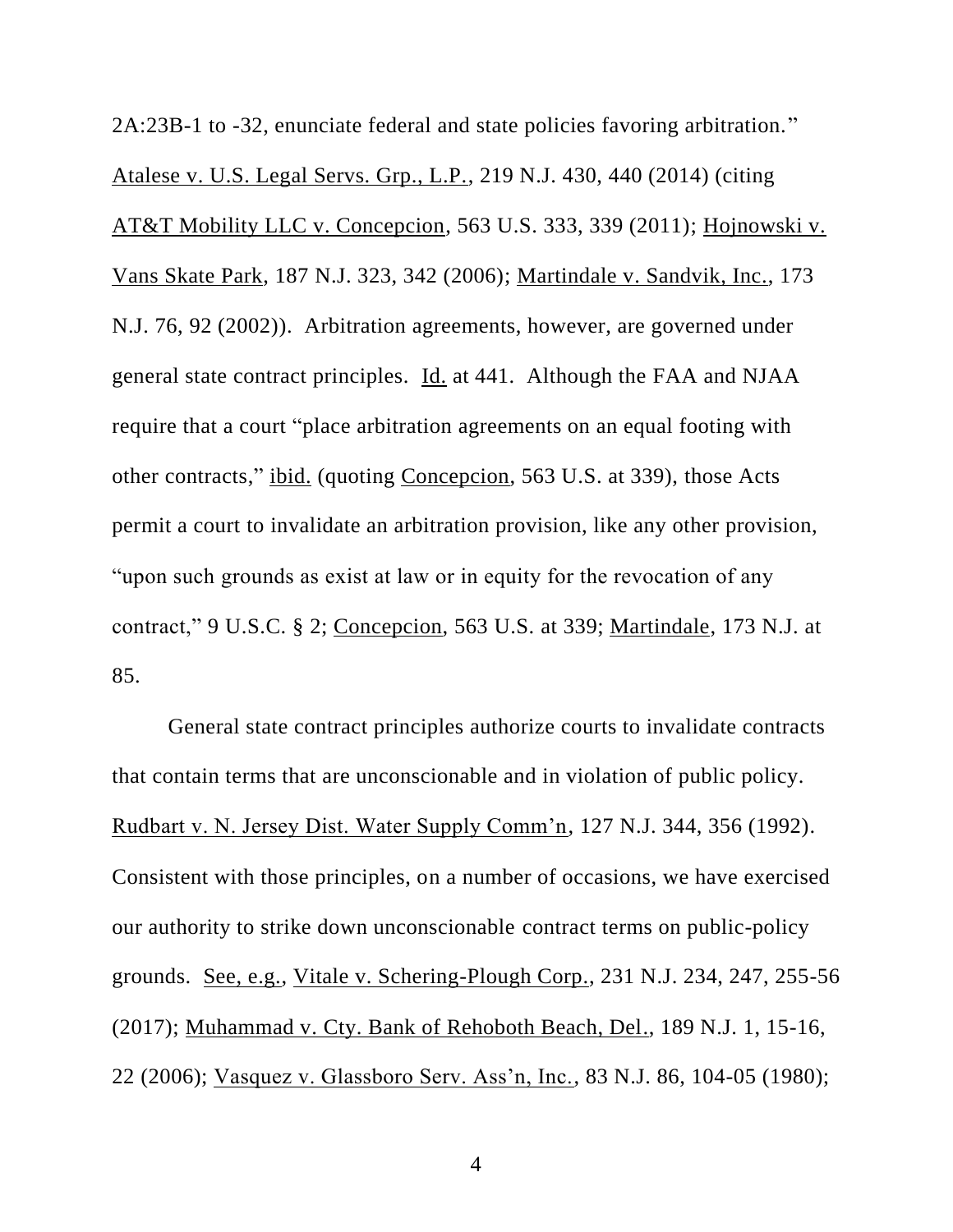2A:23B-1 to -32, enunciate federal and state policies favoring arbitration." Atalese v. U.S. Legal Servs. Grp., L.P., 219 N.J. 430, 440 (2014) (citing AT&T Mobility LLC v. Concepcion, 563 U.S. 333, 339 (2011); Hojnowski v. Vans Skate Park, 187 N.J. 323, 342 (2006); Martindale v. Sandvik, Inc., 173 N.J. 76, 92 (2002)). Arbitration agreements, however, are governed under general state contract principles. Id. at 441. Although the FAA and NJAA require that a court "place arbitration agreements on an equal footing with other contracts," ibid. (quoting Concepcion, 563 U.S. at 339), those Acts permit a court to invalidate an arbitration provision, like any other provision, "upon such grounds as exist at law or in equity for the revocation of any contract," 9 U.S.C. § 2; Concepcion, 563 U.S. at 339; Martindale, 173 N.J. at 85.

General state contract principles authorize courts to invalidate contracts that contain terms that are unconscionable and in violation of public policy. Rudbart v. N. Jersey Dist. Water Supply Comm'n, 127 N.J. 344, 356 (1992). Consistent with those principles, on a number of occasions, we have exercised our authority to strike down unconscionable contract terms on public-policy grounds. See, e.g., Vitale v. Schering-Plough Corp., 231 N.J. 234, 247, 255-56 (2017); Muhammad v. Cty. Bank of Rehoboth Beach, Del., 189 N.J. 1, 15-16, 22 (2006); Vasquez v. Glassboro Serv. Ass'n, Inc., 83 N.J. 86, 104-05 (1980);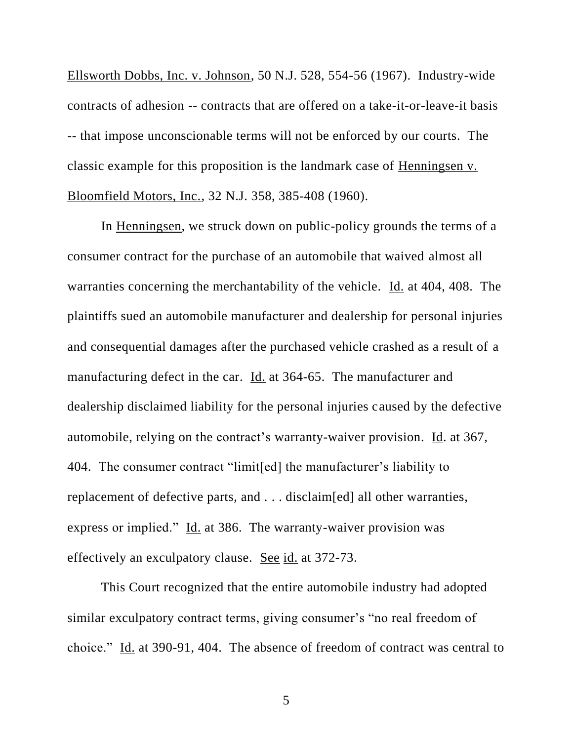Ellsworth Dobbs, Inc. v. Johnson, 50 N.J. 528, 554-56 (1967). Industry-wide contracts of adhesion -- contracts that are offered on a take-it-or-leave-it basis -- that impose unconscionable terms will not be enforced by our courts. The classic example for this proposition is the landmark case of Henningsen v. Bloomfield Motors, Inc., 32 N.J. 358, 385-408 (1960).

In Henningsen, we struck down on public-policy grounds the terms of a consumer contract for the purchase of an automobile that waived almost all warranties concerning the merchantability of the vehicle. Id. at 404, 408. The plaintiffs sued an automobile manufacturer and dealership for personal injuries and consequential damages after the purchased vehicle crashed as a result of a manufacturing defect in the car. Id. at 364-65. The manufacturer and dealership disclaimed liability for the personal injuries caused by the defective automobile, relying on the contract's warranty-waiver provision. Id. at 367, 404. The consumer contract "limit[ed] the manufacturer's liability to replacement of defective parts, and . . . disclaim[ed] all other warranties, express or implied." Id. at 386. The warranty-waiver provision was effectively an exculpatory clause. See id. at 372-73.

This Court recognized that the entire automobile industry had adopted similar exculpatory contract terms, giving consumer's "no real freedom of choice." Id. at 390-91, 404. The absence of freedom of contract was central to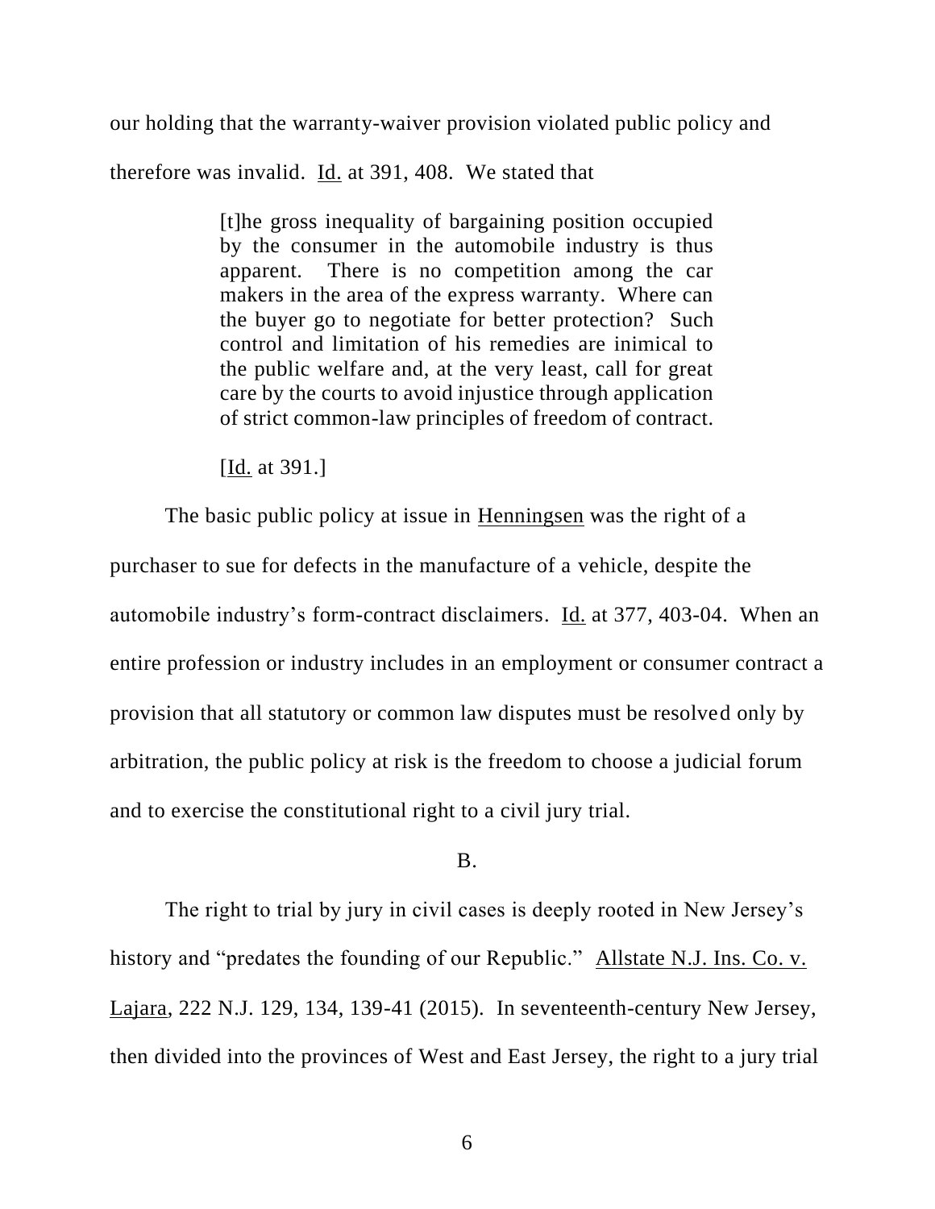our holding that the warranty-waiver provision violated public policy and therefore was invalid. Id. at 391, 408. We stated that

> [t]he gross inequality of bargaining position occupied by the consumer in the automobile industry is thus apparent. There is no competition among the car makers in the area of the express warranty. Where can the buyer go to negotiate for better protection? Such control and limitation of his remedies are inimical to the public welfare and, at the very least, call for great care by the courts to avoid injustice through application of strict common-law principles of freedom of contract.
>
> [Id. at 391.]

The basic public policy at issue in Henningsen was the right of a purchaser to sue for defects in the manufacture of a vehicle, despite the automobile industry's form-contract disclaimers. Id. at 377, 403-04. When an entire profession or industry includes in an employment or consumer contract a provision that all statutory or common law disputes must be resolved only by arbitration, the public policy at risk is the freedom to choose a judicial forum and to exercise the constitutional right to a civil jury trial.

B.

The right to trial by jury in civil cases is deeply rooted in New Jersey's history and "predates the founding of our Republic." Allstate N.J. Ins. Co. v. Lajara, 222 N.J. 129, 134, 139-41 (2015). In seventeenth-century New Jersey, then divided into the provinces of West and East Jersey, the right to a jury trial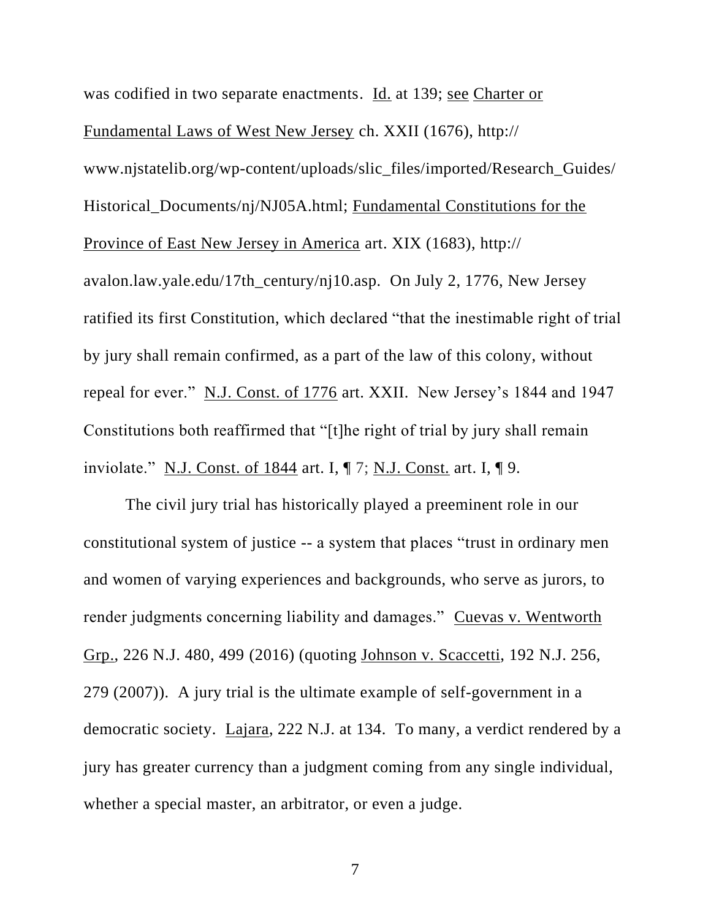was codified in two separate enactments. Id. at 139; see Charter or Fundamental Laws of West New Jersey ch. XXII (1676), http://www.njstatelib.org/wp-content/uploads/slic_files/imported/Research_Guides/Historical_Documents/nj/NJ05A.html; Fundamental Constitutions for the Province of East New Jersey in America art. XIX (1683), http://avalon.law.yale.edu/17th_century/nj10.asp. On July 2, 1776, New Jersey ratified its first Constitution, which declared "that the inestimable right of trial by jury shall remain confirmed, as a part of the law of this colony, without repeal for ever." N.J. Const. of 1776 art. XXII. New Jersey's 1844 and 1947 Constitutions both reaffirmed that "[t]he right of trial by jury shall remain inviolate." N.J. Const. of 1844 art. I, ¶ 7; N.J. Const. art. I, ¶ 9.

The civil jury trial has historically played a preeminent role in our constitutional system of justice -- a system that places "trust in ordinary men and women of varying experiences and backgrounds, who serve as jurors, to render judgments concerning liability and damages." Cuevas v. Wentworth Grp., 226 N.J. 480, 499 (2016) (quoting Johnson v. Scaccetti, 192 N.J. 256, 279 (2007)). A jury trial is the ultimate example of self-government in a democratic society. Lajara, 222 N.J. at 134. To many, a verdict rendered by a jury has greater currency than a judgment coming from any single individual, whether a special master, an arbitrator, or even a judge.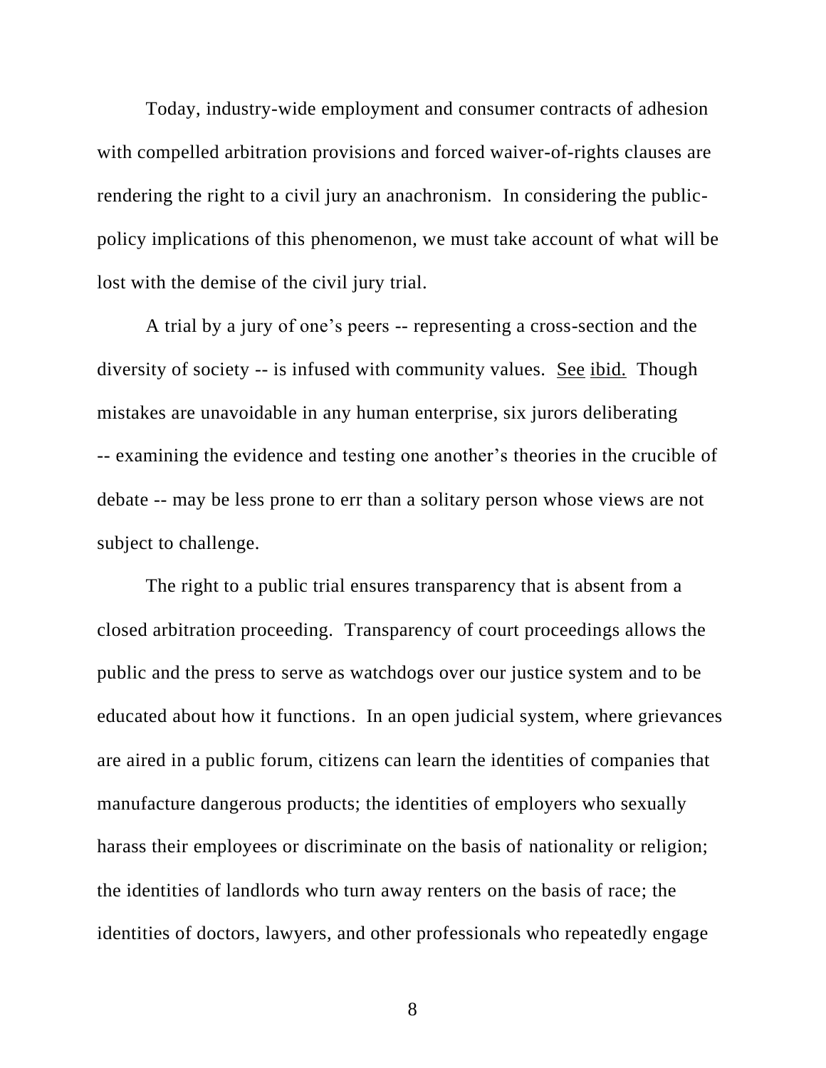Today, industry-wide employment and consumer contracts of adhesion with compelled arbitration provisions and forced waiver-of-rights clauses are rendering the right to a civil jury an anachronism. In considering the public-policy implications of this phenomenon, we must take account of what will be lost with the demise of the civil jury trial.

A trial by a jury of one's peers -- representing a cross-section and the diversity of society -- is infused with community values. See ibid. Though mistakes are unavoidable in any human enterprise, six jurors deliberating -- examining the evidence and testing one another's theories in the crucible of debate -- may be less prone to err than a solitary person whose views are not subject to challenge.

The right to a public trial ensures transparency that is absent from a closed arbitration proceeding. Transparency of court proceedings allows the public and the press to serve as watchdogs over our justice system and to be educated about how it functions. In an open judicial system, where grievances are aired in a public forum, citizens can learn the identities of companies that manufacture dangerous products; the identities of employers who sexually harass their employees or discriminate on the basis of nationality or religion; the identities of landlords who turn away renters on the basis of race; the identities of doctors, lawyers, and other professionals who repeatedly engage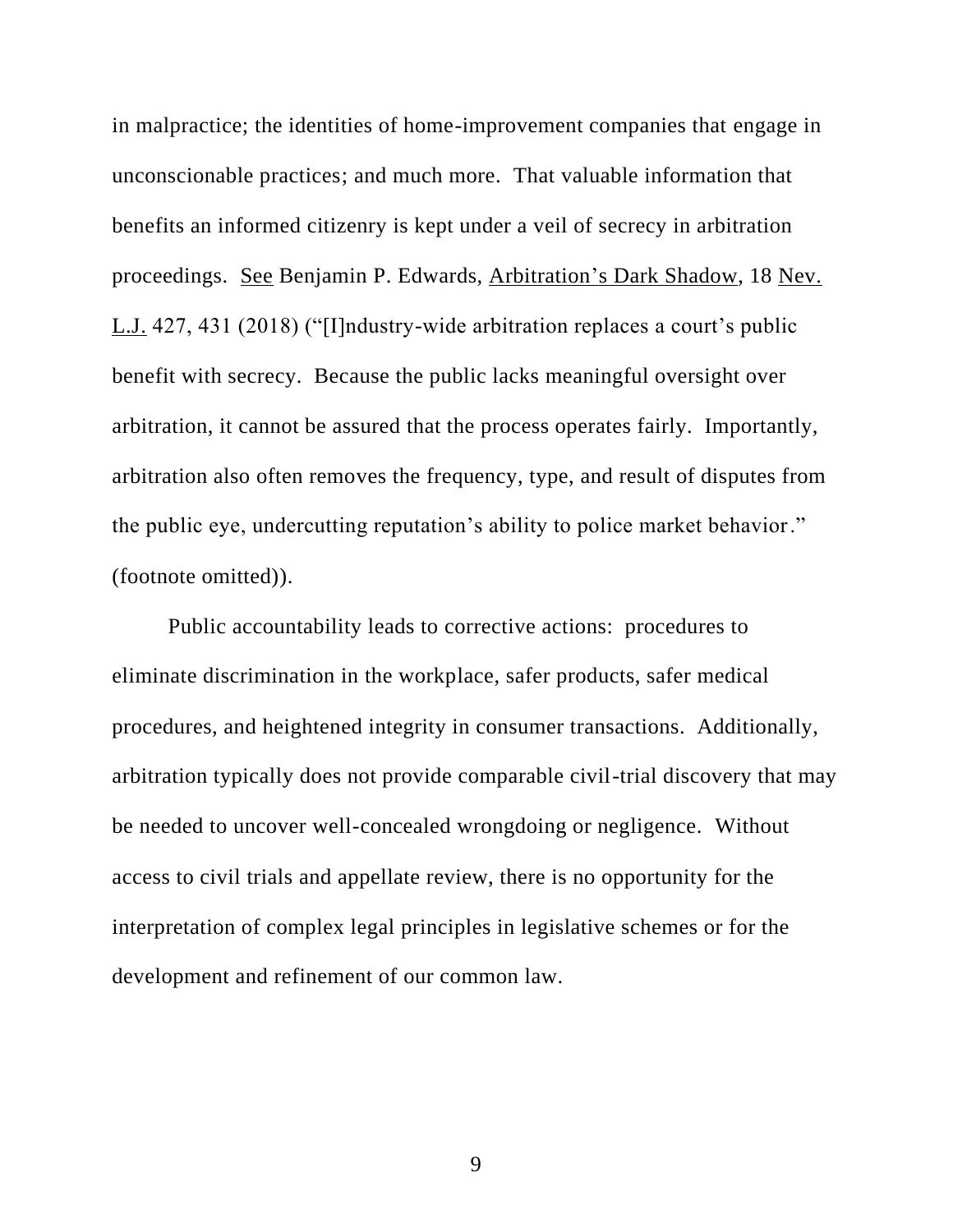in malpractice; the identities of home-improvement companies that engage in unconscionable practices; and much more. That valuable information that benefits an informed citizenry is kept under a veil of secrecy in arbitration proceedings. See Benjamin P. Edwards, Arbitration's Dark Shadow, 18 Nev. L.J. 427, 431 (2018) ("[I]ndustry-wide arbitration replaces a court's public benefit with secrecy. Because the public lacks meaningful oversight over arbitration, it cannot be assured that the process operates fairly. Importantly, arbitration also often removes the frequency, type, and result of disputes from the public eye, undercutting reputation's ability to police market behavior." (footnote omitted)).

Public accountability leads to corrective actions: procedures to eliminate discrimination in the workplace, safer products, safer medical procedures, and heightened integrity in consumer transactions. Additionally, arbitration typically does not provide comparable civil-trial discovery that may be needed to uncover well-concealed wrongdoing or negligence. Without access to civil trials and appellate review, there is no opportunity for the interpretation of complex legal principles in legislative schemes or for the development and refinement of our common law.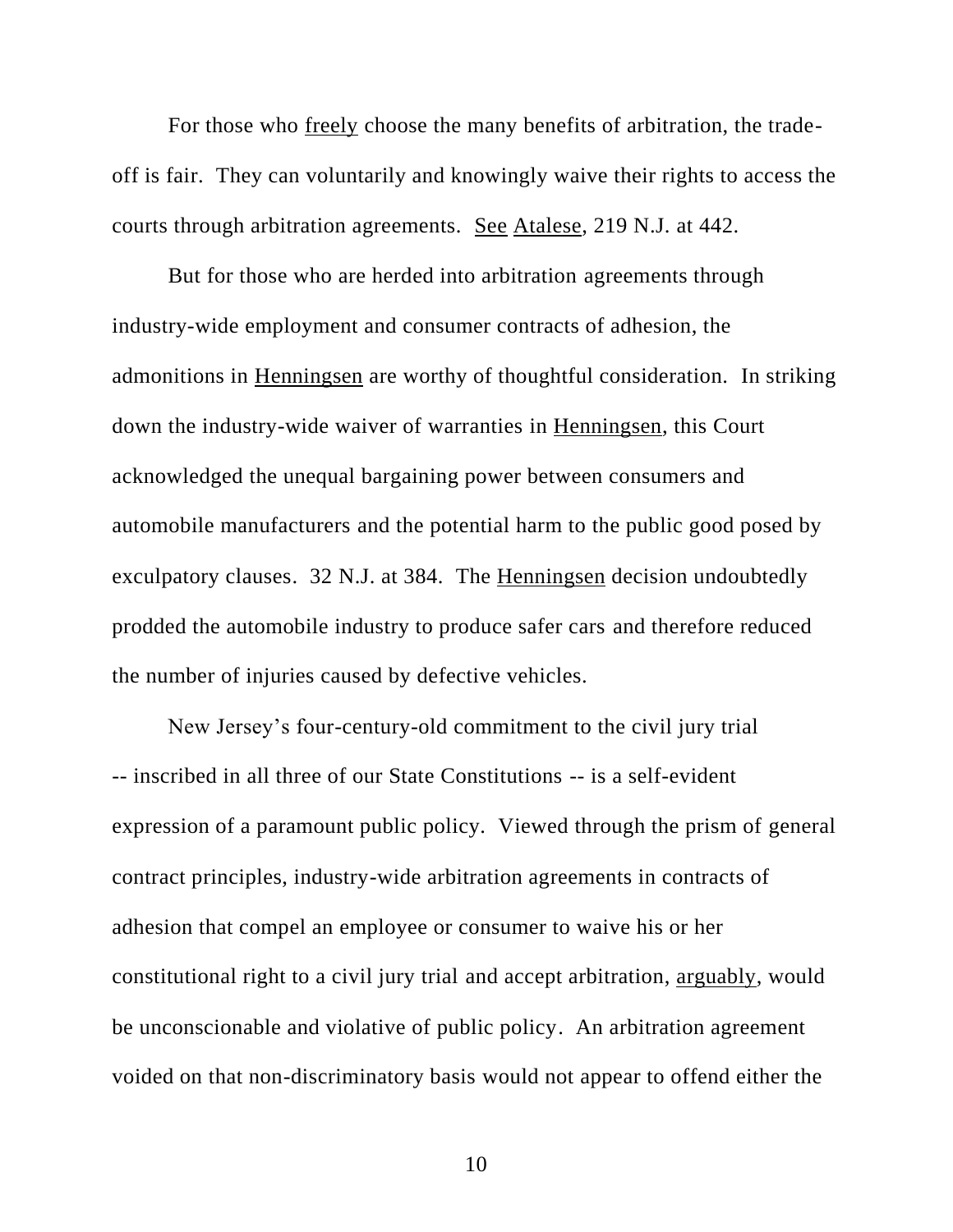For those who freely choose the many benefits of arbitration, the trade-off is fair. They can voluntarily and knowingly waive their rights to access the courts through arbitration agreements. See Atalese, 219 N.J. at 442.

But for those who are herded into arbitration agreements through industry-wide employment and consumer contracts of adhesion, the admonitions in Henningsen are worthy of thoughtful consideration. In striking down the industry-wide waiver of warranties in Henningsen, this Court acknowledged the unequal bargaining power between consumers and automobile manufacturers and the potential harm to the public good posed by exculpatory clauses. 32 N.J. at 384. The Henningsen decision undoubtedly prodded the automobile industry to produce safer cars and therefore reduced the number of injuries caused by defective vehicles.

New Jersey's four-century-old commitment to the civil jury trial -- inscribed in all three of our State Constitutions -- is a self-evident expression of a paramount public policy. Viewed through the prism of general contract principles, industry-wide arbitration agreements in contracts of adhesion that compel an employee or consumer to waive his or her constitutional right to a civil jury trial and accept arbitration, arguably, would be unconscionable and violative of public policy. An arbitration agreement voided on that non-discriminatory basis would not appear to offend either the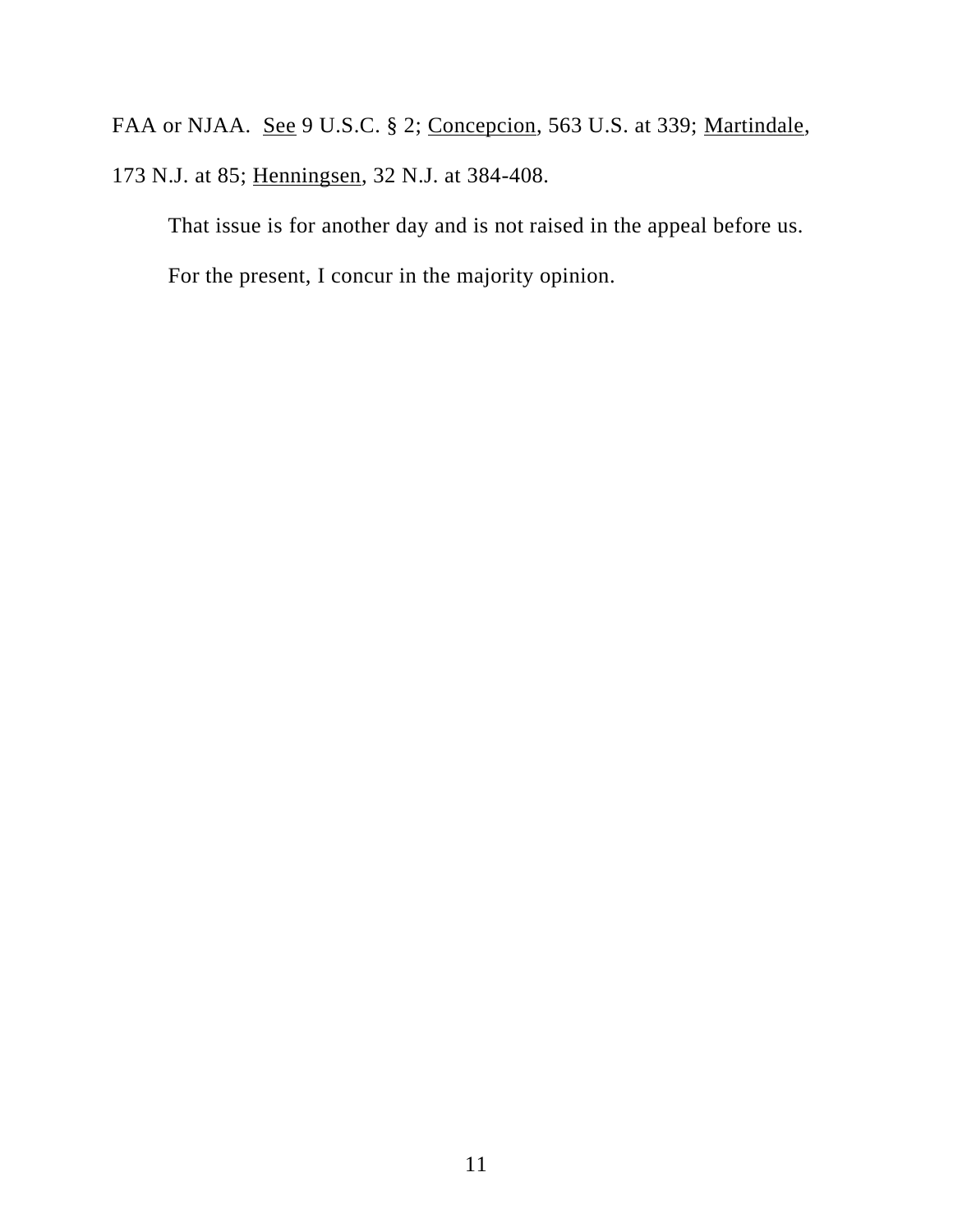FAA or NJAA. See 9 U.S.C. § 2; Concepcion, 563 U.S. at 339; Martindale, 173 N.J. at 85; Henningsen, 32 N.J. at 384-408.

That issue is for another day and is not raised in the appeal before us.

For the present, I concur in the majority opinion.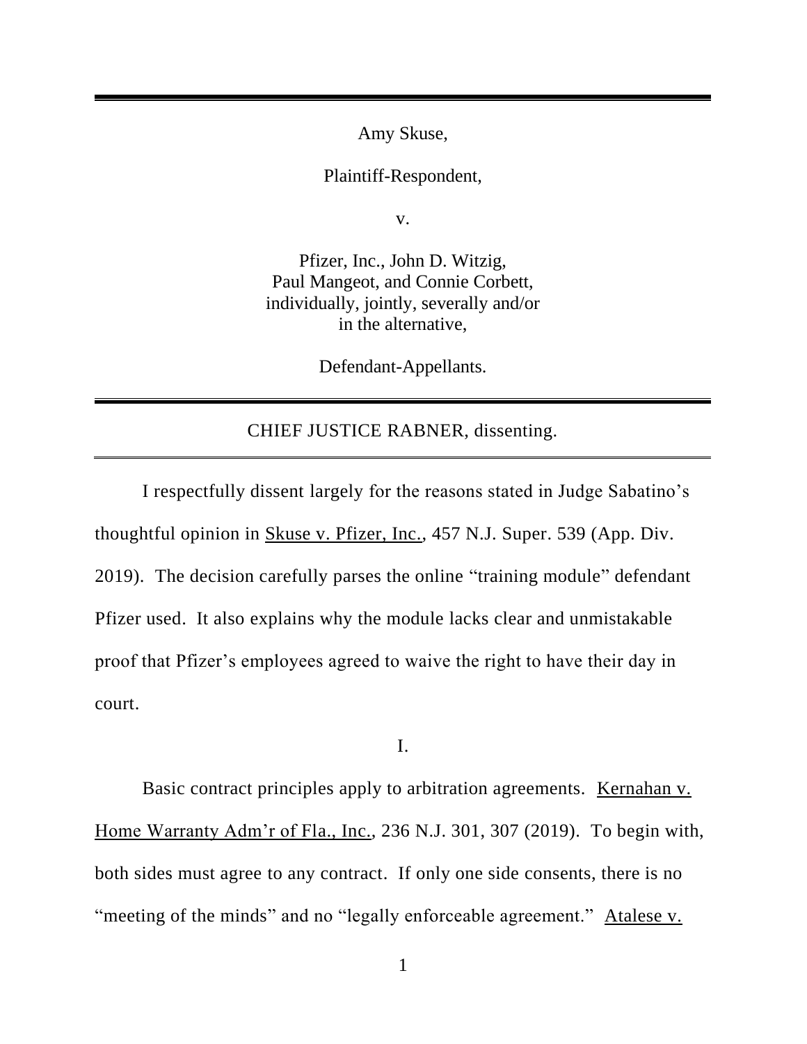Amy Skuse,

Plaintiff-Respondent,

v.

Pfizer, Inc., John D. Witzig, Paul Mangeot, and Connie Corbett, individually, jointly, severally and/or in the alternative,

Defendant-Appellants.

---

CHIEF JUSTICE RABNER, dissenting.

---

I respectfully dissent largely for the reasons stated in Judge Sabatino's thoughtful opinion in Skuse v. Pfizer, Inc., 457 N.J. Super. 539 (App. Div. 2019). The decision carefully parses the online "training module" defendant Pfizer used. It also explains why the module lacks clear and unmistakable proof that Pfizer's employees agreed to waive the right to have their day in court.

## I.

Basic contract principles apply to arbitration agreements. Kernahan v. Home Warranty Adm'r of Fla., Inc., 236 N.J. 301, 307 (2019). To begin with, both sides must agree to any contract. If only one side consents, there is no "meeting of the minds" and no "legally enforceable agreement." Atalese v.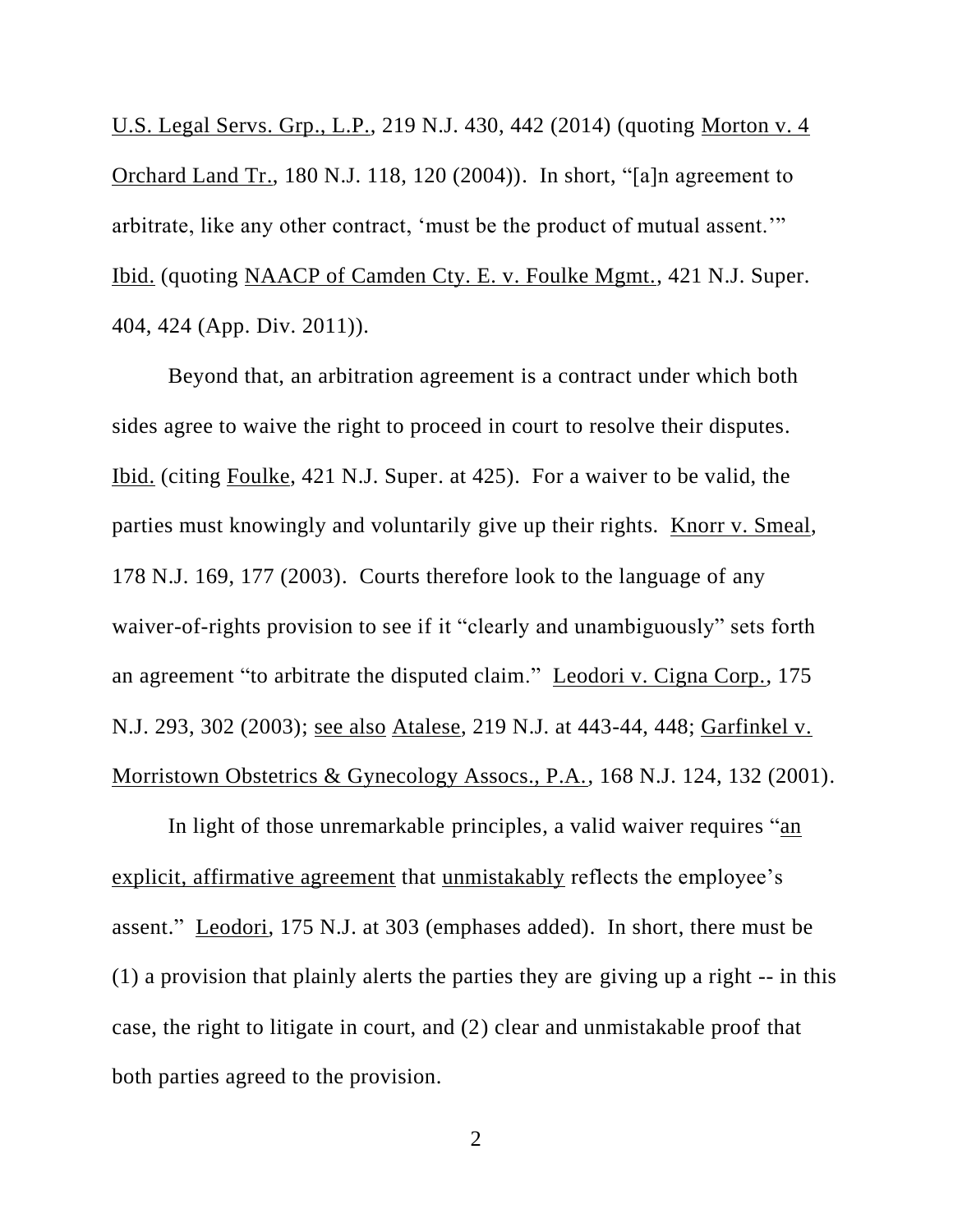U.S. Legal Servs. Grp., L.P., 219 N.J. 430, 442 (2014) (quoting Morton v. 4 Orchard Land Tr., 180 N.J. 118, 120 (2004)). In short, "[a]n agreement to arbitrate, like any other contract, 'must be the product of mutual assent.'" Ibid. (quoting NAACP of Camden Cty. E. v. Foulke Mgmt., 421 N.J. Super. 404, 424 (App. Div. 2011)).

Beyond that, an arbitration agreement is a contract under which both sides agree to waive the right to proceed in court to resolve their disputes. Ibid. (citing Foulke, 421 N.J. Super. at 425). For a waiver to be valid, the parties must knowingly and voluntarily give up their rights. Knorr v. Smeal, 178 N.J. 169, 177 (2003). Courts therefore look to the language of any waiver-of-rights provision to see if it "clearly and unambiguously" sets forth an agreement "to arbitrate the disputed claim." Leodori v. Cigna Corp., 175 N.J. 293, 302 (2003); see also Atalese, 219 N.J. at 443-44, 448; Garfinkel v. Morristown Obstetrics & Gynecology Assocs., P.A., 168 N.J. 124, 132 (2001).

In light of those unremarkable principles, a valid waiver requires "an explicit, affirmative agreement that unmistakably reflects the employee's assent." Leodori, 175 N.J. at 303 (emphases added). In short, there must be (1) a provision that plainly alerts the parties they are giving up a right -- in this case, the right to litigate in court, and (2) clear and unmistakable proof that both parties agreed to the provision.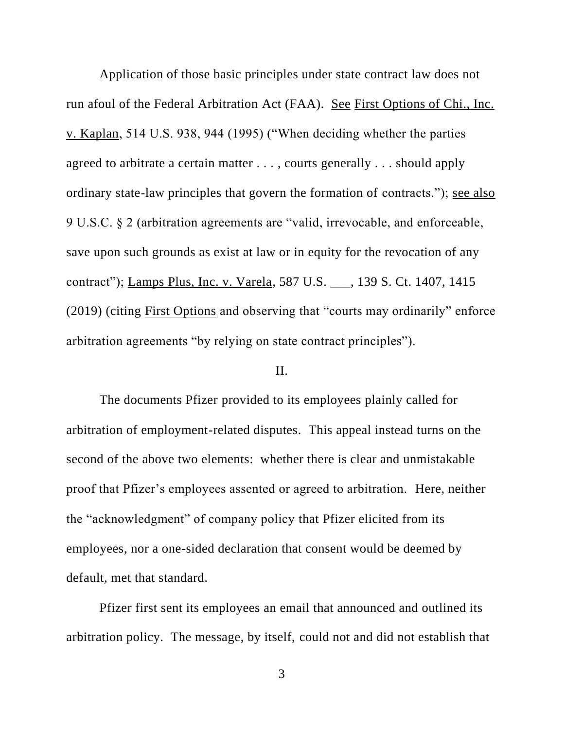Application of those basic principles under state contract law does not run afoul of the Federal Arbitration Act (FAA). See First Options of Chi., Inc. v. Kaplan, 514 U.S. 938, 944 (1995) ("When deciding whether the parties agreed to arbitrate a certain matter . . . , courts generally . . . should apply ordinary state-law principles that govern the formation of contracts."); see also 9 U.S.C. § 2 (arbitration agreements are "valid, irrevocable, and enforceable, save upon such grounds as exist at law or in equity for the revocation of any contract"); Lamps Plus, Inc. v. Varela, 587 U.S. ___, 139 S. Ct. 1407, 1415 (2019) (citing First Options and observing that "courts may ordinarily" enforce arbitration agreements "by relying on state contract principles").

II.

The documents Pfizer provided to its employees plainly called for arbitration of employment-related disputes. This appeal instead turns on the second of the above two elements: whether there is clear and unmistakable proof that Pfizer's employees assented or agreed to arbitration. Here, neither the "acknowledgment" of company policy that Pfizer elicited from its employees, nor a one-sided declaration that consent would be deemed by default, met that standard.

Pfizer first sent its employees an email that announced and outlined its arbitration policy. The message, by itself, could not and did not establish that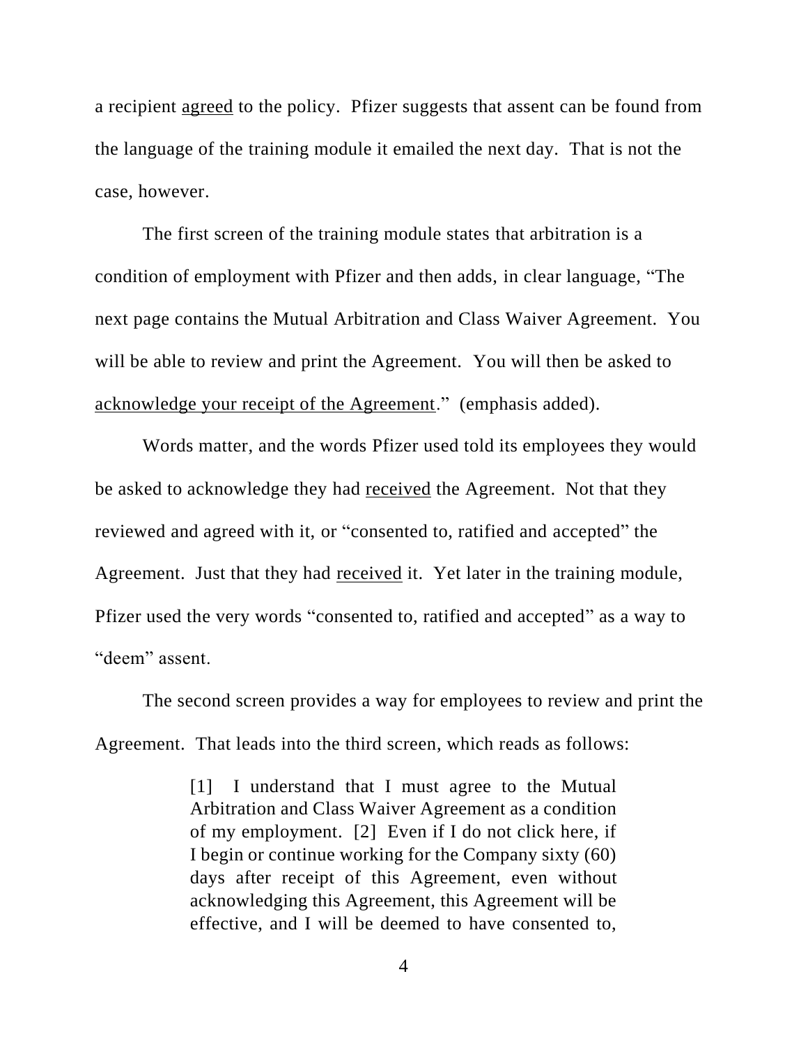a recipient <u>agreed</u> to the policy. Pfizer suggests that assent can be found from the language of the training module it emailed the next day. That is not the case, however.

The first screen of the training module states that arbitration is a condition of employment with Pfizer and then adds, in clear language, "The next page contains the Mutual Arbitration and Class Waiver Agreement. You will be able to review and print the Agreement. You will then be asked to <u>acknowledge your receipt of the Agreement</u>." (emphasis added).

Words matter, and the words Pfizer used told its employees they would be asked to acknowledge they had <u>received</u> the Agreement. Not that they reviewed and agreed with it, or "consented to, ratified and accepted" the Agreement. Just that they had <u>received</u> it. Yet later in the training module, Pfizer used the very words "consented to, ratified and accepted" as a way to "deem" assent.

The second screen provides a way for employees to review and print the Agreement. That leads into the third screen, which reads as follows:

> [1] I understand that I must agree to the Mutual Arbitration and Class Waiver Agreement as a condition of my employment. [2] Even if I do not click here, if I begin or continue working for the Company sixty (60) days after receipt of this Agreement, even without acknowledging this Agreement, this Agreement will be effective, and I will be deemed to have consented to,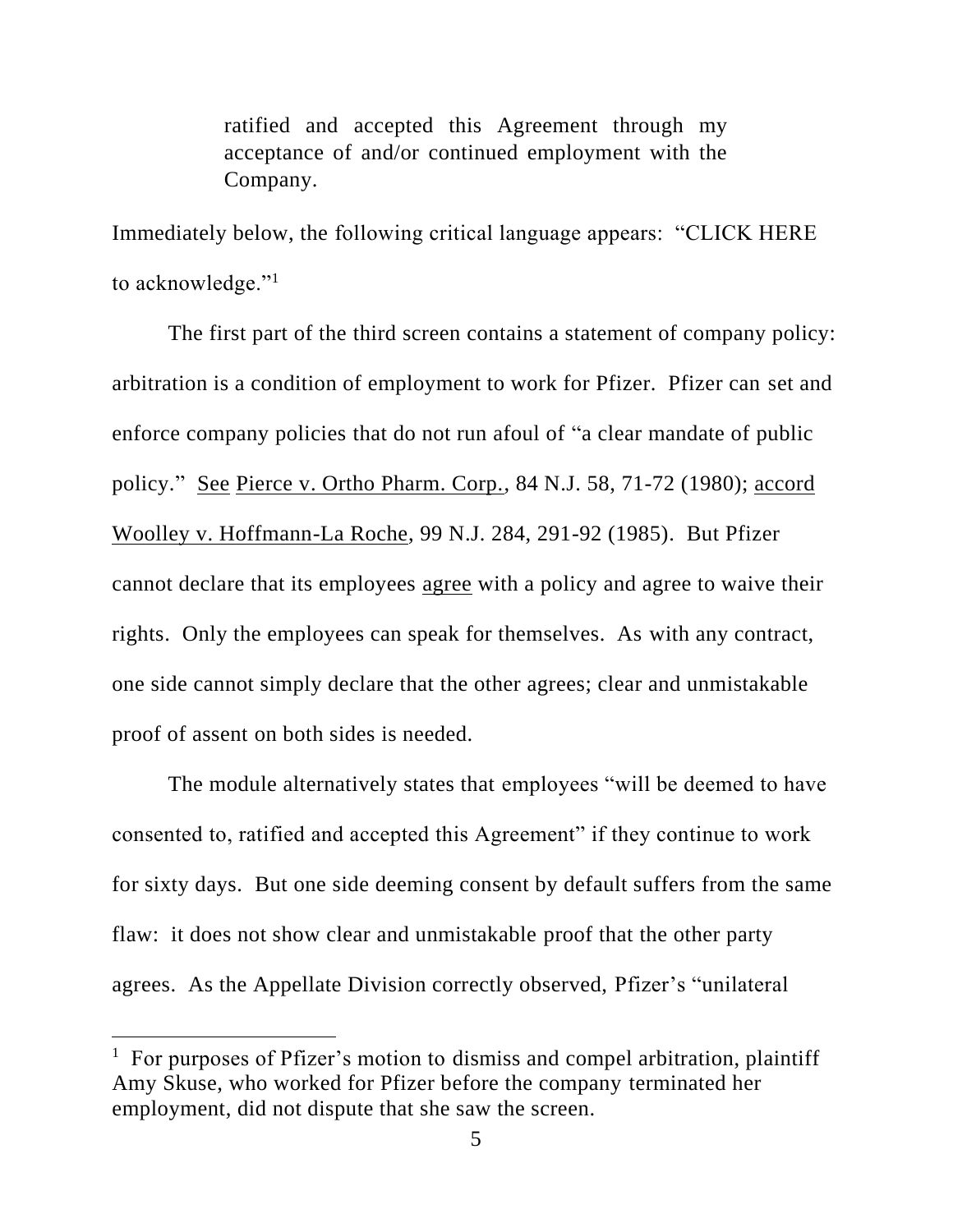> ratified and accepted this Agreement through my acceptance of and/or continued employment with the Company.

Immediately below, the following critical language appears: "CLICK HERE to acknowledge."[1]

The first part of the third screen contains a statement of company policy: arbitration is a condition of employment to work for Pfizer. Pfizer can set and enforce company policies that do not run afoul of "a clear mandate of public policy." See Pierce v. Ortho Pharm. Corp., 84 N.J. 58, 71-72 (1980); accord Woolley v. Hoffmann-La Roche, 99 N.J. 284, 291-92 (1985). But Pfizer cannot declare that its employees agree with a policy and agree to waive their rights. Only the employees can speak for themselves. As with any contract, one side cannot simply declare that the other agrees; clear and unmistakable proof of assent on both sides is needed.

The module alternatively states that employees "will be deemed to have consented to, ratified and accepted this Agreement" if they continue to work for sixty days. But one side deeming consent by default suffers from the same flaw: it does not show clear and unmistakable proof that the other party agrees. As the Appellate Division correctly observed, Pfizer's "unilateral

---

[1] For purposes of Pfizer's motion to dismiss and compel arbitration, plaintiff Amy Skuse, who worked for Pfizer before the company terminated her employment, did not dispute that she saw the screen.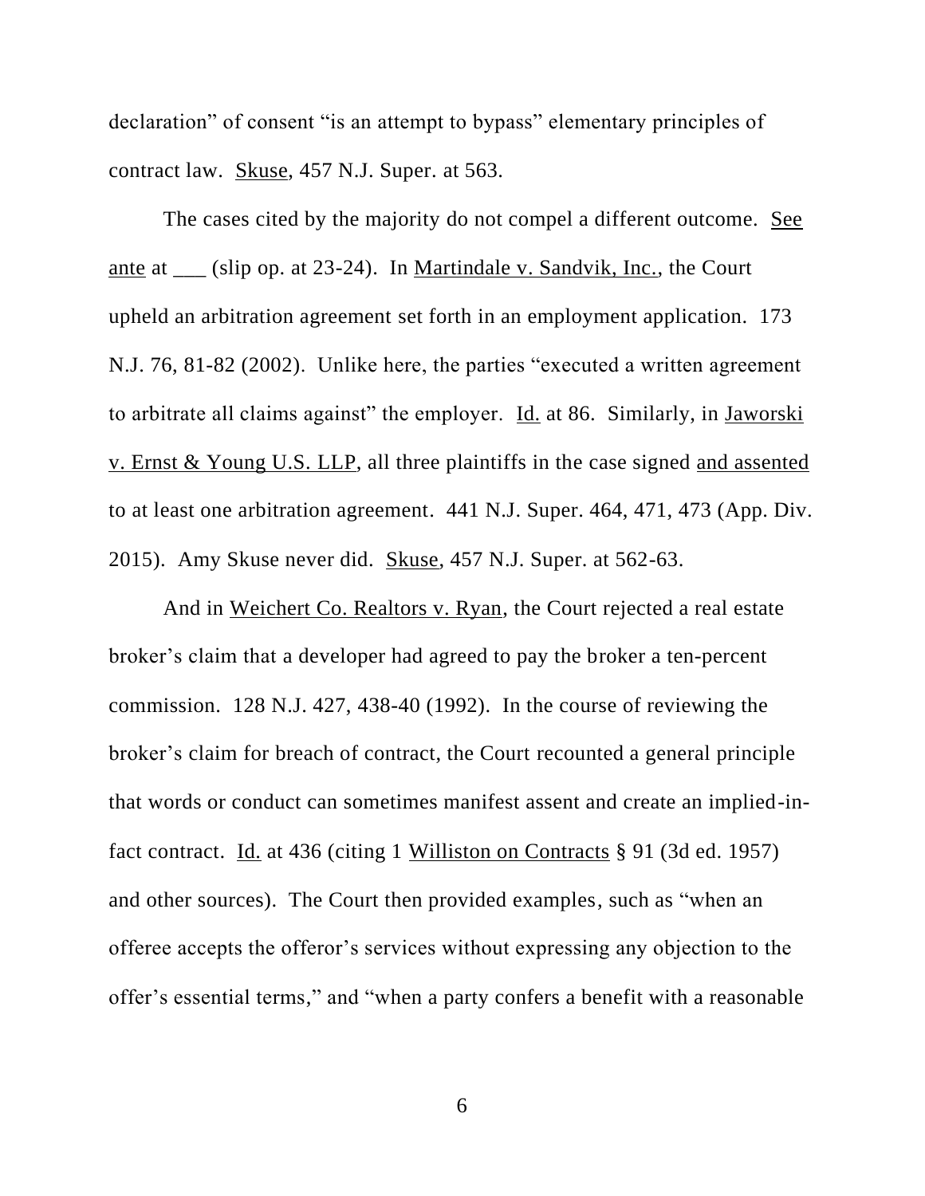declaration" of consent "is an attempt to bypass" elementary principles of contract law. Skuse, 457 N.J. Super. at 563.

The cases cited by the majority do not compel a different outcome. See ante at ___ (slip op. at 23-24). In Martindale v. Sandvik, Inc., the Court upheld an arbitration agreement set forth in an employment application. 173 N.J. 76, 81-82 (2002). Unlike here, the parties "executed a written agreement to arbitrate all claims against" the employer. Id. at 86. Similarly, in Jaworski v. Ernst & Young U.S. LLP, all three plaintiffs in the case signed and assented to at least one arbitration agreement. 441 N.J. Super. 464, 471, 473 (App. Div. 2015). Amy Skuse never did. Skuse, 457 N.J. Super. at 562-63.

And in Weichert Co. Realtors v. Ryan, the Court rejected a real estate broker's claim that a developer had agreed to pay the broker a ten-percent commission. 128 N.J. 427, 438-40 (1992). In the course of reviewing the broker's claim for breach of contract, the Court recounted a general principle that words or conduct can sometimes manifest assent and create an implied-in-fact contract. Id. at 436 (citing 1 Williston on Contracts § 91 (3d ed. 1957) and other sources). The Court then provided examples, such as "when an offeree accepts the offeror's services without expressing any objection to the offer's essential terms," and "when a party confers a benefit with a reasonable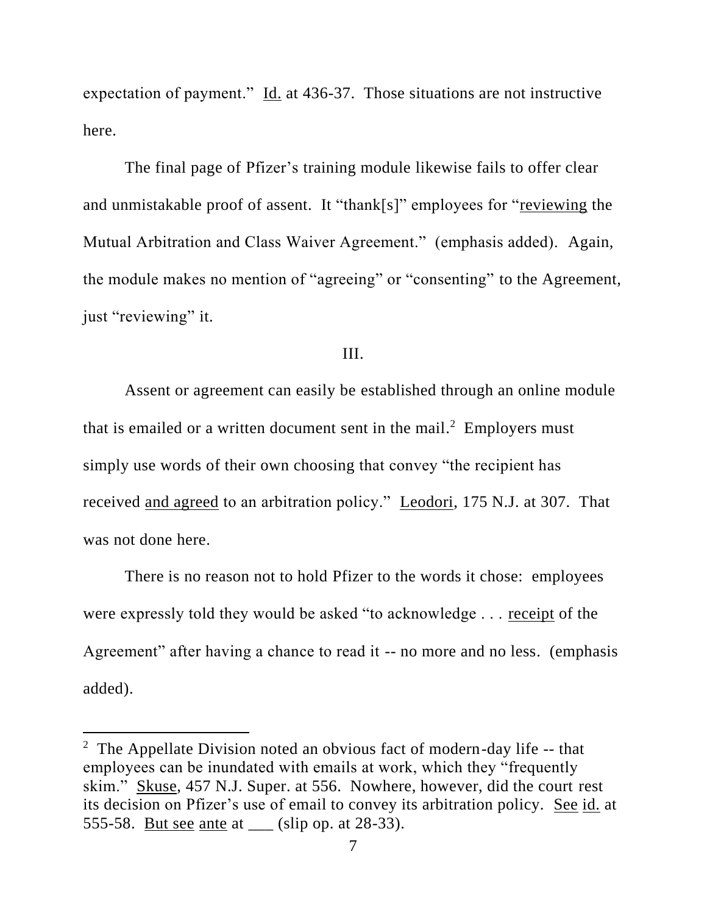expectation of payment." Id. at 436-37. Those situations are not instructive here.

The final page of Pfizer's training module likewise fails to offer clear and unmistakable proof of assent. It "thank[s]" employees for "reviewing the Mutual Arbitration and Class Waiver Agreement." (emphasis added). Again, the module makes no mention of "agreeing" or "consenting" to the Agreement, just "reviewing" it.

III.

Assent or agreement can easily be established through an online module that is emailed or a written document sent in the mail.[2] Employers must simply use words of their own choosing that convey "the recipient has received and agreed to an arbitration policy." Leodori, 175 N.J. at 307. That was not done here.

There is no reason not to hold Pfizer to the words it chose: employees were expressly told they would be asked "to acknowledge . . . receipt of the Agreement" after having a chance to read it -- no more and no less. (emphasis added).

---

[2] The Appellate Division noted an obvious fact of modern-day life -- that employees can be inundated with emails at work, which they "frequently skim." Skuse, 457 N.J. Super. at 556. Nowhere, however, did the court rest its decision on Pfizer's use of email to convey its arbitration policy. See id. at 555-58. But see ante at ___ (slip op. at 28-33).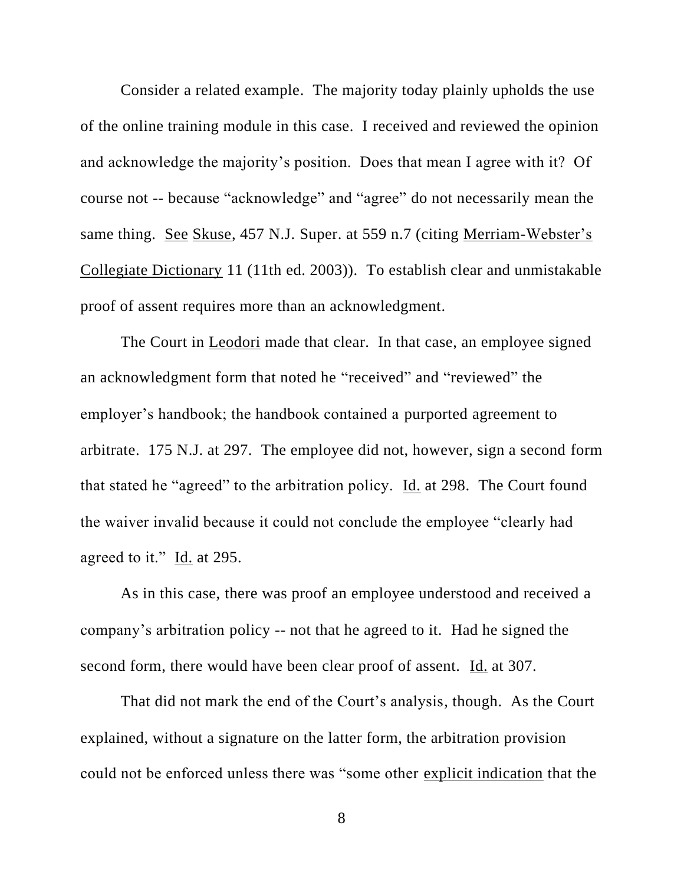Consider a related example. The majority today plainly upholds the use of the online training module in this case. I received and reviewed the opinion and acknowledge the majority's position. Does that mean I agree with it? Of course not -- because "acknowledge" and "agree" do not necessarily mean the same thing. See Skuse, 457 N.J. Super. at 559 n.7 (citing Merriam-Webster's Collegiate Dictionary 11 (11th ed. 2003)). To establish clear and unmistakable proof of assent requires more than an acknowledgment.

The Court in Leodori made that clear. In that case, an employee signed an acknowledgment form that noted he "received" and "reviewed" the employer's handbook; the handbook contained a purported agreement to arbitrate. 175 N.J. at 297. The employee did not, however, sign a second form that stated he "agreed" to the arbitration policy. Id. at 298. The Court found the waiver invalid because it could not conclude the employee "clearly had agreed to it." Id. at 295.

As in this case, there was proof an employee understood and received a company's arbitration policy -- not that he agreed to it. Had he signed the second form, there would have been clear proof of assent. Id. at 307.

That did not mark the end of the Court's analysis, though. As the Court explained, without a signature on the latter form, the arbitration provision could not be enforced unless there was "some other explicit indication that the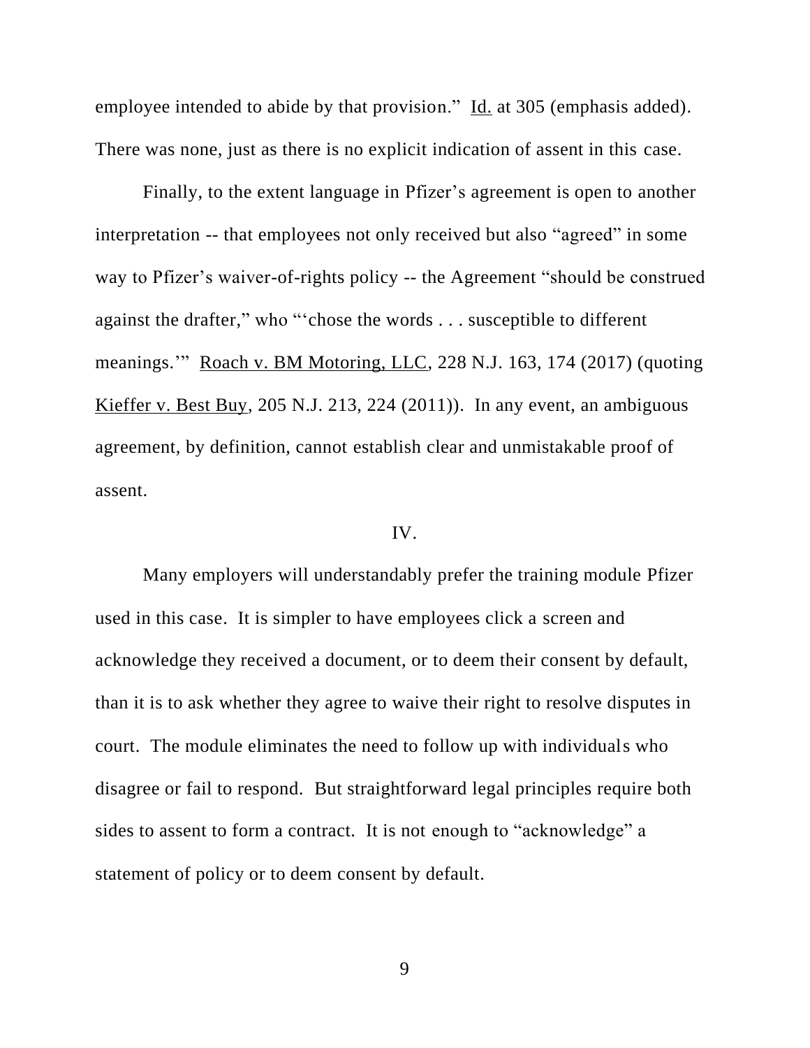employee intended to abide by that provision." Id. at 305 (emphasis added). There was none, just as there is no explicit indication of assent in this case.

Finally, to the extent language in Pfizer's agreement is open to another interpretation -- that employees not only received but also "agreed" in some way to Pfizer's waiver-of-rights policy -- the Agreement "should be construed against the drafter," who "'chose the words . . . susceptible to different meanings.'" Roach v. BM Motoring, LLC, 228 N.J. 163, 174 (2017) (quoting Kieffer v. Best Buy, 205 N.J. 213, 224 (2011)). In any event, an ambiguous agreement, by definition, cannot establish clear and unmistakable proof of assent.

IV.

Many employers will understandably prefer the training module Pfizer used in this case. It is simpler to have employees click a screen and acknowledge they received a document, or to deem their consent by default, than it is to ask whether they agree to waive their right to resolve disputes in court. The module eliminates the need to follow up with individuals who disagree or fail to respond. But straightforward legal principles require both sides to assent to form a contract. It is not enough to "acknowledge" a statement of policy or to deem consent by default.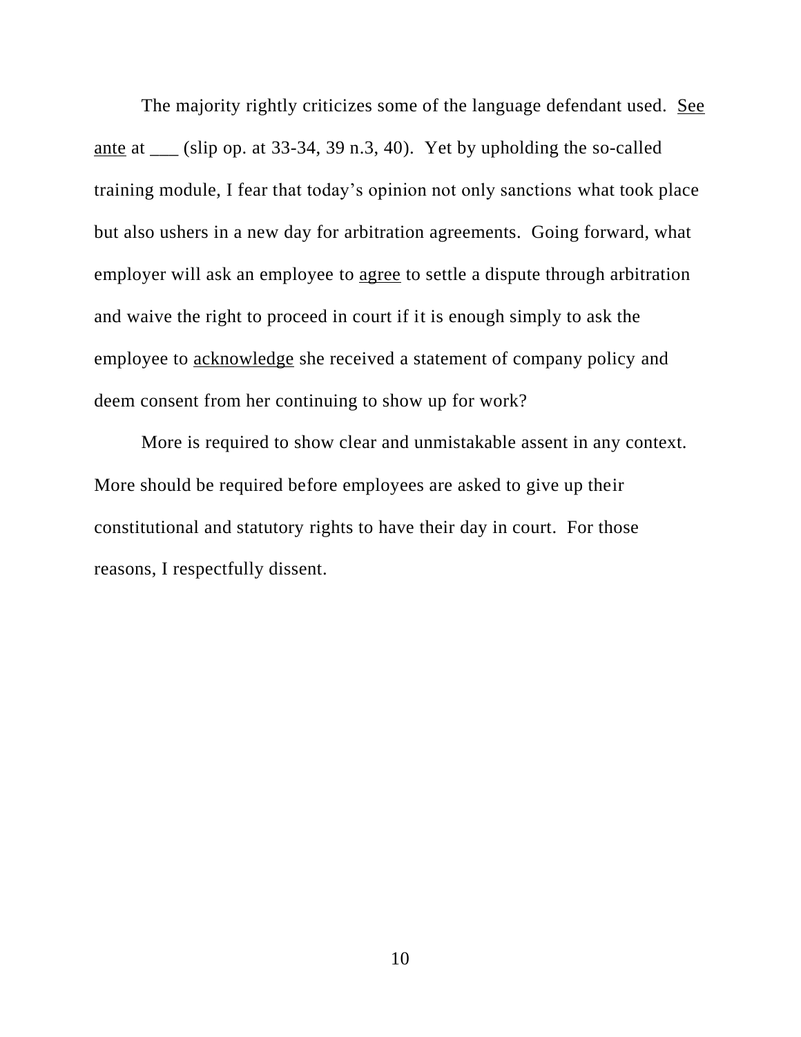The majority rightly criticizes some of the language defendant used. See ante at ___ (slip op. at 33-34, 39 n.3, 40). Yet by upholding the so-called training module, I fear that today's opinion not only sanctions what took place but also ushers in a new day for arbitration agreements. Going forward, what employer will ask an employee to agree to settle a dispute through arbitration and waive the right to proceed in court if it is enough simply to ask the employee to acknowledge she received a statement of company policy and deem consent from her continuing to show up for work?

More is required to show clear and unmistakable assent in any context. More should be required before employees are asked to give up their constitutional and statutory rights to have their day in court. For those reasons, I respectfully dissent.